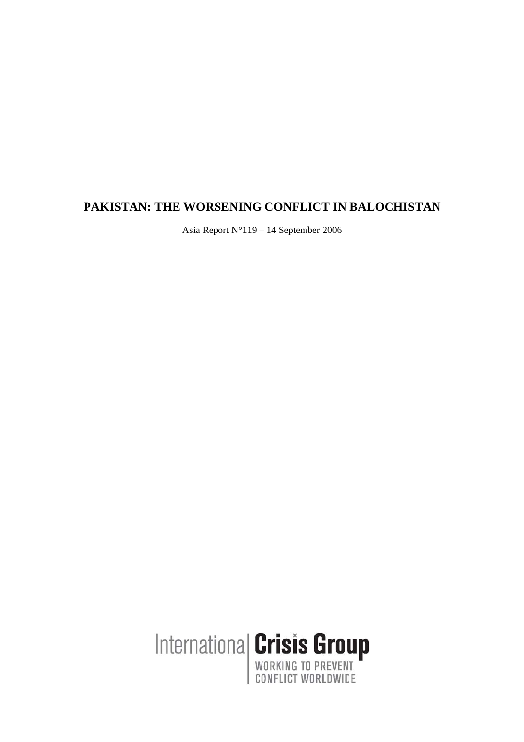# PAKISTAN: THE WORSENING CONFLICT IN BALOCHISTAN

Asia Report N°119 – 14 September 2006

International Crisis Group
WORKING TO PREVENT
CONFLICT WORLDWIDE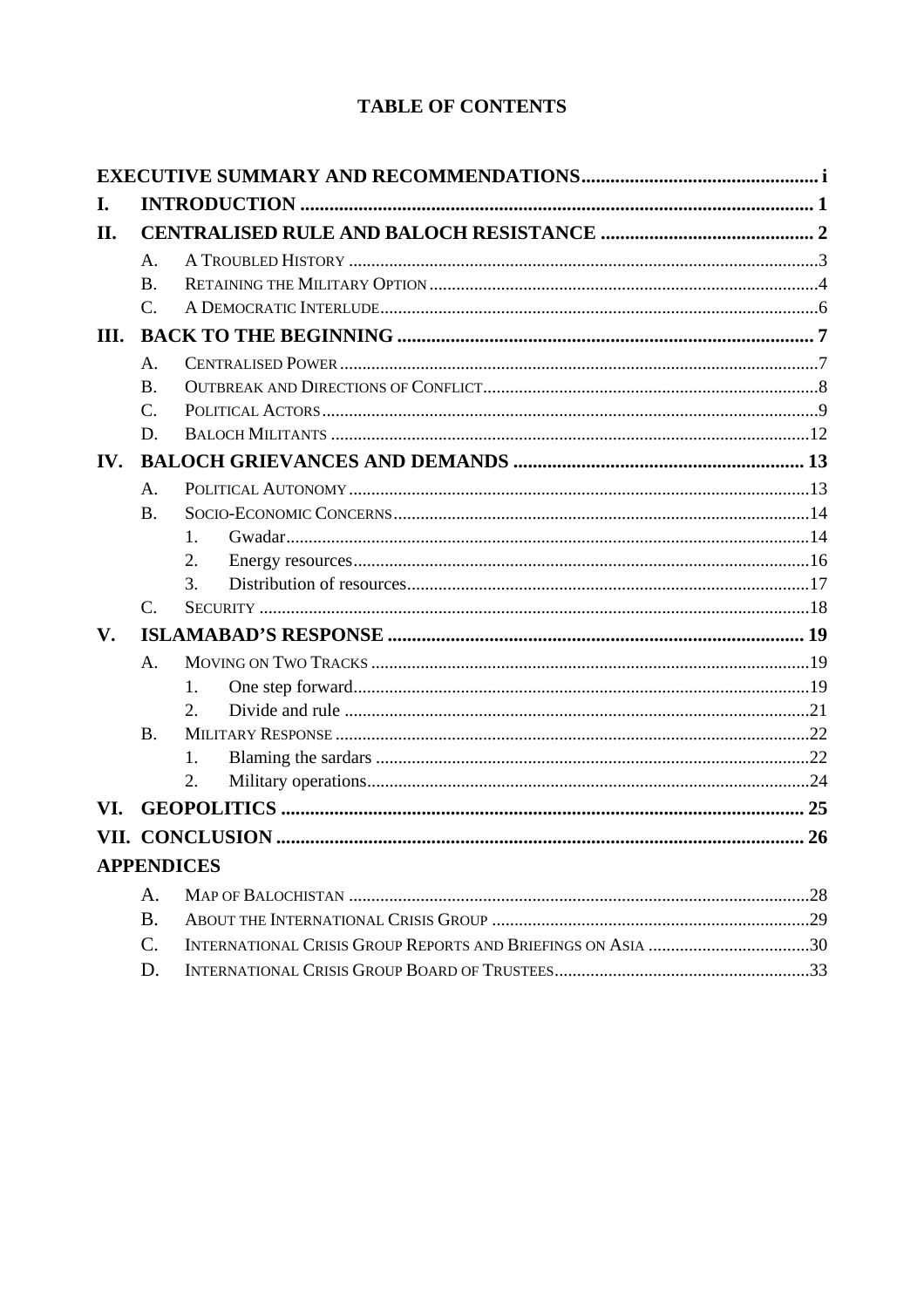# TABLE OF CONTENTS

**EXECUTIVE SUMMARY AND RECOMMENDATIONS** ..... i

**I. INTRODUCTION** ..... 1

**II. CENTRALISED RULE AND BALOCH RESISTANCE** ..... 2

- A. A Troubled History ..... 3
- B. Retaining the Military Option ..... 4
- C. A Democratic Interlude ..... 6

**III. BACK TO THE BEGINNING** ..... 7

- A. Centralised Power ..... 7
- B. Outbreak and Directions of Conflict ..... 8
- C. Political Actors ..... 9
- D. Baloch Militants ..... 12

**IV. BALOCH GRIEVANCES AND DEMANDS** ..... 13

- A. Political Autonomy ..... 13
- B. Socio-Economic Concerns ..... 14
  1. Gwadar ..... 14
  2. Energy resources ..... 16
  3. Distribution of resources ..... 17
- C. Security ..... 18

**V. ISLAMABAD'S RESPONSE** ..... 19

- A. Moving on Two Tracks ..... 19
  1. One step forward ..... 19
  2. Divide and rule ..... 21
- B. Military Response ..... 22
  1. Blaming the sardars ..... 22
  2. Military operations ..... 24

**VI. GEOPOLITICS** ..... 25

**VII. CONCLUSION** ..... 26

**APPENDICES**

- A. Map of Balochistan ..... 28
- B. About the International Crisis Group ..... 29
- C. International Crisis Group Reports and Briefings on Asia ..... 30
- D. International Crisis Group Board of Trustees ..... 33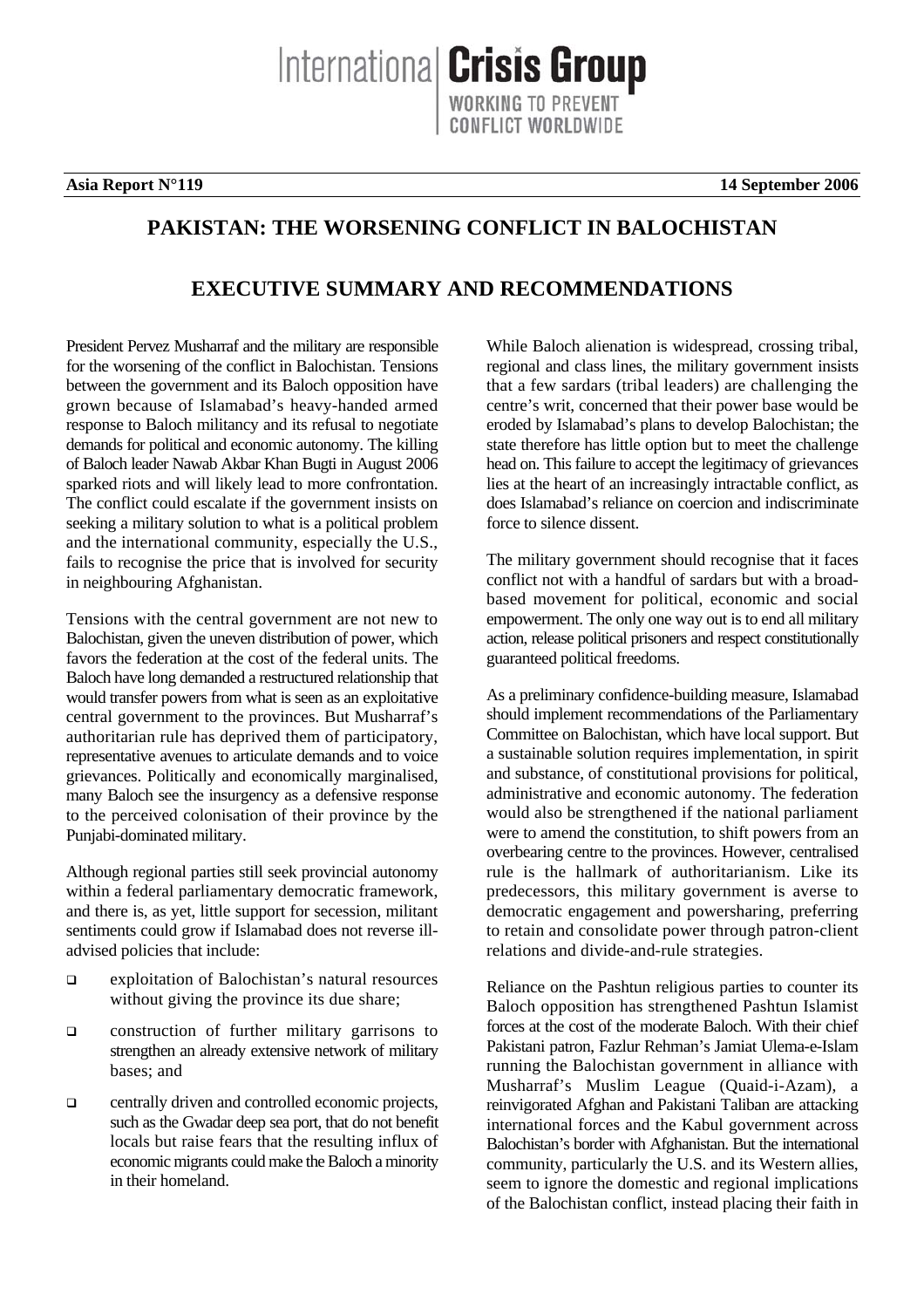Asia Report N°119 — 14 September 2006

# PAKISTAN: THE WORSENING CONFLICT IN BALOCHISTAN

## EXECUTIVE SUMMARY AND RECOMMENDATIONS

President Pervez Musharraf and the military are responsible for the worsening of the conflict in Balochistan. Tensions between the government and its Baloch opposition have grown because of Islamabad's heavy-handed armed response to Baloch militancy and its refusal to negotiate demands for political and economic autonomy. The killing of Baloch leader Nawab Akbar Khan Bugti in August 2006 sparked riots and will likely lead to more confrontation. The conflict could escalate if the government insists on seeking a military solution to what is a political problem and the international community, especially the U.S., fails to recognise the price that is involved for security in neighbouring Afghanistan.

Tensions with the central government are not new to Balochistan, given the uneven distribution of power, which favors the federation at the cost of the federal units. The Baloch have long demanded a restructured relationship that would transfer powers from what is seen as an exploitative central government to the provinces. But Musharraf's authoritarian rule has deprived them of participatory, representative avenues to articulate demands and to voice grievances. Politically and economically marginalised, many Baloch see the insurgency as a defensive response to the perceived colonisation of their province by the Punjabi-dominated military.

Although regional parties still seek provincial autonomy within a federal parliamentary democratic framework, and there is, as yet, little support for secession, militant sentiments could grow if Islamabad does not reverse ill-advised policies that include:

- exploitation of Balochistan's natural resources without giving the province its due share;
- construction of further military garrisons to strengthen an already extensive network of military bases; and
- centrally driven and controlled economic projects, such as the Gwadar deep sea port, that do not benefit locals but raise fears that the resulting influx of economic migrants could make the Baloch a minority in their homeland.

While Baloch alienation is widespread, crossing tribal, regional and class lines, the military government insists that a few sardars (tribal leaders) are challenging the centre's writ, concerned that their power base would be eroded by Islamabad's plans to develop Balochistan; the state therefore has little option but to meet the challenge head on. This failure to accept the legitimacy of grievances lies at the heart of an increasingly intractable conflict, as does Islamabad's reliance on coercion and indiscriminate force to silence dissent.

The military government should recognise that it faces conflict not with a handful of sardars but with a broad-based movement for political, economic and social empowerment. The only one way out is to end all military action, release political prisoners and respect constitutionally guaranteed political freedoms.

As a preliminary confidence-building measure, Islamabad should implement recommendations of the Parliamentary Committee on Balochistan, which have local support. But a sustainable solution requires implementation, in spirit and substance, of constitutional provisions for political, administrative and economic autonomy. The federation would also be strengthened if the national parliament were to amend the constitution, to shift powers from an overbearing centre to the provinces. However, centralised rule is the hallmark of authoritarianism. Like its predecessors, this military government is averse to democratic engagement and powersharing, preferring to retain and consolidate power through patron-client relations and divide-and-rule strategies.

Reliance on the Pashtun religious parties to counter its Baloch opposition has strengthened Pashtun Islamist forces at the cost of the moderate Baloch. With their chief Pakistani patron, Fazlur Rehman's Jamiat Ulema-e-Islam running the Balochistan government in alliance with Musharraf's Muslim League (Quaid-i-Azam), a reinvigorated Afghan and Pakistani Taliban are attacking international forces and the Kabul government across Balochistan's border with Afghanistan. But the international community, particularly the U.S. and its Western allies, seem to ignore the domestic and regional implications of the Balochistan conflict, instead placing their faith in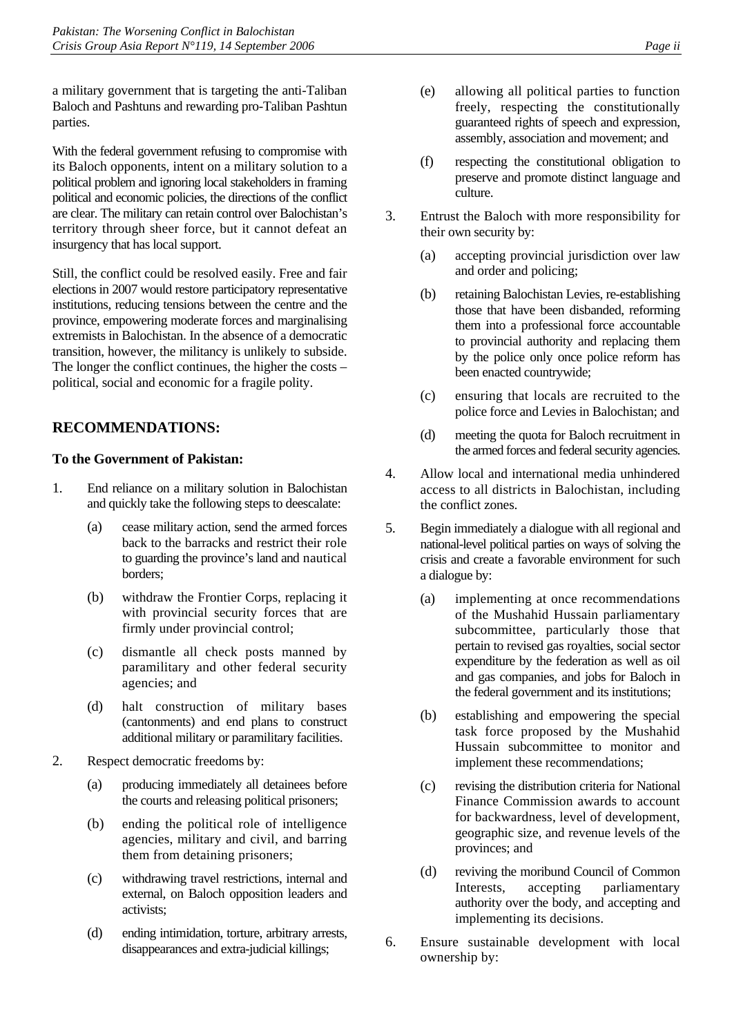a military government that is targeting the anti-Taliban Baloch and Pashtuns and rewarding pro-Taliban Pashtun parties.

With the federal government refusing to compromise with its Baloch opponents, intent on a military solution to a political problem and ignoring local stakeholders in framing political and economic policies, the directions of the conflict are clear. The military can retain control over Balochistan's territory through sheer force, but it cannot defeat an insurgency that has local support.

Still, the conflict could be resolved easily. Free and fair elections in 2007 would restore participatory representative institutions, reducing tensions between the centre and the province, empowering moderate forces and marginalising extremists in Balochistan. In the absence of a democratic transition, however, the militancy is unlikely to subside. The longer the conflict continues, the higher the costs – political, social and economic for a fragile polity.

## RECOMMENDATIONS:

### To the Government of Pakistan:

1. End reliance on a military solution in Balochistan and quickly take the following steps to deescalate:

   (a) cease military action, send the armed forces back to the barracks and restrict their role to guarding the province's land and nautical borders;

   (b) withdraw the Frontier Corps, replacing it with provincial security forces that are firmly under provincial control;

   (c) dismantle all check posts manned by paramilitary and other federal security agencies; and

   (d) halt construction of military bases (cantonments) and end plans to construct additional military or paramilitary facilities.

2. Respect democratic freedoms by:

   (a) producing immediately all detainees before the courts and releasing political prisoners;

   (b) ending the political role of intelligence agencies, military and civil, and barring them from detaining prisoners;

   (c) withdrawing travel restrictions, internal and external, on Baloch opposition leaders and activists;

   (d) ending intimidation, torture, arbitrary arrests, disappearances and extra-judicial killings;

   (e) allowing all political parties to function freely, respecting the constitutionally guaranteed rights of speech and expression, assembly, association and movement; and

   (f) respecting the constitutional obligation to preserve and promote distinct language and culture.

3. Entrust the Baloch with more responsibility for their own security by:

   (a) accepting provincial jurisdiction over law and order and policing;

   (b) retaining Balochistan Levies, re-establishing those that have been disbanded, reforming them into a professional force accountable to provincial authority and replacing them by the police only once police reform has been enacted countrywide;

   (c) ensuring that locals are recruited to the police force and Levies in Balochistan; and

   (d) meeting the quota for Baloch recruitment in the armed forces and federal security agencies.

4. Allow local and international media unhindered access to all districts in Balochistan, including the conflict zones.

5. Begin immediately a dialogue with all regional and national-level political parties on ways of solving the crisis and create a favorable environment for such a dialogue by:

   (a) implementing at once recommendations of the Mushahid Hussain parliamentary subcommittee, particularly those that pertain to revised gas royalties, social sector expenditure by the federation as well as oil and gas companies, and jobs for Baloch in the federal government and its institutions;

   (b) establishing and empowering the special task force proposed by the Mushahid Hussain subcommittee to monitor and implement these recommendations;

   (c) revising the distribution criteria for National Finance Commission awards to account for backwardness, level of development, geographic size, and revenue levels of the provinces; and

   (d) reviving the moribund Council of Common Interests, accepting parliamentary authority over the body, and accepting and implementing its decisions.

6. Ensure sustainable development with local ownership by: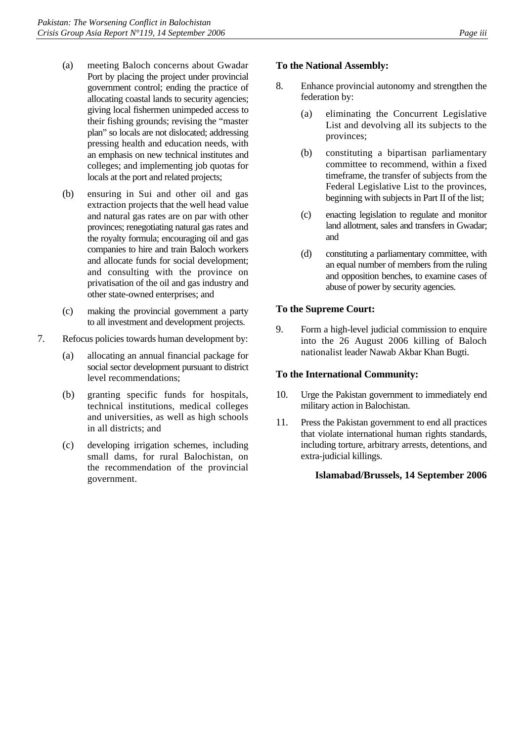(a) meeting Baloch concerns about Gwadar Port by placing the project under provincial government control; ending the practice of allocating coastal lands to security agencies; giving local fishermen unimpeded access to their fishing grounds; revising the "master plan" so locals are not dislocated; addressing pressing health and education needs, with an emphasis on new technical institutes and colleges; and implementing job quotas for locals at the port and related projects;

(b) ensuring in Sui and other oil and gas extraction projects that the well head value and natural gas rates are on par with other provinces; renegotiating natural gas rates and the royalty formula; encouraging oil and gas companies to hire and train Baloch workers and allocate funds for social development; and consulting with the province on privatisation of the oil and gas industry and other state-owned enterprises; and

(c) making the provincial government a party to all investment and development projects.

7. Refocus policies towards human development by:

(a) allocating an annual financial package for social sector development pursuant to district level recommendations;

(b) granting specific funds for hospitals, technical institutions, medical colleges and universities, as well as high schools in all districts; and

(c) developing irrigation schemes, including small dams, for rural Balochistan, on the recommendation of the provincial government.

**To the National Assembly:**

8. Enhance provincial autonomy and strengthen the federation by:

(a) eliminating the Concurrent Legislative List and devolving all its subjects to the provinces;

(b) constituting a bipartisan parliamentary committee to recommend, within a fixed timeframe, the transfer of subjects from the Federal Legislative List to the provinces, beginning with subjects in Part II of the list;

(c) enacting legislation to regulate and monitor land allotment, sales and transfers in Gwadar; and

(d) constituting a parliamentary committee, with an equal number of members from the ruling and opposition benches, to examine cases of abuse of power by security agencies.

**To the Supreme Court:**

9. Form a high-level judicial commission to enquire into the 26 August 2006 killing of Baloch nationalist leader Nawab Akbar Khan Bugti.

**To the International Community:**

10. Urge the Pakistan government to immediately end military action in Balochistan.

11. Press the Pakistan government to end all practices that violate international human rights standards, including torture, arbitrary arrests, detentions, and extra-judicial killings.

**Islamabad/Brussels, 14 September 2006**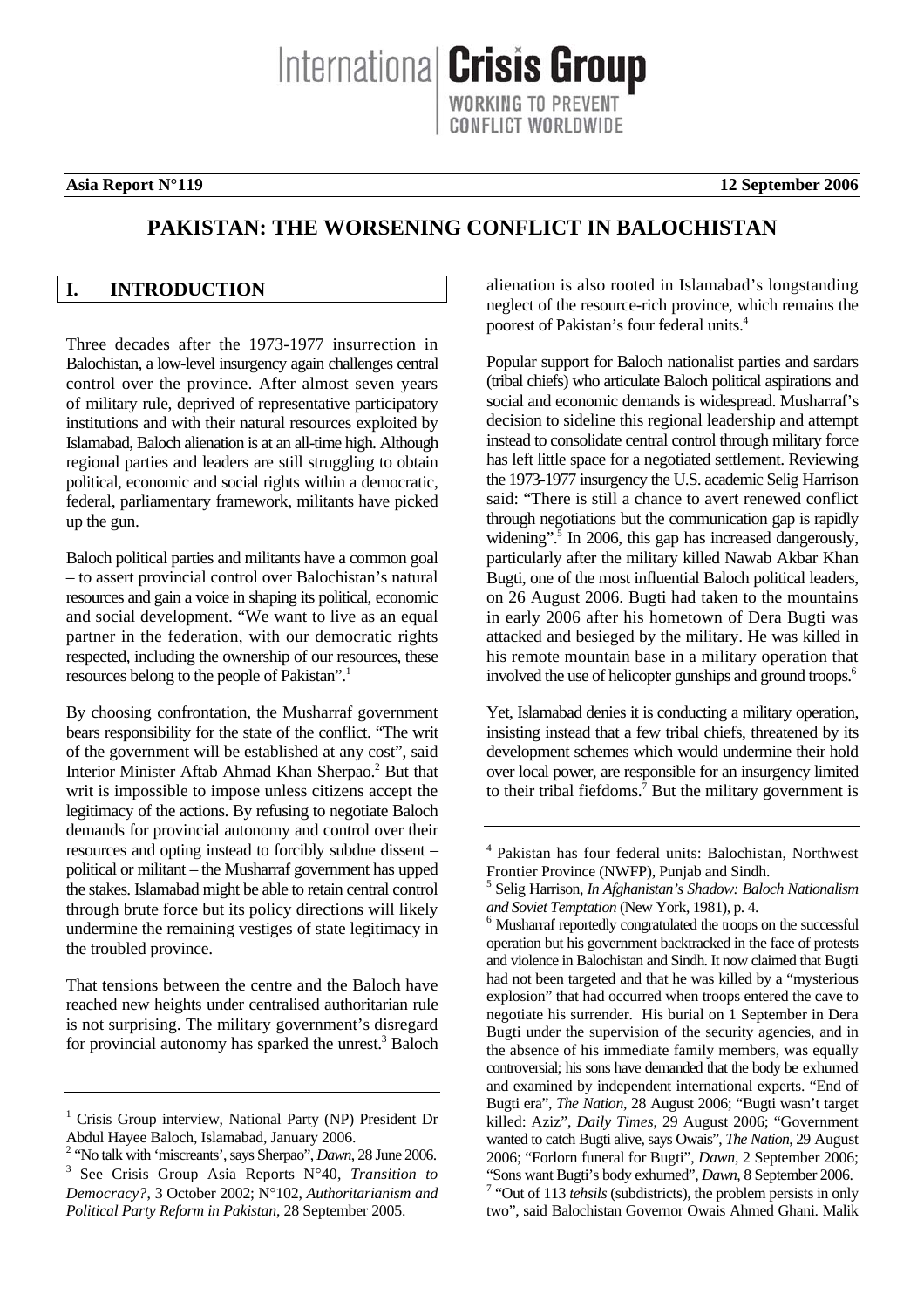**Asia Report N°119** **12 September 2006**

# PAKISTAN: THE WORSENING CONFLICT IN BALOCHISTAN

## I. INTRODUCTION

Three decades after the 1973-1977 insurrection in Balochistan, a low-level insurgency again challenges central control over the province. After almost seven years of military rule, deprived of representative participatory institutions and with their natural resources exploited by Islamabad, Baloch alienation is at an all-time high. Although regional parties and leaders are still struggling to obtain political, economic and social rights within a democratic, federal, parliamentary framework, militants have picked up the gun.

Baloch political parties and militants have a common goal – to assert provincial control over Balochistan's natural resources and gain a voice in shaping its political, economic and social development. "We want to live as an equal partner in the federation, with our democratic rights respected, including the ownership of our resources, these resources belong to the people of Pakistan".[1]

By choosing confrontation, the Musharraf government bears responsibility for the state of the conflict. "The writ of the government will be established at any cost", said Interior Minister Aftab Ahmad Khan Sherpao.[2] But that writ is impossible to impose unless citizens accept the legitimacy of the actions. By refusing to negotiate Baloch demands for provincial autonomy and control over their resources and opting instead to forcibly subdue dissent – political or militant – the Musharraf government has upped the stakes. Islamabad might be able to retain central control through brute force but its policy directions will likely undermine the remaining vestiges of state legitimacy in the troubled province.

That tensions between the centre and the Baloch have reached new heights under centralised authoritarian rule is not surprising. The military government's disregard for provincial autonomy has sparked the unrest.[3] Baloch alienation is also rooted in Islamabad's longstanding neglect of the resource-rich province, which remains the poorest of Pakistan's four federal units.[4]

Popular support for Baloch nationalist parties and sardars (tribal chiefs) who articulate Baloch political aspirations and social and economic demands is widespread. Musharraf's decision to sideline this regional leadership and attempt instead to consolidate central control through military force has left little space for a negotiated settlement. Reviewing the 1973-1977 insurgency the U.S. academic Selig Harrison said: "There is still a chance to avert renewed conflict through negotiations but the communication gap is rapidly widening".[5] In 2006, this gap has increased dangerously, particularly after the military killed Nawab Akbar Khan Bugti, one of the most influential Baloch political leaders, on 26 August 2006. Bugti had taken to the mountains in early 2006 after his hometown of Dera Bugti was attacked and besieged by the military. He was killed in his remote mountain base in a military operation that involved the use of helicopter gunships and ground troops.[6]

Yet, Islamabad denies it is conducting a military operation, insisting instead that a few tribal chiefs, threatened by its development schemes which would undermine their hold over local power, are responsible for an insurgency limited to their tribal fiefdoms.[7] But the military government is

---

[1] Crisis Group interview, National Party (NP) President Dr Abdul Hayee Baloch, Islamabad, January 2006.

[2] "No talk with 'miscreants', says Sherpao", *Dawn*, 28 June 2006.

[3] See Crisis Group Asia Reports N°40, *Transition to Democracy?*, 3 October 2002; N°102, *Authoritarianism and Political Party Reform in Pakistan*, 28 September 2005.

[4] Pakistan has four federal units: Balochistan, Northwest Frontier Province (NWFP), Punjab and Sindh.

[5] Selig Harrison, *In Afghanistan's Shadow: Baloch Nationalism and Soviet Temptation* (New York, 1981), p. 4.

[6] Musharraf reportedly congratulated the troops on the successful operation but his government backtracked in the face of protests and violence in Balochistan and Sindh. It now claimed that Bugti had not been targeted and that he was killed by a "mysterious explosion" that had occurred when troops entered the cave to negotiate his surrender. His burial on 1 September in Dera Bugti under the supervision of the security agencies, and in the absence of his immediate family members, was equally controversial; his sons have demanded that the body be exhumed and examined by independent international experts. "End of Bugti era", *The Nation*, 28 August 2006; "Bugti wasn't target killed: Aziz", *Daily Times*, 29 August 2006; "Government wanted to catch Bugti alive, says Owais", *The Nation*, 29 August 2006; "Forlorn funeral for Bugti", *Dawn*, 2 September 2006; "Sons want Bugti's body exhumed", *Dawn*, 8 September 2006.

[7] "Out of 113 *tehsils* (subdistricts), the problem persists in only two", said Balochistan Governor Owais Ahmed Ghani. Malik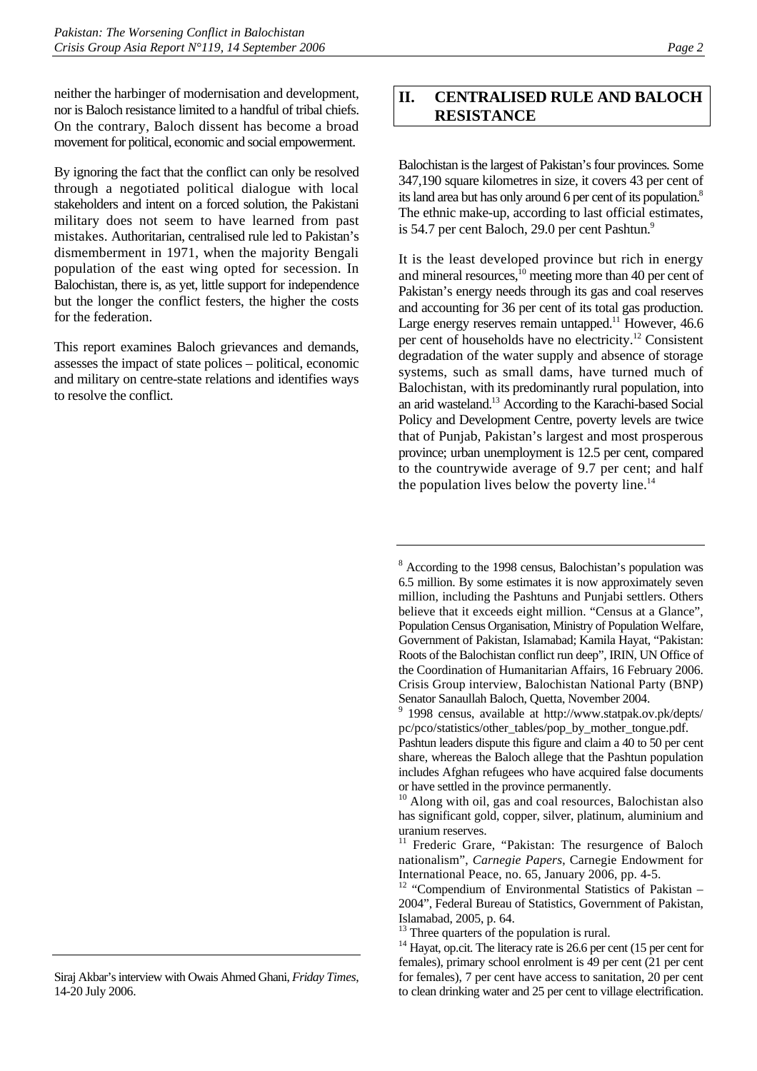neither the harbinger of modernisation and development, nor is Baloch resistance limited to a handful of tribal chiefs. On the contrary, Baloch dissent has become a broad movement for political, economic and social empowerment.

By ignoring the fact that the conflict can only be resolved through a negotiated political dialogue with local stakeholders and intent on a forced solution, the Pakistani military does not seem to have learned from past mistakes. Authoritarian, centralised rule led to Pakistan's dismemberment in 1971, when the majority Bengali population of the east wing opted for secession. In Balochistan, there is, as yet, little support for independence but the longer the conflict festers, the higher the costs for the federation.

This report examines Baloch grievances and demands, assesses the impact of state polices – political, economic and military on centre-state relations and identifies ways to resolve the conflict.

Siraj Akbar's interview with Owais Ahmed Ghani, *Friday Times*, 14-20 July 2006.

## II. CENTRALISED RULE AND BALOCH RESISTANCE

Balochistan is the largest of Pakistan's four provinces. Some 347,190 square kilometres in size, it covers 43 per cent of its land area but has only around 6 per cent of its population.[8] The ethnic make-up, according to last official estimates, is 54.7 per cent Baloch, 29.0 per cent Pashtun.[9]

It is the least developed province but rich in energy and mineral resources,[10] meeting more than 40 per cent of Pakistan's energy needs through its gas and coal reserves and accounting for 36 per cent of its total gas production. Large energy reserves remain untapped.[11] However, 46.6 per cent of households have no electricity.[12] Consistent degradation of the water supply and absence of storage systems, such as small dams, have turned much of Balochistan, with its predominantly rural population, into an arid wasteland.[13] According to the Karachi-based Social Policy and Development Centre, poverty levels are twice that of Punjab, Pakistan's largest and most prosperous province; urban unemployment is 12.5 per cent, compared to the countrywide average of 9.7 per cent; and half the population lives below the poverty line.[14]

---

[8] According to the 1998 census, Balochistan's population was 6.5 million. By some estimates it is now approximately seven million, including the Pashtuns and Punjabi settlers. Others believe that it exceeds eight million. "Census at a Glance", Population Census Organisation, Ministry of Population Welfare, Government of Pakistan, Islamabad; Kamila Hayat, "Pakistan: Roots of the Balochistan conflict run deep", IRIN, UN Office of the Coordination of Humanitarian Affairs, 16 February 2006. Crisis Group interview, Balochistan National Party (BNP) Senator Sanaullah Baloch, Quetta, November 2004.

[9] 1998 census, available at http://www.statpak.ov.pk/depts/pc/pco/statistics/other_tables/pop_by_mother_tongue.pdf. Pashtun leaders dispute this figure and claim a 40 to 50 per cent share, whereas the Baloch allege that the Pashtun population includes Afghan refugees who have acquired false documents or have settled in the province permanently.

[10] Along with oil, gas and coal resources, Balochistan also has significant gold, copper, silver, platinum, aluminium and uranium reserves.

[11] Frederic Grare, "Pakistan: The resurgence of Baloch nationalism", *Carnegie Papers*, Carnegie Endowment for International Peace, no. 65, January 2006, pp. 4-5.

[12] "Compendium of Environmental Statistics of Pakistan – 2004", Federal Bureau of Statistics, Government of Pakistan, Islamabad, 2005, p. 64.

[13] Three quarters of the population is rural.

[14] Hayat, op.cit. The literacy rate is 26.6 per cent (15 per cent for females), primary school enrolment is 49 per cent (21 per cent for females), 7 per cent have access to sanitation, 20 per cent to clean drinking water and 25 per cent to village electrification.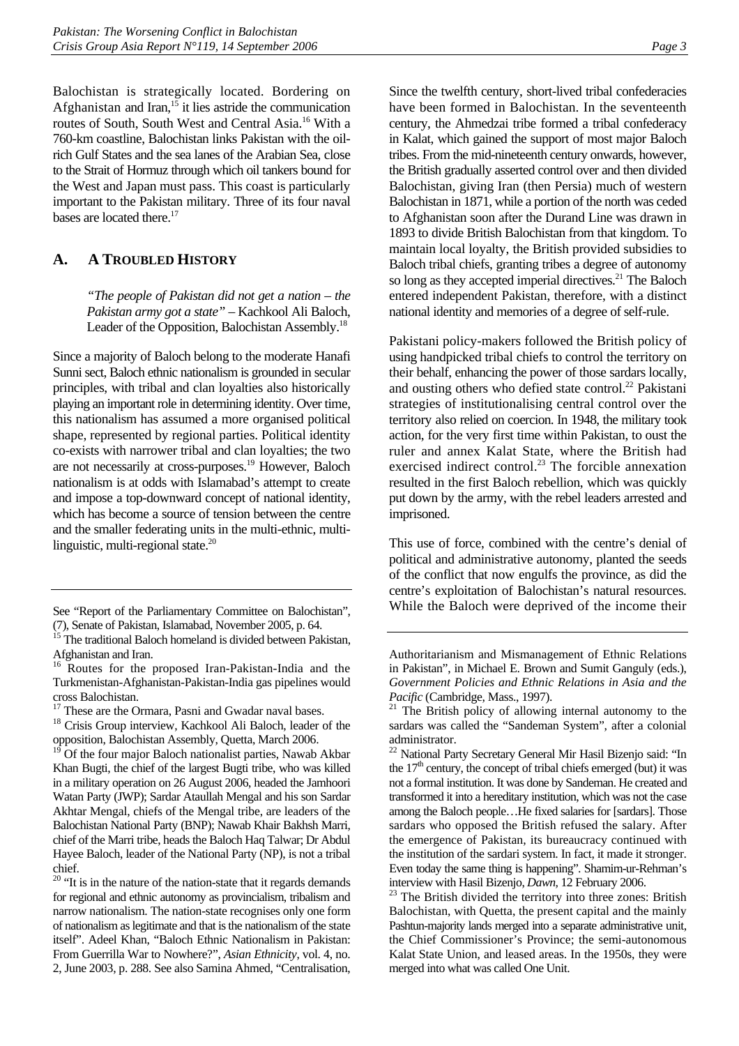Balochistan is strategically located. Bordering on Afghanistan and Iran,[15] it lies astride the communication routes of South, South West and Central Asia.[16] With a 760-km coastline, Balochistan links Pakistan with the oil-rich Gulf States and the sea lanes of the Arabian Sea, close to the Strait of Hormuz through which oil tankers bound for the West and Japan must pass. This coast is particularly important to the Pakistan military. Three of its four naval bases are located there.[17]

## A. A TROUBLED HISTORY

> *"The people of Pakistan did not get a nation – the Pakistan army got a state"* – Kachkool Ali Baloch, Leader of the Opposition, Balochistan Assembly.[18]

Since a majority of Baloch belong to the moderate Hanafi Sunni sect, Baloch ethnic nationalism is grounded in secular principles, with tribal and clan loyalties also historically playing an important role in determining identity. Over time, this nationalism has assumed a more organised political shape, represented by regional parties. Political identity co-exists with narrower tribal and clan loyalties; the two are not necessarily at cross-purposes.[19] However, Baloch nationalism is at odds with Islamabad's attempt to create and impose a top-downward concept of national identity, which has become a source of tension between the centre and the smaller federating units in the multi-ethnic, multi-linguistic, multi-regional state.[20]

Since the twelfth century, short-lived tribal confederacies have been formed in Balochistan. In the seventeenth century, the Ahmedzai tribe formed a tribal confederacy in Kalat, which gained the support of most major Baloch tribes. From the mid-nineteenth century onwards, however, the British gradually asserted control over and then divided Balochistan, giving Iran (then Persia) much of western Balochistan in 1871, while a portion of the north was ceded to Afghanistan soon after the Durand Line was drawn in 1893 to divide British Balochistan from that kingdom. To maintain local loyalty, the British provided subsidies to Baloch tribal chiefs, granting tribes a degree of autonomy so long as they accepted imperial directives.[21] The Baloch entered independent Pakistan, therefore, with a distinct national identity and memories of a degree of self-rule.

Pakistani policy-makers followed the British policy of using handpicked tribal chiefs to control the territory on their behalf, enhancing the power of those sardars locally, and ousting others who defied state control.[22] Pakistani strategies of institutionalising central control over the territory also relied on coercion. In 1948, the military took action, for the very first time within Pakistan, to oust the ruler and annex Kalat State, where the British had exercised indirect control.[23] The forcible annexation resulted in the first Baloch rebellion, which was quickly put down by the army, with the rebel leaders arrested and imprisoned.

This use of force, combined with the centre's denial of political and administrative autonomy, planted the seeds of the conflict that now engulfs the province, as did the centre's exploitation of Balochistan's natural resources. While the Baloch were deprived of the income their

---

See "Report of the Parliamentary Committee on Balochistan", (7), Senate of Pakistan, Islamabad, November 2005, p. 64.

[15] The traditional Baloch homeland is divided between Pakistan, Afghanistan and Iran.

[16] Routes for the proposed Iran-Pakistan-India and the Turkmenistan-Afghanistan-Pakistan-India gas pipelines would cross Balochistan.

[17] These are the Ormara, Pasni and Gwadar naval bases.

[18] Crisis Group interview, Kachkool Ali Baloch, leader of the opposition, Balochistan Assembly, Quetta, March 2006.

[19] Of the four major Baloch nationalist parties, Nawab Akbar Khan Bugti, the chief of the largest Bugti tribe, who was killed in a military operation on 26 August 2006, headed the Jamhoori Watan Party (JWP); Sardar Ataullah Mengal and his son Sardar Akhtar Mengal, chiefs of the Mengal tribe, are leaders of the Balochistan National Party (BNP); Nawab Khair Bakhsh Marri, chief of the Marri tribe, heads the Baloch Haq Talwar; Dr Abdul Hayee Baloch, leader of the National Party (NP), is not a tribal chief.

[20] "It is in the nature of the nation-state that it regards demands for regional and ethnic autonomy as provincialism, tribalism and narrow nationalism. The nation-state recognises only one form of nationalism as legitimate and that is the nationalism of the state itself". Adeel Khan, "Baloch Ethnic Nationalism in Pakistan: From Guerrilla War to Nowhere?", *Asian Ethnicity*, vol. 4, no. 2, June 2003, p. 288. See also Samina Ahmed, "Centralisation, Authoritarianism and Mismanagement of Ethnic Relations in Pakistan", in Michael E. Brown and Sumit Ganguly (eds.), *Government Policies and Ethnic Relations in Asia and the Pacific* (Cambridge, Mass., 1997).

[21] The British policy of allowing internal autonomy to the sardars was called the "Sandeman System", after a colonial administrator.

[22] National Party Secretary General Mir Hasil Bizenjo said: "In the 17th century, the concept of tribal chiefs emerged (but) it was not a formal institution. It was done by Sandeman. He created and transformed it into a hereditary institution, which was not the case among the Baloch people…He fixed salaries for [sardars]. Those sardars who opposed the British refused the salary. After the emergence of Pakistan, its bureaucracy continued with the institution of the sardari system. In fact, it made it stronger. Even today the same thing is happening". Shamim-ur-Rehman's interview with Hasil Bizenjo, *Dawn*, 12 February 2006.

[23] The British divided the territory into three zones: British Balochistan, with Quetta, the present capital and the mainly Pashtun-majority lands merged into a separate administrative unit, the Chief Commissioner's Province; the semi-autonomous Kalat State Union, and leased areas. In the 1950s, they were merged into what was called One Unit.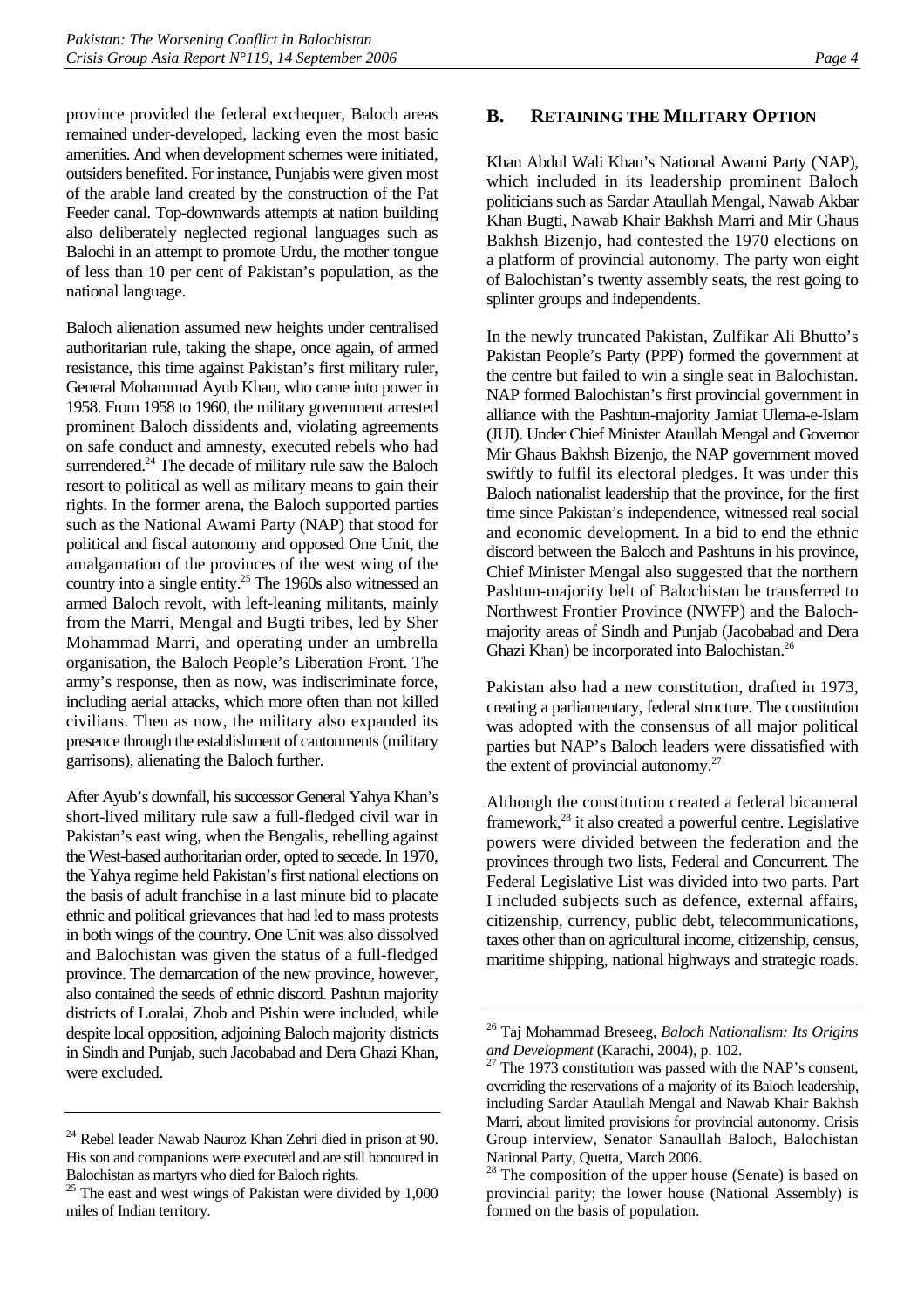province provided the federal exchequer, Baloch areas remained under-developed, lacking even the most basic amenities. And when development schemes were initiated, outsiders benefited. For instance, Punjabis were given most of the arable land created by the construction of the Pat Feeder canal. Top-downwards attempts at nation building also deliberately neglected regional languages such as Balochi in an attempt to promote Urdu, the mother tongue of less than 10 per cent of Pakistan's population, as the national language.

Baloch alienation assumed new heights under centralised authoritarian rule, taking the shape, once again, of armed resistance, this time against Pakistan's first military ruler, General Mohammad Ayub Khan, who came into power in 1958. From 1958 to 1960, the military government arrested prominent Baloch dissidents and, violating agreements on safe conduct and amnesty, executed rebels who had surrendered.[24] The decade of military rule saw the Baloch resort to political as well as military means to gain their rights. In the former arena, the Baloch supported parties such as the National Awami Party (NAP) that stood for political and fiscal autonomy and opposed One Unit, the amalgamation of the provinces of the west wing of the country into a single entity.[25] The 1960s also witnessed an armed Baloch revolt, with left-leaning militants, mainly from the Marri, Mengal and Bugti tribes, led by Sher Mohammad Marri, and operating under an umbrella organisation, the Baloch People's Liberation Front. The army's response, then as now, was indiscriminate force, including aerial attacks, which more often than not killed civilians. Then as now, the military also expanded its presence through the establishment of cantonments (military garrisons), alienating the Baloch further.

After Ayub's downfall, his successor General Yahya Khan's short-lived military rule saw a full-fledged civil war in Pakistan's east wing, when the Bengalis, rebelling against the West-based authoritarian order, opted to secede. In 1970, the Yahya regime held Pakistan's first national elections on the basis of adult franchise in a last minute bid to placate ethnic and political grievances that had led to mass protests in both wings of the country. One Unit was also dissolved and Balochistan was given the status of a full-fledged province. The demarcation of the new province, however, also contained the seeds of ethnic discord. Pashtun majority districts of Loralai, Zhob and Pishin were included, while despite local opposition, adjoining Baloch majority districts in Sindh and Punjab, such Jacobabad and Dera Ghazi Khan, were excluded.

## B. Retaining the Military Option

Khan Abdul Wali Khan's National Awami Party (NAP), which included in its leadership prominent Baloch politicians such as Sardar Ataullah Mengal, Nawab Akbar Khan Bugti, Nawab Khair Bakhsh Marri and Mir Ghaus Bakhsh Bizenjo, had contested the 1970 elections on a platform of provincial autonomy. The party won eight of Balochistan's twenty assembly seats, the rest going to splinter groups and independents.

In the newly truncated Pakistan, Zulfikar Ali Bhutto's Pakistan People's Party (PPP) formed the government at the centre but failed to win a single seat in Balochistan. NAP formed Balochistan's first provincial government in alliance with the Pashtun-majority Jamiat Ulema-e-Islam (JUI). Under Chief Minister Ataullah Mengal and Governor Mir Ghaus Bakhsh Bizenjo, the NAP government moved swiftly to fulfil its electoral pledges. It was under this Baloch nationalist leadership that the province, for the first time since Pakistan's independence, witnessed real social and economic development. In a bid to end the ethnic discord between the Baloch and Pashtuns in his province, Chief Minister Mengal also suggested that the northern Pashtun-majority belt of Balochistan be transferred to Northwest Frontier Province (NWFP) and the Baloch-majority areas of Sindh and Punjab (Jacobabad and Dera Ghazi Khan) be incorporated into Balochistan.[26]

Pakistan also had a new constitution, drafted in 1973, creating a parliamentary, federal structure. The constitution was adopted with the consensus of all major political parties but NAP's Baloch leaders were dissatisfied with the extent of provincial autonomy.[27]

Although the constitution created a federal bicameral framework,[28] it also created a powerful centre. Legislative powers were divided between the federation and the provinces through two lists, Federal and Concurrent. The Federal Legislative List was divided into two parts. Part I included subjects such as defence, external affairs, citizenship, currency, public debt, telecommunications, taxes other than on agricultural income, citizenship, census, maritime shipping, national highways and strategic roads.

---

[24] Rebel leader Nawab Nauroz Khan Zehri died in prison at 90. His son and companions were executed and are still honoured in Balochistan as martyrs who died for Baloch rights.

[25] The east and west wings of Pakistan were divided by 1,000 miles of Indian territory.

[26] Taj Mohammad Breseeg, *Baloch Nationalism: Its Origins and Development* (Karachi, 2004), p. 102.

[27] The 1973 constitution was passed with the NAP's consent, overriding the reservations of a majority of its Baloch leadership, including Sardar Ataullah Mengal and Nawab Khair Bakhsh Marri, about limited provisions for provincial autonomy. Crisis Group interview, Senator Sanaullah Baloch, Balochistan National Party, Quetta, March 2006.

[28] The composition of the upper house (Senate) is based on provincial parity; the lower house (National Assembly) is formed on the basis of population.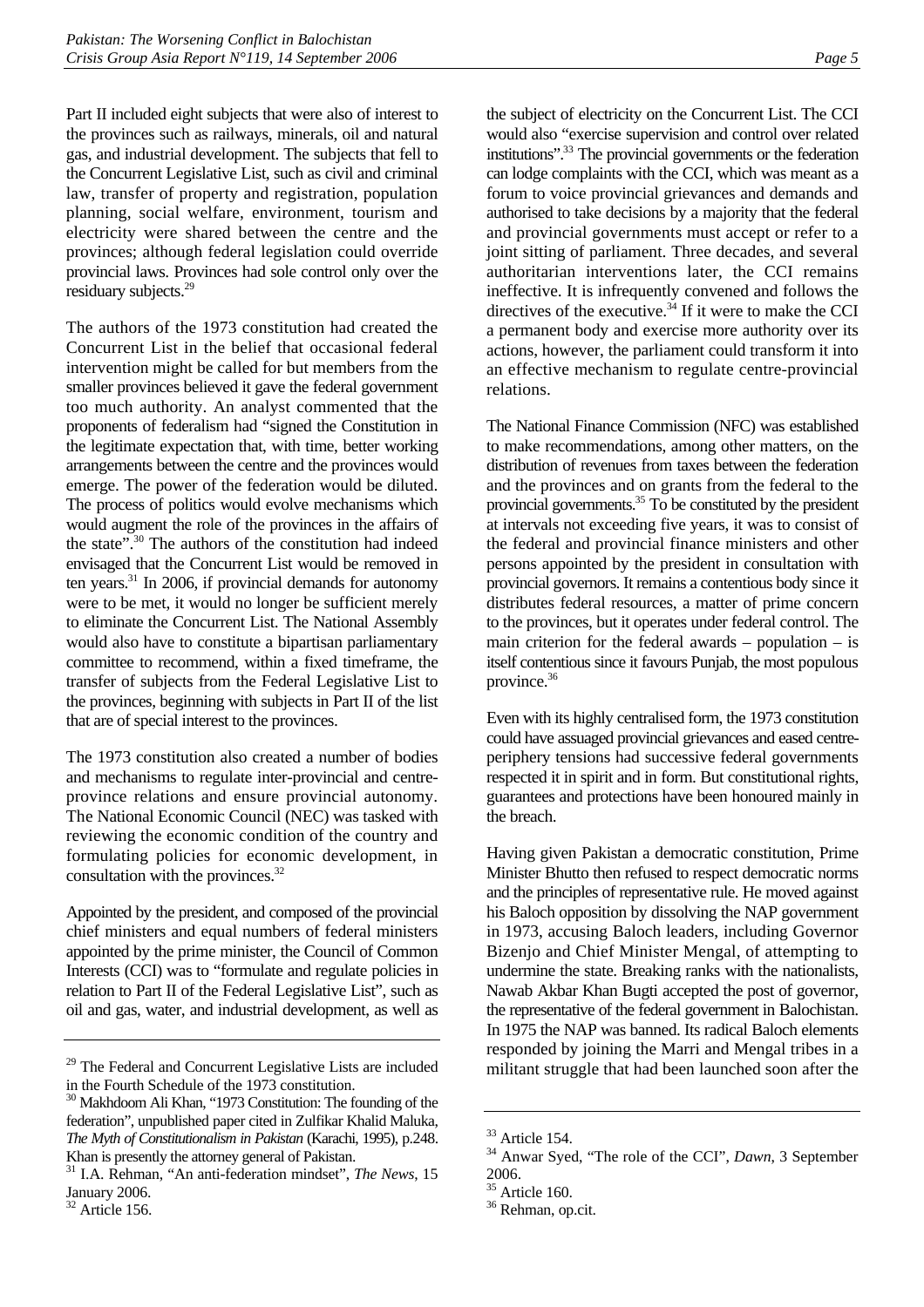Part II included eight subjects that were also of interest to the provinces such as railways, minerals, oil and natural gas, and industrial development. The subjects that fell to the Concurrent Legislative List, such as civil and criminal law, transfer of property and registration, population planning, social welfare, environment, tourism and electricity were shared between the centre and the provinces; although federal legislation could override provincial laws. Provinces had sole control only over the residuary subjects.[29]

The authors of the 1973 constitution had created the Concurrent List in the belief that occasional federal intervention might be called for but members from the smaller provinces believed it gave the federal government too much authority. An analyst commented that the proponents of federalism had "signed the Constitution in the legitimate expectation that, with time, better working arrangements between the centre and the provinces would emerge. The power of the federation would be diluted. The process of politics would evolve mechanisms which would augment the role of the provinces in the affairs of the state".[30] The authors of the constitution had indeed envisaged that the Concurrent List would be removed in ten years.[31] In 2006, if provincial demands for autonomy were to be met, it would no longer be sufficient merely to eliminate the Concurrent List. The National Assembly would also have to constitute a bipartisan parliamentary committee to recommend, within a fixed timeframe, the transfer of subjects from the Federal Legislative List to the provinces, beginning with subjects in Part II of the list that are of special interest to the provinces.

The 1973 constitution also created a number of bodies and mechanisms to regulate inter-provincial and centre-province relations and ensure provincial autonomy. The National Economic Council (NEC) was tasked with reviewing the economic condition of the country and formulating policies for economic development, in consultation with the provinces.[32]

Appointed by the president, and composed of the provincial chief ministers and equal numbers of federal ministers appointed by the prime minister, the Council of Common Interests (CCI) was to "formulate and regulate policies in relation to Part II of the Federal Legislative List", such as oil and gas, water, and industrial development, as well as the subject of electricity on the Concurrent List. The CCI would also "exercise supervision and control over related institutions".[33] The provincial governments or the federation can lodge complaints with the CCI, which was meant as a forum to voice provincial grievances and demands and authorised to take decisions by a majority that the federal and provincial governments must accept or refer to a joint sitting of parliament. Three decades, and several authoritarian interventions later, the CCI remains ineffective. It is infrequently convened and follows the directives of the executive.[34] If it were to make the CCI a permanent body and exercise more authority over its actions, however, the parliament could transform it into an effective mechanism to regulate centre-provincial relations.

The National Finance Commission (NFC) was established to make recommendations, among other matters, on the distribution of revenues from taxes between the federation and the provinces and on grants from the federal to the provincial governments.[35] To be constituted by the president at intervals not exceeding five years, it was to consist of the federal and provincial finance ministers and other persons appointed by the president in consultation with provincial governors. It remains a contentious body since it distributes federal resources, a matter of prime concern to the provinces, but it operates under federal control. The main criterion for the federal awards – population – is itself contentious since it favours Punjab, the most populous province.[36]

Even with its highly centralised form, the 1973 constitution could have assuaged provincial grievances and eased centre-periphery tensions had successive federal governments respected it in spirit and in form. But constitutional rights, guarantees and protections have been honoured mainly in the breach.

Having given Pakistan a democratic constitution, Prime Minister Bhutto then refused to respect democratic norms and the principles of representative rule. He moved against his Baloch opposition by dissolving the NAP government in 1973, accusing Baloch leaders, including Governor Bizenjo and Chief Minister Mengal, of attempting to undermine the state. Breaking ranks with the nationalists, Nawab Akbar Khan Bugti accepted the post of governor, the representative of the federal government in Balochistan. In 1975 the NAP was banned. Its radical Baloch elements responded by joining the Marri and Mengal tribes in a militant struggle that had been launched soon after the

---

[29] The Federal and Concurrent Legislative Lists are included in the Fourth Schedule of the 1973 constitution.

[30] Makhdoom Ali Khan, "1973 Constitution: The founding of the federation", unpublished paper cited in Zulfikar Khalid Maluka, *The Myth of Constitutionalism in Pakistan* (Karachi, 1995), p.248. Khan is presently the attorney general of Pakistan.

[31] I.A. Rehman, "An anti-federation mindset", *The News*, 15 January 2006.

[32] Article 156.

[33] Article 154.

[34] Anwar Syed, "The role of the CCI", *Dawn*, 3 September 2006.

[35] Article 160.

[36] Rehman, op.cit.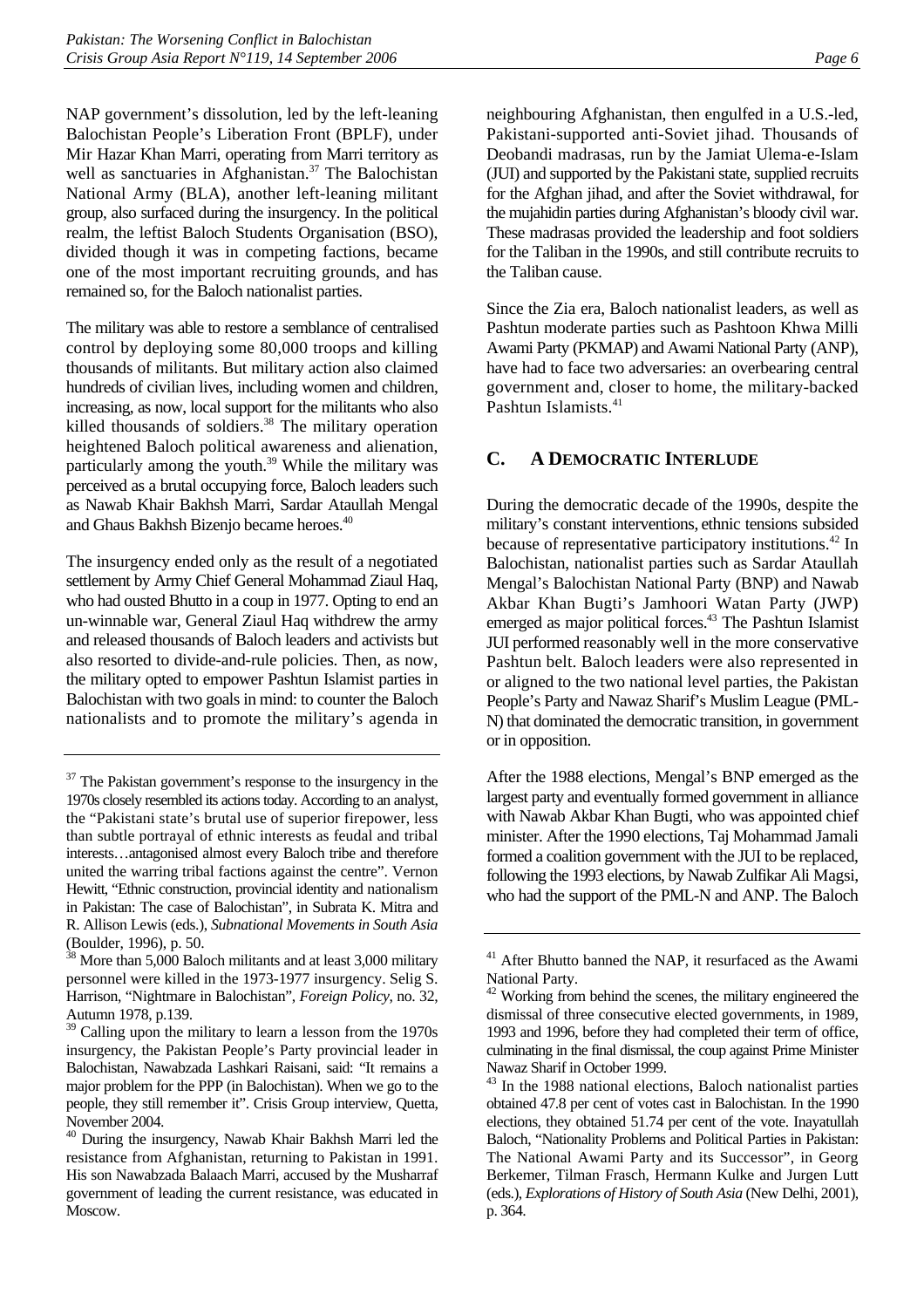NAP government's dissolution, led by the left-leaning Balochistan People's Liberation Front (BPLF), under Mir Hazar Khan Marri, operating from Marri territory as well as sanctuaries in Afghanistan.[37] The Balochistan National Army (BLA), another left-leaning militant group, also surfaced during the insurgency. In the political realm, the leftist Baloch Students Organisation (BSO), divided though it was in competing factions, became one of the most important recruiting grounds, and has remained so, for the Baloch nationalist parties.

The military was able to restore a semblance of centralised control by deploying some 80,000 troops and killing thousands of militants. But military action also claimed hundreds of civilian lives, including women and children, increasing, as now, local support for the militants who also killed thousands of soldiers.[38] The military operation heightened Baloch political awareness and alienation, particularly among the youth.[39] While the military was perceived as a brutal occupying force, Baloch leaders such as Nawab Khair Bakhsh Marri, Sardar Ataullah Mengal and Ghaus Bakhsh Bizenjo became heroes.[40]

The insurgency ended only as the result of a negotiated settlement by Army Chief General Mohammad Ziaul Haq, who had ousted Bhutto in a coup in 1977. Opting to end an un-winnable war, General Ziaul Haq withdrew the army and released thousands of Baloch leaders and activists but also resorted to divide-and-rule policies. Then, as now, the military opted to empower Pashtun Islamist parties in Balochistan with two goals in mind: to counter the Baloch nationalists and to promote the military's agenda in neighbouring Afghanistan, then engulfed in a U.S.-led, Pakistani-supported anti-Soviet jihad. Thousands of Deobandi madrasas, run by the Jamiat Ulema-e-Islam (JUI) and supported by the Pakistani state, supplied recruits for the Afghan jihad, and after the Soviet withdrawal, for the mujahidin parties during Afghanistan's bloody civil war. These madrasas provided the leadership and foot soldiers for the Taliban in the 1990s, and still contribute recruits to the Taliban cause.

Since the Zia era, Baloch nationalist leaders, as well as Pashtun moderate parties such as Pashtoon Khwa Milli Awami Party (PKMAP) and Awami National Party (ANP), have had to face two adversaries: an overbearing central government and, closer to home, the military-backed Pashtun Islamists.[41]

## C. A Democratic Interlude

During the democratic decade of the 1990s, despite the military's constant interventions, ethnic tensions subsided because of representative participatory institutions.[42] In Balochistan, nationalist parties such as Sardar Ataullah Mengal's Balochistan National Party (BNP) and Nawab Akbar Khan Bugti's Jamhoori Watan Party (JWP) emerged as major political forces.[43] The Pashtun Islamist JUI performed reasonably well in the more conservative Pashtun belt. Baloch leaders were also represented in or aligned to the two national level parties, the Pakistan People's Party and Nawaz Sharif's Muslim League (PML-N) that dominated the democratic transition, in government or in opposition.

After the 1988 elections, Mengal's BNP emerged as the largest party and eventually formed government in alliance with Nawab Akbar Khan Bugti, who was appointed chief minister. After the 1990 elections, Taj Mohammad Jamali formed a coalition government with the JUI to be replaced, following the 1993 elections, by Nawab Zulfikar Ali Magsi, who had the support of the PML-N and ANP. The Baloch

---

[37] The Pakistan government's response to the insurgency in the 1970s closely resembled its actions today. According to an analyst, the "Pakistani state's brutal use of superior firepower, less than subtle portrayal of ethnic interests as feudal and tribal interests…antagonised almost every Baloch tribe and therefore united the warring tribal factions against the centre". Vernon Hewitt, "Ethnic construction, provincial identity and nationalism in Pakistan: The case of Balochistan", in Subrata K. Mitra and R. Allison Lewis (eds.), *Subnational Movements in South Asia* (Boulder, 1996), p. 50.

[38] More than 5,000 Baloch militants and at least 3,000 military personnel were killed in the 1973-1977 insurgency. Selig S. Harrison, "Nightmare in Balochistan", *Foreign Policy*, no. 32, Autumn 1978, p.139.

[39] Calling upon the military to learn a lesson from the 1970s insurgency, the Pakistan People's Party provincial leader in Balochistan, Nawabzada Lashkari Raisani, said: "It remains a major problem for the PPP (in Balochistan). When we go to the people, they still remember it". Crisis Group interview, Quetta, November 2004.

[40] During the insurgency, Nawab Khair Bakhsh Marri led the resistance from Afghanistan, returning to Pakistan in 1991. His son Nawabzada Balaach Marri, accused by the Musharraf government of leading the current resistance, was educated in Moscow.

[41] After Bhutto banned the NAP, it resurfaced as the Awami National Party.

[42] Working from behind the scenes, the military engineered the dismissal of three consecutive elected governments, in 1989, 1993 and 1996, before they had completed their term of office, culminating in the final dismissal, the coup against Prime Minister Nawaz Sharif in October 1999.

[43] In the 1988 national elections, Baloch nationalist parties obtained 47.8 per cent of votes cast in Balochistan. In the 1990 elections, they obtained 51.74 per cent of the vote. Inayatullah Baloch, "Nationality Problems and Political Parties in Pakistan: The National Awami Party and its Successor", in Georg Berkemer, Tilman Frasch, Hermann Kulke and Jurgen Lutt (eds.), *Explorations of History of South Asia* (New Delhi, 2001), p. 364.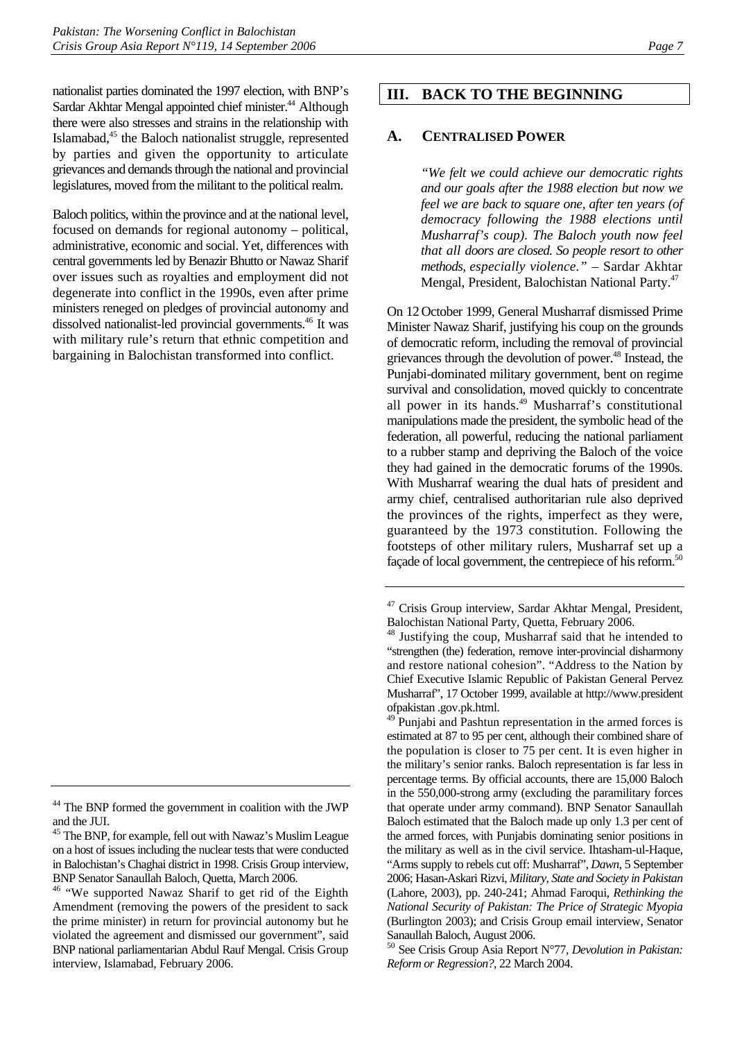nationalist parties dominated the 1997 election, with BNP's Sardar Akhtar Mengal appointed chief minister.[44] Although there were also stresses and strains in the relationship with Islamabad,[45] the Baloch nationalist struggle, represented by parties and given the opportunity to articulate grievances and demands through the national and provincial legislatures, moved from the militant to the political realm.

Baloch politics, within the province and at the national level, focused on demands for regional autonomy – political, administrative, economic and social. Yet, differences with central governments led by Benazir Bhutto or Nawaz Sharif over issues such as royalties and employment did not degenerate into conflict in the 1990s, even after prime ministers reneged on pledges of provincial autonomy and dissolved nationalist-led provincial governments.[46] It was with military rule's return that ethnic competition and bargaining in Balochistan transformed into conflict.

## III. BACK TO THE BEGINNING

### A. Centralised Power

> *"We felt we could achieve our democratic rights and our goals after the 1988 election but now we feel we are back to square one, after ten years (of democracy following the 1988 elections until Musharraf's coup). The Baloch youth now feel that all doors are closed. So people resort to other methods, especially violence."* – Sardar Akhtar Mengal, President, Balochistan National Party.[47]

On 12 October 1999, General Musharraf dismissed Prime Minister Nawaz Sharif, justifying his coup on the grounds of democratic reform, including the removal of provincial grievances through the devolution of power.[48] Instead, the Punjabi-dominated military government, bent on regime survival and consolidation, moved quickly to concentrate all power in its hands.[49] Musharraf's constitutional manipulations made the president, the symbolic head of the federation, all powerful, reducing the national parliament to a rubber stamp and depriving the Baloch of the voice they had gained in the democratic forums of the 1990s. With Musharraf wearing the dual hats of president and army chief, centralised authoritarian rule also deprived the provinces of the rights, imperfect as they were, guaranteed by the 1973 constitution. Following the footsteps of other military rulers, Musharraf set up a façade of local government, the centrepiece of his reform.[50]

---

[44] The BNP formed the government in coalition with the JWP and the JUI.

[45] The BNP, for example, fell out with Nawaz's Muslim League on a host of issues including the nuclear tests that were conducted in Balochistan's Chaghai district in 1998. Crisis Group interview, BNP Senator Sanaullah Baloch, Quetta, March 2006.

[46] "We supported Nawaz Sharif to get rid of the Eighth Amendment (removing the powers of the president to sack the prime minister) in return for provincial autonomy but he violated the agreement and dismissed our government", said BNP national parliamentarian Abdul Rauf Mengal. Crisis Group interview, Islamabad, February 2006.

[47] Crisis Group interview, Sardar Akhtar Mengal, President, Balochistan National Party, Quetta, February 2006.

[48] Justifying the coup, Musharraf said that he intended to "strengthen (the) federation, remove inter-provincial disharmony and restore national cohesion". "Address to the Nation by Chief Executive Islamic Republic of Pakistan General Pervez Musharraf", 17 October 1999, available at http://www.president ofpakistan .gov.pk.html.

[49] Punjabi and Pashtun representation in the armed forces is estimated at 87 to 95 per cent, although their combined share of the population is closer to 75 per cent. It is even higher in the military's senior ranks. Baloch representation is far less in percentage terms. By official accounts, there are 15,000 Baloch in the 550,000-strong army (excluding the paramilitary forces that operate under army command). BNP Senator Sanaullah Baloch estimated that the Baloch made up only 1.3 per cent of the armed forces, with Punjabis dominating senior positions in the military as well as in the civil service. Ihtasham-ul-Haque, "Arms supply to rebels cut off: Musharraf", *Dawn*, 5 September 2006; Hasan-Askari Rizvi, *Military, State and Society in Pakistan* (Lahore, 2003), pp. 240-241; Ahmad Faroqui, *Rethinking the National Security of Pakistan: The Price of Strategic Myopia* (Burlington 2003); and Crisis Group email interview, Senator Sanaullah Baloch, August 2006.

[50] See Crisis Group Asia Report N°77, *Devolution in Pakistan: Reform or Regression?*, 22 March 2004.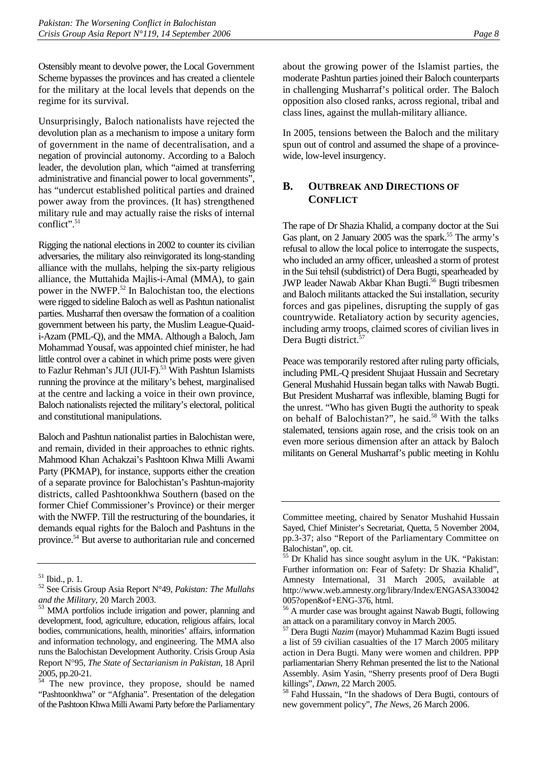Ostensibly meant to devolve power, the Local Government Scheme bypasses the provinces and has created a clientele for the military at the local levels that depends on the regime for its survival.

Unsurprisingly, Baloch nationalists have rejected the devolution plan as a mechanism to impose a unitary form of government in the name of decentralisation, and a negation of provincial autonomy. According to a Baloch leader, the devolution plan, which "aimed at transferring administrative and financial power to local governments", has "undercut established political parties and drained power away from the provinces. (It has) strengthened military rule and may actually raise the risks of internal conflict".[51]

Rigging the national elections in 2002 to counter its civilian adversaries, the military also reinvigorated its long-standing alliance with the mullahs, helping the six-party religious alliance, the Muttahida Majlis-i-Amal (MMA), to gain power in the NWFP.[52] In Balochistan too, the elections were rigged to sideline Baloch as well as Pashtun nationalist parties. Musharraf then oversaw the formation of a coalition government between his party, the Muslim League-Quaid-i-Azam (PML-Q), and the MMA. Although a Baloch, Jam Mohammad Yousaf, was appointed chief minister, he had little control over a cabinet in which prime posts were given to Fazlur Rehman's JUI (JUI-F).[53] With Pashtun Islamists running the province at the military's behest, marginalised at the centre and lacking a voice in their own province, Baloch nationalists rejected the military's electoral, political and constitutional manipulations.

Baloch and Pashtun nationalist parties in Balochistan were, and remain, divided in their approaches to ethnic rights. Mahmood Khan Achakzai's Pashtoon Khwa Milli Awami Party (PKMAP), for instance, supports either the creation of a separate province for Balochistan's Pashtun-majority districts, called Pashtoonkhwa Southern (based on the former Chief Commissioner's Province) or their merger with the NWFP. Till the restructuring of the boundaries, it demands equal rights for the Baloch and Pashtuns in the province.[54] But averse to authoritarian rule and concerned about the growing power of the Islamist parties, the moderate Pashtun parties joined their Baloch counterparts in challenging Musharraf's political order. The Baloch opposition also closed ranks, across regional, tribal and class lines, against the mullah-military alliance.

In 2005, tensions between the Baloch and the military spun out of control and assumed the shape of a province-wide, low-level insurgency.

## B. Outbreak and Directions of Conflict

The rape of Dr Shazia Khalid, a company doctor at the Sui Gas plant, on 2 January 2005 was the spark.[55] The army's refusal to allow the local police to interrogate the suspects, who included an army officer, unleashed a storm of protest in the Sui tehsil (subdistrict) of Dera Bugti, spearheaded by JWP leader Nawab Akbar Khan Bugti.[56] Bugti tribesmen and Baloch militants attacked the Sui installation, security forces and gas pipelines, disrupting the supply of gas countrywide. Retaliatory action by security agencies, including army troops, claimed scores of civilian lives in Dera Bugti district.[57]

Peace was temporarily restored after ruling party officials, including PML-Q president Shujaat Hussain and Secretary General Mushahid Hussain began talks with Nawab Bugti. But President Musharraf was inflexible, blaming Bugti for the unrest. "Who has given Bugti the authority to speak on behalf of Balochistan?", he said.[58] With the talks stalemated, tensions again rose, and the crisis took on an even more serious dimension after an attack by Baloch militants on General Musharraf's public meeting in Kohlu

---

[51] Ibid., p. 1.

[52] See Crisis Group Asia Report N°49, *Pakistan: The Mullahs and the Military*, 20 March 2003.

[53] MMA portfolios include irrigation and power, planning and development, food, agriculture, education, religious affairs, local bodies, communications, health, minorities' affairs, information and information technology, and engineering. The MMA also runs the Balochistan Development Authority. Crisis Group Asia Report N°95, *The State of Sectarianism in Pakistan*, 18 April 2005, pp.20-21.

[54] The new province, they propose, should be named "Pashtoonkhwa" or "Afghania". Presentation of the delegation of the Pashtoon Khwa Milli Awami Party before the Parliamentary Committee meeting, chaired by Senator Mushahid Hussain Sayed, Chief Minister's Secretariat, Quetta, 5 November 2004, pp.3-37; also "Report of the Parliamentary Committee on Balochistan", op. cit.

[55] Dr Khalid has since sought asylum in the UK. "Pakistan: Further information on: Fear of Safety: Dr Shazia Khalid", Amnesty International, 31 March 2005, available at http://www.web.amnesty.org/library/Index/ENGASA330042005?open&of+ENG-376, html.

[56] A murder case was brought against Nawab Bugti, following an attack on a paramilitary convoy in March 2005.

[57] Dera Bugti *Nazim* (mayor) Muhammad Kazim Bugti issued a list of 59 civilian casualties of the 17 March 2005 military action in Dera Bugti. Many were women and children. PPP parliamentarian Sherry Rehman presented the list to the National Assembly. Asim Yasin, "Sherry presents proof of Dera Bugti killings", *Dawn*, 22 March 2005.

[58] Fahd Hussain, "In the shadows of Dera Bugti, contours of new government policy", *The News*, 26 March 2006.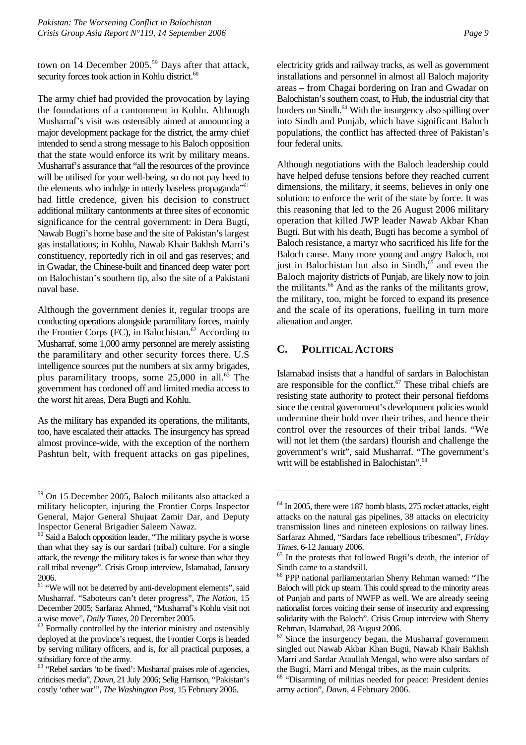town on 14 December 2005.[59] Days after that attack, security forces took action in Kohlu district.[60]

The army chief had provided the provocation by laying the foundations of a cantonment in Kohlu. Although Musharraf's visit was ostensibly aimed at announcing a major development package for the district, the army chief intended to send a strong message to his Baloch opposition that the state would enforce its writ by military means. Musharraf's assurance that "all the resources of the province will be utilised for your well-being, so do not pay heed to the elements who indulge in utterly baseless propaganda"[61] had little credence, given his decision to construct additional military cantonments at three sites of economic significance for the central government: in Dera Bugti, Nawab Bugti's home base and the site of Pakistan's largest gas installations; in Kohlu, Nawab Khair Bakhsh Marri's constituency, reportedly rich in oil and gas reserves; and in Gwadar, the Chinese-built and financed deep water port on Balochistan's southern tip, also the site of a Pakistani naval base.

Although the government denies it, regular troops are conducting operations alongside paramilitary forces, mainly the Frontier Corps (FC), in Balochistan.[62] According to Musharraf, some 1,000 army personnel are merely assisting the paramilitary and other security forces there. U.S intelligence sources put the numbers at six army brigades, plus paramilitary troops, some 25,000 in all.[63] The government has cordoned off and limited media access to the worst hit areas, Dera Bugti and Kohlu.

As the military has expanded its operations, the militants, too, have escalated their attacks. The insurgency has spread almost province-wide, with the exception of the northern Pashtun belt, with frequent attacks on gas pipelines, electricity grids and railway tracks, as well as government installations and personnel in almost all Baloch majority areas – from Chagai bordering on Iran and Gwadar on Balochistan's southern coast, to Hub, the industrial city that borders on Sindh.[64] With the insurgency also spilling over into Sindh and Punjab, which have significant Baloch populations, the conflict has affected three of Pakistan's four federal units.

Although negotiations with the Baloch leadership could have helped defuse tensions before they reached current dimensions, the military, it seems, believes in only one solution: to enforce the writ of the state by force. It was this reasoning that led to the 26 August 2006 military operation that killed JWP leader Nawab Akbar Khan Bugti. But with his death, Bugti has become a symbol of Baloch resistance, a martyr who sacrificed his life for the Baloch cause. Many more young and angry Baloch, not just in Balochistan but also in Sindh,[65] and even the Baloch majority districts of Punjab, are likely now to join the militants.[66] And as the ranks of the militants grow, the military, too, might be forced to expand its presence and the scale of its operations, fuelling in turn more alienation and anger.

## C. POLITICAL ACTORS

Islamabad insists that a handful of sardars in Balochistan are responsible for the conflict.[67] These tribal chiefs are resisting state authority to protect their personal fiefdoms since the central government's development policies would undermine their hold over their tribes, and hence their control over the resources of their tribal lands. "We will not let them (the sardars) flourish and challenge the government's writ", said Musharraf. "The government's writ will be established in Balochistan".[68]

---

[59] On 15 December 2005, Baloch militants also attacked a military helicopter, injuring the Frontier Corps Inspector General, Major General Shujaat Zamir Dar, and Deputy Inspector General Brigadier Saleem Nawaz.

[60] Said a Baloch opposition leader, "The military psyche is worse than what they say is our sardari (tribal) culture. For a single attack, the revenge the military takes is far worse than what they call tribal revenge". Crisis Group interview, Islamabad, January 2006.

[61] "We will not be deterred by anti-development elements", said Musharraf. "Saboteurs can't deter progress", *The Nation*, 15 December 2005; Sarfaraz Ahmed, "Musharraf's Kohlu visit not a wise move", *Daily Times*, 20 December 2005.

[62] Formally controlled by the interior ministry and ostensibly deployed at the province's request, the Frontier Corps is headed by serving military officers, and is, for all practical purposes, a subsidiary force of the army.

[63] "Rebel sardars 'to be fixed': Musharraf praises role of agencies, criticises media", *Dawn*, 21 July 2006; Selig Harrison, "Pakistan's costly 'other war'", *The Washington Post*, 15 February 2006.

[64] In 2005, there were 187 bomb blasts, 275 rocket attacks, eight attacks on the natural gas pipelines, 38 attacks on electricity transmission lines and nineteen explosions on railway lines. Sarfaraz Ahmed, "Sardars face rebellious tribesmen", *Friday Times*, 6-12 January 2006.

[65] In the protests that followed Bugti's death, the interior of Sindh came to a standstill.

[66] PPP national parliamentarian Sherry Rehman warned: "The Baloch will pick up steam. This could spread to the minority areas of Punjab and parts of NWFP as well. We are already seeing nationalist forces voicing their sense of insecurity and expressing solidarity with the Baloch". Crisis Group interview with Sherry Rehman, Islamabad, 28 August 2006.

[67] Since the insurgency began, the Musharraf government singled out Nawab Akbar Khan Bugti, Nawab Khair Bakhsh Marri and Sardar Ataullah Mengal, who were also sardars of the Bugti, Marri and Mengal tribes, as the main culprits.

[68] "Disarming of militias needed for peace: President denies army action", *Dawn*, 4 February 2006.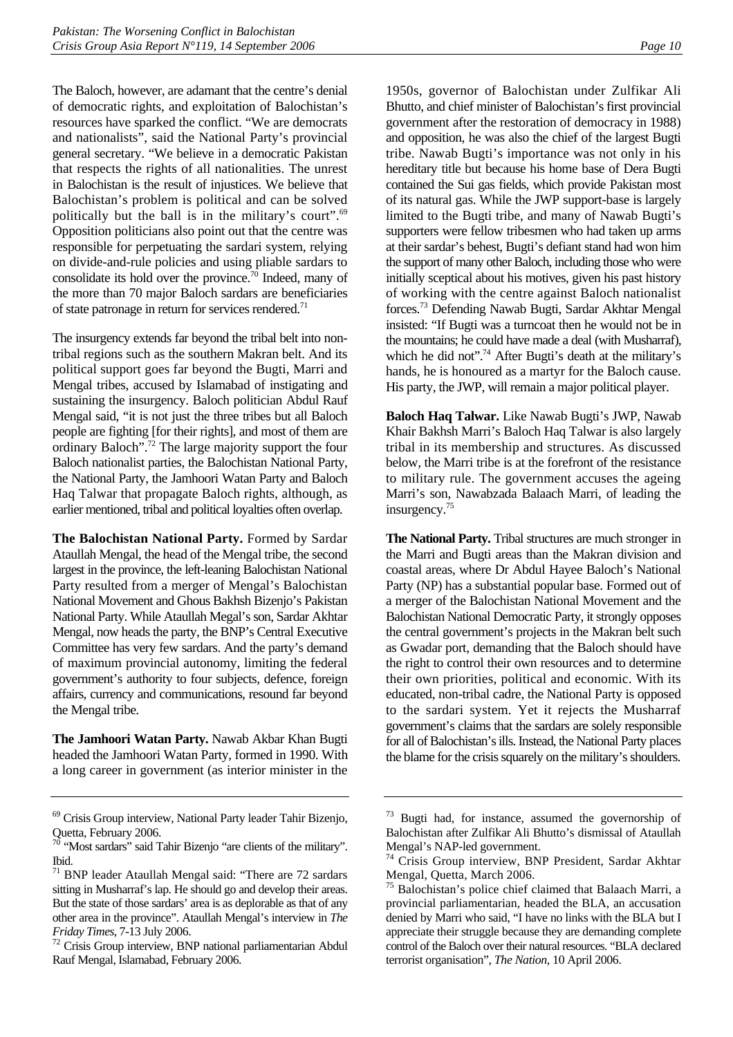The Baloch, however, are adamant that the centre's denial of democratic rights, and exploitation of Balochistan's resources have sparked the conflict. "We are democrats and nationalists", said the National Party's provincial general secretary. "We believe in a democratic Pakistan that respects the rights of all nationalities. The unrest in Balochistan is the result of injustices. We believe that Balochistan's problem is political and can be solved politically but the ball is in the military's court".[69] Opposition politicians also point out that the centre was responsible for perpetuating the sardari system, relying on divide-and-rule policies and using pliable sardars to consolidate its hold over the province.[70] Indeed, many of the more than 70 major Baloch sardars are beneficiaries of state patronage in return for services rendered.[71]

The insurgency extends far beyond the tribal belt into non-tribal regions such as the southern Makran belt. And its political support goes far beyond the Bugti, Marri and Mengal tribes, accused by Islamabad of instigating and sustaining the insurgency. Baloch politician Abdul Rauf Mengal said, "it is not just the three tribes but all Baloch people are fighting [for their rights], and most of them are ordinary Baloch".[72] The large majority support the four Baloch nationalist parties, the Balochistan National Party, the National Party, the Jamhoori Watan Party and Baloch Haq Talwar that propagate Baloch rights, although, as earlier mentioned, tribal and political loyalties often overlap.

**The Balochistan National Party.** Formed by Sardar Ataullah Mengal, the head of the Mengal tribe, the second largest in the province, the left-leaning Balochistan National Party resulted from a merger of Mengal's Balochistan National Movement and Ghous Bakhsh Bizenjo's Pakistan National Party. While Ataullah Megal's son, Sardar Akhtar Mengal, now heads the party, the BNP's Central Executive Committee has very few sardars. And the party's demand of maximum provincial autonomy, limiting the federal government's authority to four subjects, defence, foreign affairs, currency and communications, resound far beyond the Mengal tribe.

**The Jamhoori Watan Party.** Nawab Akbar Khan Bugti headed the Jamhoori Watan Party, formed in 1990. With a long career in government (as interior minister in the 1950s, governor of Balochistan under Zulfikar Ali Bhutto, and chief minister of Balochistan's first provincial government after the restoration of democracy in 1988) and opposition, he was also the chief of the largest Bugti tribe. Nawab Bugti's importance was not only in his hereditary title but because his home base of Dera Bugti contained the Sui gas fields, which provide Pakistan most of its natural gas. While the JWP support-base is largely limited to the Bugti tribe, and many of Nawab Bugti's supporters were fellow tribesmen who had taken up arms at their sardar's behest, Bugti's defiant stand had won him the support of many other Baloch, including those who were initially sceptical about his motives, given his past history of working with the centre against Baloch nationalist forces.[73] Defending Nawab Bugti, Sardar Akhtar Mengal insisted: "If Bugti was a turncoat then he would not be in the mountains; he could have made a deal (with Musharraf), which he did not".[74] After Bugti's death at the military's hands, he is honoured as a martyr for the Baloch cause. His party, the JWP, will remain a major political player.

**Baloch Haq Talwar.** Like Nawab Bugti's JWP, Nawab Khair Bakhsh Marri's Baloch Haq Talwar is also largely tribal in its membership and structures. As discussed below, the Marri tribe is at the forefront of the resistance to military rule. The government accuses the ageing Marri's son, Nawabzada Balaach Marri, of leading the insurgency.[75]

**The National Party.** Tribal structures are much stronger in the Marri and Bugti areas than the Makran division and coastal areas, where Dr Abdul Hayee Baloch's National Party (NP) has a substantial popular base. Formed out of a merger of the Balochistan National Movement and the Balochistan National Democratic Party, it strongly opposes the central government's projects in the Makran belt such as Gwadar port, demanding that the Baloch should have the right to control their own resources and to determine their own priorities, political and economic. With its educated, non-tribal cadre, the National Party is opposed to the sardari system. Yet it rejects the Musharraf government's claims that the sardars are solely responsible for all of Balochistan's ills. Instead, the National Party places the blame for the crisis squarely on the military's shoulders.

---

[69] Crisis Group interview, National Party leader Tahir Bizenjo, Quetta, February 2006.

[70] "Most sardars" said Tahir Bizenjo "are clients of the military". Ibid.

[71] BNP leader Ataullah Mengal said: "There are 72 sardars sitting in Musharraf's lap. He should go and develop their areas. But the state of those sardars' area is as deplorable as that of any other area in the province". Ataullah Mengal's interview in *The Friday Times*, 7-13 July 2006.

[72] Crisis Group interview, BNP national parliamentarian Abdul Rauf Mengal, Islamabad, February 2006.

[73] Bugti had, for instance, assumed the governorship of Balochistan after Zulfikar Ali Bhutto's dismissal of Ataullah Mengal's NAP-led government.

[74] Crisis Group interview, BNP President, Sardar Akhtar Mengal, Quetta, March 2006.

[75] Balochistan's police chief claimed that Balaach Marri, a provincial parliamentarian, headed the BLA, an accusation denied by Marri who said, "I have no links with the BLA but I appreciate their struggle because they are demanding complete control of the Baloch over their natural resources. "BLA declared terrorist organisation", *The Nation*, 10 April 2006.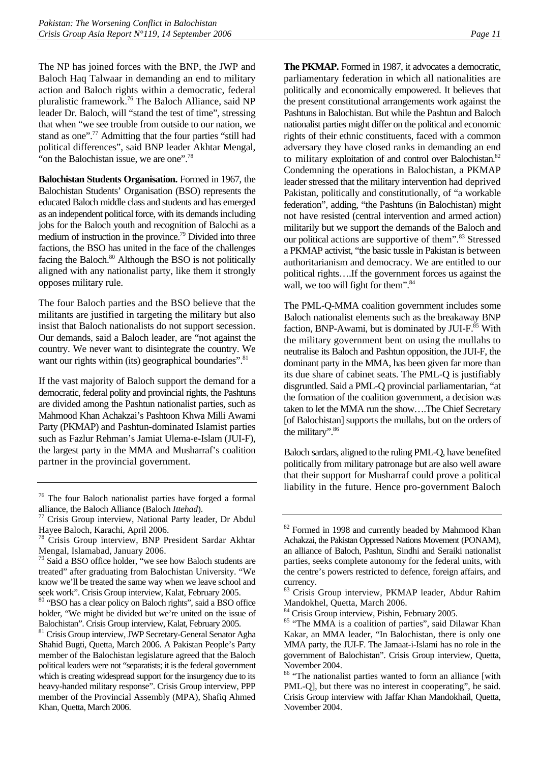The NP has joined forces with the BNP, the JWP and Baloch Haq Talwaar in demanding an end to military action and Baloch rights within a democratic, federal pluralistic framework.[76] The Baloch Alliance, said NP leader Dr. Baloch, will "stand the test of time", stressing that when "we see trouble from outside to our nation, we stand as one".[77] Admitting that the four parties "still had political differences", said BNP leader Akhtar Mengal, "on the Balochistan issue, we are one".[78]

**Balochistan Students Organisation.** Formed in 1967, the Balochistan Students' Organisation (BSO) represents the educated Baloch middle class and students and has emerged as an independent political force, with its demands including jobs for the Baloch youth and recognition of Balochi as a medium of instruction in the province.[79] Divided into three factions, the BSO has united in the face of the challenges facing the Baloch.[80] Although the BSO is not politically aligned with any nationalist party, like them it strongly opposes military rule.

The four Baloch parties and the BSO believe that the militants are justified in targeting the military but also insist that Baloch nationalists do not support secession. Our demands, said a Baloch leader, are "not against the country. We never want to disintegrate the country. We want our rights within (its) geographical boundaries".[81]

If the vast majority of Baloch support the demand for a democratic, federal polity and provincial rights, the Pashtuns are divided among the Pashtun nationalist parties, such as Mahmood Khan Achakzai's Pashtoon Khwa Milli Awami Party (PKMAP) and Pashtun-dominated Islamist parties such as Fazlur Rehman's Jamiat Ulema-e-Islam (JUI-F), the largest party in the MMA and Musharraf's coalition partner in the provincial government.

**The PKMAP.** Formed in 1987, it advocates a democratic, parliamentary federation in which all nationalities are politically and economically empowered. It believes that the present constitutional arrangements work against the Pashtuns in Balochistan. But while the Pashtun and Baloch nationalist parties might differ on the political and economic rights of their ethnic constituents, faced with a common adversary they have closed ranks in demanding an end to military exploitation of and control over Balochistan.[82] Condemning the operations in Balochistan, a PKMAP leader stressed that the military intervention had deprived Pakistan, politically and constitutionally, of "a workable federation", adding, "the Pashtuns (in Balochistan) might not have resisted (central intervention and armed action) militarily but we support the demands of the Baloch and our political actions are supportive of them".[83] Stressed a PKMAP activist, "the basic tussle in Pakistan is between authoritarianism and democracy. We are entitled to our political rights….If the government forces us against the wall, we too will fight for them".[84]

The PML-Q-MMA coalition government includes some Baloch nationalist elements such as the breakaway BNP faction, BNP-Awami, but is dominated by JUI-F.[85] With the military government bent on using the mullahs to neutralise its Baloch and Pashtun opposition, the JUI-F, the dominant party in the MMA, has been given far more than its due share of cabinet seats. The PML-Q is justifiably disgruntled. Said a PML-Q provincial parliamentarian, "at the formation of the coalition government, a decision was taken to let the MMA run the show….The Chief Secretary [of Balochistan] supports the mullahs, but on the orders of the military".[86]

Baloch sardars, aligned to the ruling PML-Q, have benefited politically from military patronage but are also well aware that their support for Musharraf could prove a political liability in the future. Hence pro-government Baloch

---

[76] The four Baloch nationalist parties have forged a formal alliance, the Baloch Alliance (Baloch *Ittehad*).

[77] Crisis Group interview, National Party leader, Dr Abdul Hayee Baloch, Karachi, April 2006.

[78] Crisis Group interview, BNP President Sardar Akhtar Mengal, Islamabad, January 2006.

[79] Said a BSO office holder, "we see how Baloch students are treated" after graduating from Balochistan University. "We know we'll be treated the same way when we leave school and seek work". Crisis Group interview, Kalat, February 2005.

[80] "BSO has a clear policy on Baloch rights", said a BSO office holder, "We might be divided but we're united on the issue of Balochistan". Crisis Group interview, Kalat, February 2005.

[81] Crisis Group interview, JWP Secretary-General Senator Agha Shahid Bugti, Quetta, March 2006. A Pakistan People's Party member of the Balochistan legislature agreed that the Baloch political leaders were not "separatists; it is the federal government which is creating widespread support for the insurgency due to its heavy-handed military response". Crisis Group interview, PPP member of the Provincial Assembly (MPA), Shafiq Ahmed Khan, Quetta, March 2006.

[82] Formed in 1998 and currently headed by Mahmood Khan Achakzai, the Pakistan Oppressed Nations Movement (PONAM), an alliance of Baloch, Pashtun, Sindhi and Seraiki nationalist parties, seeks complete autonomy for the federal units, with the centre's powers restricted to defence, foreign affairs, and currency.

[83] Crisis Group interview, PKMAP leader, Abdur Rahim Mandokhel, Quetta, March 2006.

[84] Crisis Group interview, Pishin, February 2005.

[85] "The MMA is a coalition of parties", said Dilawar Khan Kakar, an MMA leader, "In Balochistan, there is only one MMA party, the JUI-F. The Jamaat-i-Islami has no role in the government of Balochistan". Crisis Group interview, Quetta, November 2004.

[86] "The nationalist parties wanted to form an alliance [with PML-Q], but there was no interest in cooperating", he said. Crisis Group interview with Jaffar Khan Mandokhail, Quetta, November 2004.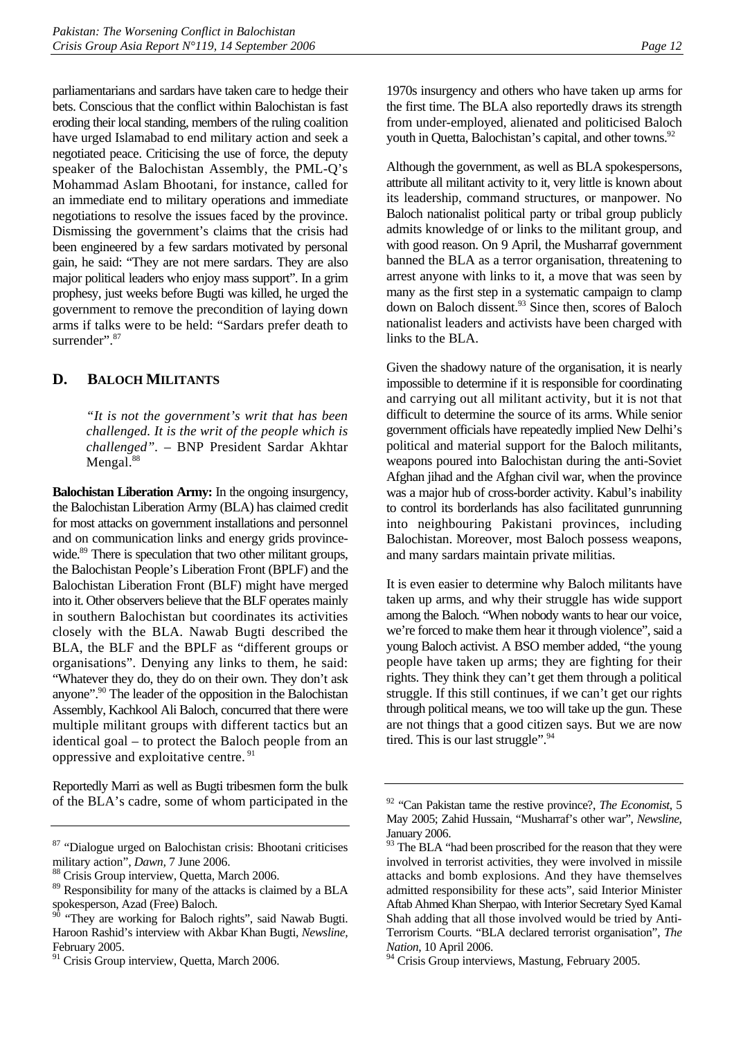parliamentarians and sardars have taken care to hedge their bets. Conscious that the conflict within Balochistan is fast eroding their local standing, members of the ruling coalition have urged Islamabad to end military action and seek a negotiated peace. Criticising the use of force, the deputy speaker of the Balochistan Assembly, the PML-Q's Mohammad Aslam Bhootani, for instance, called for an immediate end to military operations and immediate negotiations to resolve the issues faced by the province. Dismissing the government's claims that the crisis had been engineered by a few sardars motivated by personal gain, he said: "They are not mere sardars. They are also major political leaders who enjoy mass support". In a grim prophesy, just weeks before Bugti was killed, he urged the government to remove the precondition of laying down arms if talks were to be held: "Sardars prefer death to surrender".[87]

## D. BALOCH MILITANTS

> *"It is not the government's writ that has been challenged. It is the writ of the people which is challenged".* – BNP President Sardar Akhtar Mengal.[88]

**Balochistan Liberation Army:** In the ongoing insurgency, the Balochistan Liberation Army (BLA) has claimed credit for most attacks on government installations and personnel and on communication links and energy grids province-wide.[89] There is speculation that two other militant groups, the Balochistan People's Liberation Front (BPLF) and the Balochistan Liberation Front (BLF) might have merged into it. Other observers believe that the BLF operates mainly in southern Balochistan but coordinates its activities closely with the BLA. Nawab Bugti described the BLA, the BLF and the BPLF as "different groups or organisations". Denying any links to them, he said: "Whatever they do, they do on their own. They don't ask anyone".[90] The leader of the opposition in the Balochistan Assembly, Kachkool Ali Baloch, concurred that there were multiple militant groups with different tactics but an identical goal – to protect the Baloch people from an oppressive and exploitative centre.[91]

Reportedly Marri as well as Bugti tribesmen form the bulk of the BLA's cadre, some of whom participated in the 1970s insurgency and others who have taken up arms for the first time. The BLA also reportedly draws its strength from under-employed, alienated and politicised Baloch youth in Quetta, Balochistan's capital, and other towns.[92]

Although the government, as well as BLA spokespersons, attribute all militant activity to it, very little is known about its leadership, command structures, or manpower. No Baloch nationalist political party or tribal group publicly admits knowledge of or links to the militant group, and with good reason. On 9 April, the Musharraf government banned the BLA as a terror organisation, threatening to arrest anyone with links to it, a move that was seen by many as the first step in a systematic campaign to clamp down on Baloch dissent.[93] Since then, scores of Baloch nationalist leaders and activists have been charged with links to the BLA.

Given the shadowy nature of the organisation, it is nearly impossible to determine if it is responsible for coordinating and carrying out all militant activity, but it is not that difficult to determine the source of its arms. While senior government officials have repeatedly implied New Delhi's political and material support for the Baloch militants, weapons poured into Balochistan during the anti-Soviet Afghan jihad and the Afghan civil war, when the province was a major hub of cross-border activity. Kabul's inability to control its borderlands has also facilitated gunrunning into neighbouring Pakistani provinces, including Balochistan. Moreover, most Baloch possess weapons, and many sardars maintain private militias.

It is even easier to determine why Baloch militants have taken up arms, and why their struggle has wide support among the Baloch. "When nobody wants to hear our voice, we're forced to make them hear it through violence", said a young Baloch activist. A BSO member added, "the young people have taken up arms; they are fighting for their rights. They think they can't get them through a political struggle. If this still continues, if we can't get our rights through political means, we too will take up the gun. These are not things that a good citizen says. But we are now tired. This is our last struggle".[94]

---

[87] "Dialogue urged on Balochistan crisis: Bhootani criticises military action", *Dawn*, 7 June 2006.

[88] Crisis Group interview, Quetta, March 2006.

[89] Responsibility for many of the attacks is claimed by a BLA spokesperson, Azad (Free) Baloch.

[90] "They are working for Baloch rights", said Nawab Bugti. Haroon Rashid's interview with Akbar Khan Bugti, *Newsline*, February 2005.

[91] Crisis Group interview, Quetta, March 2006.

[92] "Can Pakistan tame the restive province?, *The Economist*, 5 May 2005; Zahid Hussain, "Musharraf's other war", *Newsline*, January 2006.

[93] The BLA "had been proscribed for the reason that they were involved in terrorist activities, they were involved in missile attacks and bomb explosions. And they have themselves admitted responsibility for these acts", said Interior Minister Aftab Ahmed Khan Sherpao, with Interior Secretary Syed Kamal Shah adding that all those involved would be tried by Anti-Terrorism Courts. "BLA declared terrorist organisation", *The Nation*, 10 April 2006.

[94] Crisis Group interviews, Mastung, February 2005.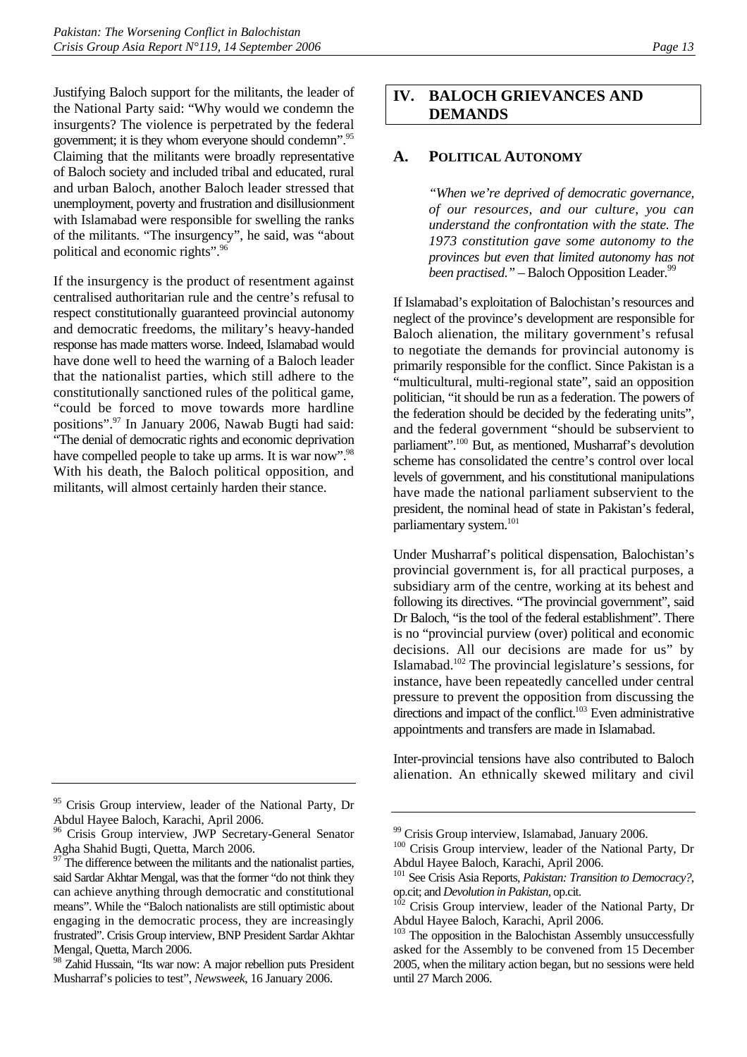Justifying Baloch support for the militants, the leader of the National Party said: "Why would we condemn the insurgents? The violence is perpetrated by the federal government; it is they whom everyone should condemn".[95] Claiming that the militants were broadly representative of Baloch society and included tribal and educated, rural and urban Baloch, another Baloch leader stressed that unemployment, poverty and frustration and disillusionment with Islamabad were responsible for swelling the ranks of the militants. "The insurgency", he said, was "about political and economic rights".[96]

If the insurgency is the product of resentment against centralised authoritarian rule and the centre's refusal to respect constitutionally guaranteed provincial autonomy and democratic freedoms, the military's heavy-handed response has made matters worse. Indeed, Islamabad would have done well to heed the warning of a Baloch leader that the nationalist parties, which still adhere to the constitutionally sanctioned rules of the political game, "could be forced to move towards more hardline positions".[97] In January 2006, Nawab Bugti had said: "The denial of democratic rights and economic deprivation have compelled people to take up arms. It is war now".[98] With his death, the Baloch political opposition, and militants, will almost certainly harden their stance.

# IV. BALOCH GRIEVANCES AND DEMANDS

## A. POLITICAL AUTONOMY

> *"When we're deprived of democratic governance, of our resources, and our culture, you can understand the confrontation with the state. The 1973 constitution gave some autonomy to the provinces but even that limited autonomy has not been practised."* – Baloch Opposition Leader.[99]

If Islamabad's exploitation of Balochistan's resources and neglect of the province's development are responsible for Baloch alienation, the military government's refusal to negotiate the demands for provincial autonomy is primarily responsible for the conflict. Since Pakistan is a "multicultural, multi-regional state", said an opposition politician, "it should be run as a federation. The powers of the federation should be decided by the federating units", and the federal government "should be subservient to parliament".[100] But, as mentioned, Musharraf's devolution scheme has consolidated the centre's control over local levels of government, and his constitutional manipulations have made the national parliament subservient to the president, the nominal head of state in Pakistan's federal, parliamentary system.[101]

Under Musharraf's political dispensation, Balochistan's provincial government is, for all practical purposes, a subsidiary arm of the centre, working at its behest and following its directives. "The provincial government", said Dr Baloch, "is the tool of the federal establishment". There is no "provincial purview (over) political and economic decisions. All our decisions are made for us" by Islamabad.[102] The provincial legislature's sessions, for instance, have been repeatedly cancelled under central pressure to prevent the opposition from discussing the directions and impact of the conflict.[103] Even administrative appointments and transfers are made in Islamabad.

Inter-provincial tensions have also contributed to Baloch alienation. An ethnically skewed military and civil

---

[95] Crisis Group interview, leader of the National Party, Dr Abdul Hayee Baloch, Karachi, April 2006.

[96] Crisis Group interview, JWP Secretary-General Senator Agha Shahid Bugti, Quetta, March 2006.

[97] The difference between the militants and the nationalist parties, said Sardar Akhtar Mengal, was that the former "do not think they can achieve anything through democratic and constitutional means". While the "Baloch nationalists are still optimistic about engaging in the democratic process, they are increasingly frustrated". Crisis Group interview, BNP President Sardar Akhtar Mengal, Quetta, March 2006.

[98] Zahid Hussain, "Its war now: A major rebellion puts President Musharraf's policies to test", *Newsweek*, 16 January 2006.

[99] Crisis Group interview, Islamabad, January 2006.

[100] Crisis Group interview, leader of the National Party, Dr Abdul Hayee Baloch, Karachi, April 2006.

[101] See Crisis Asia Reports, *Pakistan: Transition to Democracy?*, op.cit; and *Devolution in Pakistan*, op.cit.

[102] Crisis Group interview, leader of the National Party, Dr Abdul Hayee Baloch, Karachi, April 2006.

[103] The opposition in the Balochistan Assembly unsuccessfully asked for the Assembly to be convened from 15 December 2005, when the military action began, but no sessions were held until 27 March 2006.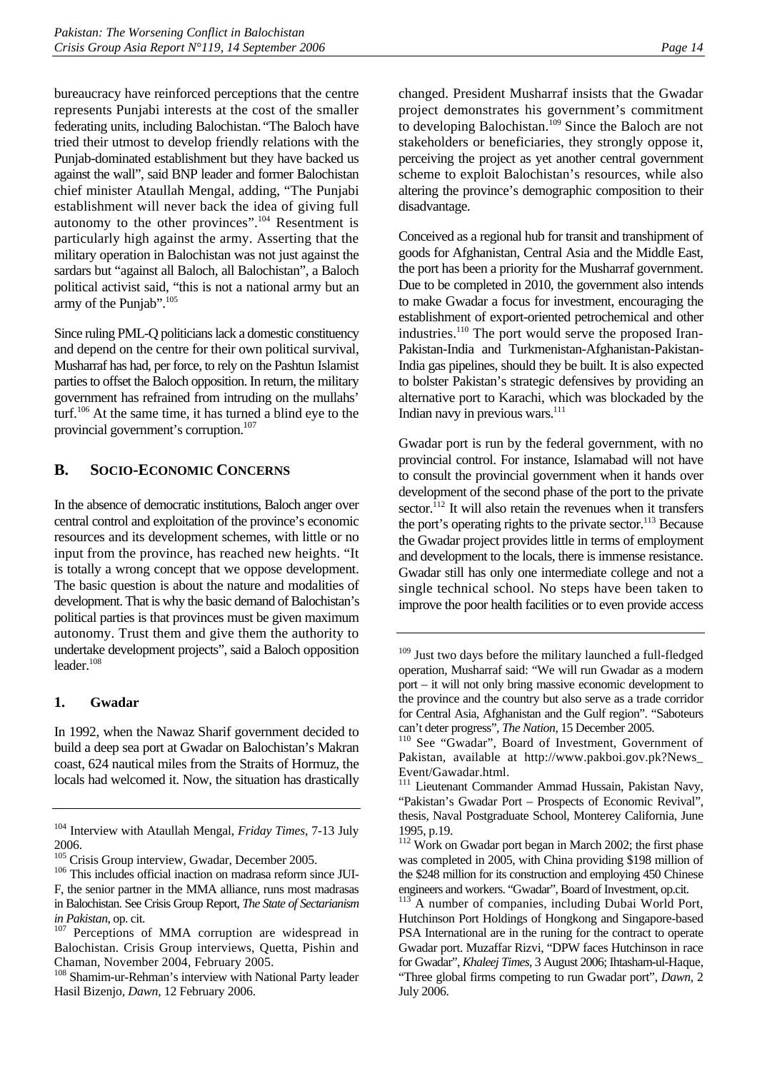bureaucracy have reinforced perceptions that the centre represents Punjabi interests at the cost of the smaller federating units, including Balochistan. "The Baloch have tried their utmost to develop friendly relations with the Punjab-dominated establishment but they have backed us against the wall", said BNP leader and former Balochistan chief minister Ataullah Mengal, adding, "The Punjabi establishment will never back the idea of giving full autonomy to the other provinces".[104] Resentment is particularly high against the army. Asserting that the military operation in Balochistan was not just against the sardars but "against all Baloch, all Balochistan", a Baloch political activist said, "this is not a national army but an army of the Punjab".[105]

Since ruling PML-Q politicians lack a domestic constituency and depend on the centre for their own political survival, Musharraf has had, per force, to rely on the Pashtun Islamist parties to offset the Baloch opposition. In return, the military government has refrained from intruding on the mullahs' turf.[106] At the same time, it has turned a blind eye to the provincial government's corruption.[107]

## B. Socio-Economic Concerns

In the absence of democratic institutions, Baloch anger over central control and exploitation of the province's economic resources and its development schemes, with little or no input from the province, has reached new heights. "It is totally a wrong concept that we oppose development. The basic question is about the nature and modalities of development. That is why the basic demand of Balochistan's political parties is that provinces must be given maximum autonomy. Trust them and give them the authority to undertake development projects", said a Baloch opposition leader.[108]

### 1. Gwadar

In 1992, when the Nawaz Sharif government decided to build a deep sea port at Gwadar on Balochistan's Makran coast, 624 nautical miles from the Straits of Hormuz, the locals had welcomed it. Now, the situation has drastically changed. President Musharraf insists that the Gwadar project demonstrates his government's commitment to developing Balochistan.[109] Since the Baloch are not stakeholders or beneficiaries, they strongly oppose it, perceiving the project as yet another central government scheme to exploit Balochistan's resources, while also altering the province's demographic composition to their disadvantage.

Conceived as a regional hub for transit and transhipment of goods for Afghanistan, Central Asia and the Middle East, the port has been a priority for the Musharraf government. Due to be completed in 2010, the government also intends to make Gwadar a focus for investment, encouraging the establishment of export-oriented petrochemical and other industries.[110] The port would serve the proposed Iran-Pakistan-India and Turkmenistan-Afghanistan-Pakistan-India gas pipelines, should they be built. It is also expected to bolster Pakistan's strategic defensives by providing an alternative port to Karachi, which was blockaded by the Indian navy in previous wars.[111]

Gwadar port is run by the federal government, with no provincial control. For instance, Islamabad will not have to consult the provincial government when it hands over development of the second phase of the port to the private sector.[112] It will also retain the revenues when it transfers the port's operating rights to the private sector.[113] Because the Gwadar project provides little in terms of employment and development to the locals, there is immense resistance. Gwadar still has only one intermediate college and not a single technical school. No steps have been taken to improve the poor health facilities or to even provide access

---

[104] Interview with Ataullah Mengal, *Friday Times*, 7-13 July 2006.

[105] Crisis Group interview, Gwadar, December 2005.

[106] This includes official inaction on madrasa reform since JUI-F, the senior partner in the MMA alliance, runs most madrasas in Balochistan. See Crisis Group Report, *The State of Sectarianism in Pakistan*, op. cit.

[107] Perceptions of MMA corruption are widespread in Balochistan. Crisis Group interviews, Quetta, Pishin and Chaman, November 2004, February 2005.

[108] Shamim-ur-Rehman's interview with National Party leader Hasil Bizenjo, *Dawn*, 12 February 2006.

[109] Just two days before the military launched a full-fledged operation, Musharraf said: "We will run Gwadar as a modern port – it will not only bring massive economic development to the province and the country but also serve as a trade corridor for Central Asia, Afghanistan and the Gulf region". "Saboteurs can't deter progress", *The Nation*, 15 December 2005.

[110] See "Gwadar", Board of Investment, Government of Pakistan, available at http://www.pakboi.gov.pk?News_Event/Gawadar.html.

[111] Lieutenant Commander Ammad Hussain, Pakistan Navy, "Pakistan's Gwadar Port – Prospects of Economic Revival", thesis, Naval Postgraduate School, Monterey California, June 1995, p.19.

[112] Work on Gwadar port began in March 2002; the first phase was completed in 2005, with China providing $198 million of the $248 million for its construction and employing 450 Chinese engineers and workers. "Gwadar", Board of Investment, op.cit.

[113] A number of companies, including Dubai World Port, Hutchinson Port Holdings of Hongkong and Singapore-based PSA International are in the runing for the contract to operate Gwadar port. Muzaffar Rizvi, "DPW faces Hutchinson in race for Gwadar", *Khaleej Times*, 3 August 2006; Ihtasham-ul-Haque, "Three global firms competing to run Gwadar port", *Dawn*, 2 July 2006.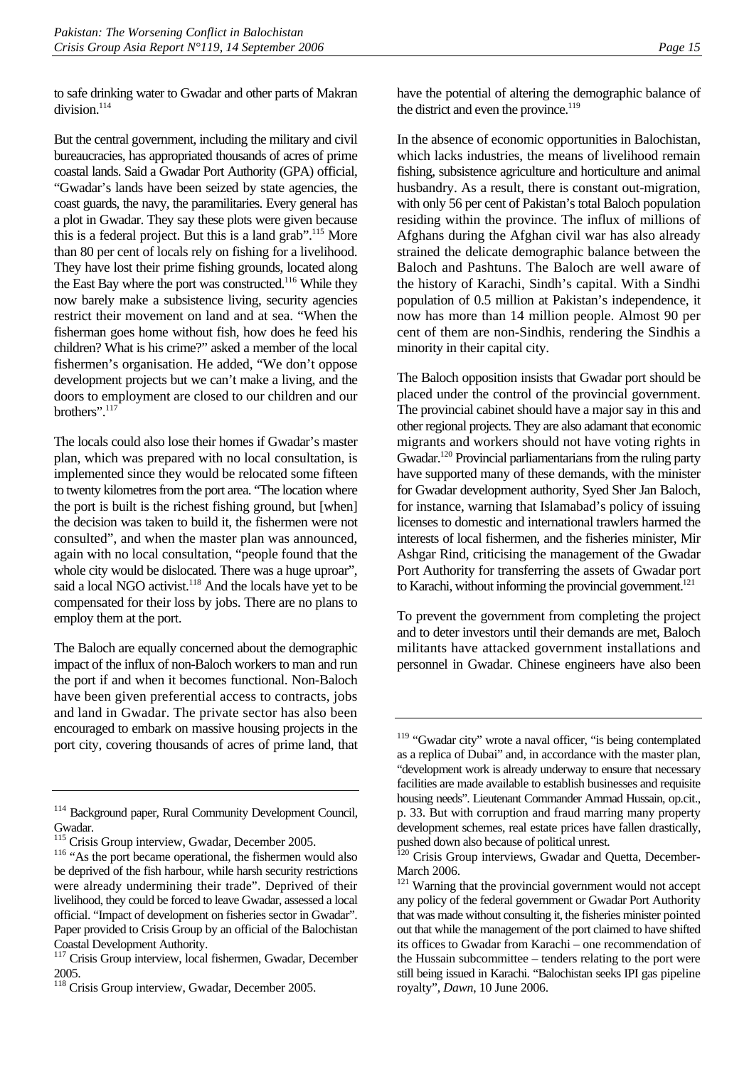to safe drinking water to Gwadar and other parts of Makran division.[114]

But the central government, including the military and civil bureaucracies, has appropriated thousands of acres of prime coastal lands. Said a Gwadar Port Authority (GPA) official, "Gwadar's lands have been seized by state agencies, the coast guards, the navy, the paramilitaries. Every general has a plot in Gwadar. They say these plots were given because this is a federal project. But this is a land grab".[115] More than 80 per cent of locals rely on fishing for a livelihood. They have lost their prime fishing grounds, located along the East Bay where the port was constructed.[116] While they now barely make a subsistence living, security agencies restrict their movement on land and at sea. "When the fisherman goes home without fish, how does he feed his children? What is his crime?" asked a member of the local fishermen's organisation. He added, "We don't oppose development projects but we can't make a living, and the doors to employment are closed to our children and our brothers".[117]

The locals could also lose their homes if Gwadar's master plan, which was prepared with no local consultation, is implemented since they would be relocated some fifteen to twenty kilometres from the port area. "The location where the port is built is the richest fishing ground, but [when] the decision was taken to build it, the fishermen were not consulted", and when the master plan was announced, again with no local consultation, "people found that the whole city would be dislocated. There was a huge uproar", said a local NGO activist.[118] And the locals have yet to be compensated for their loss by jobs. There are no plans to employ them at the port.

The Baloch are equally concerned about the demographic impact of the influx of non-Baloch workers to man and run the port if and when it becomes functional. Non-Baloch have been given preferential access to contracts, jobs and land in Gwadar. The private sector has also been encouraged to embark on massive housing projects in the port city, covering thousands of acres of prime land, that have the potential of altering the demographic balance of the district and even the province.[119]

In the absence of economic opportunities in Balochistan, which lacks industries, the means of livelihood remain fishing, subsistence agriculture and horticulture and animal husbandry. As a result, there is constant out-migration, with only 56 per cent of Pakistan's total Baloch population residing within the province. The influx of millions of Afghans during the Afghan civil war has also already strained the delicate demographic balance between the Baloch and Pashtuns. The Baloch are well aware of the history of Karachi, Sindh's capital. With a Sindhi population of 0.5 million at Pakistan's independence, it now has more than 14 million people. Almost 90 per cent of them are non-Sindhis, rendering the Sindhis a minority in their capital city.

The Baloch opposition insists that Gwadar port should be placed under the control of the provincial government. The provincial cabinet should have a major say in this and other regional projects. They are also adamant that economic migrants and workers should not have voting rights in Gwadar.[120] Provincial parliamentarians from the ruling party have supported many of these demands, with the minister for Gwadar development authority, Syed Sher Jan Baloch, for instance, warning that Islamabad's policy of issuing licenses to domestic and international trawlers harmed the interests of local fishermen, and the fisheries minister, Mir Ashgar Rind, criticising the management of the Gwadar Port Authority for transferring the assets of Gwadar port to Karachi, without informing the provincial government.[121]

To prevent the government from completing the project and to deter investors until their demands are met, Baloch militants have attacked government installations and personnel in Gwadar. Chinese engineers have also been

---

[114] Background paper, Rural Community Development Council, Gwadar.

[115] Crisis Group interview, Gwadar, December 2005.

[116] "As the port became operational, the fishermen would also be deprived of the fish harbour, while harsh security restrictions were already undermining their trade". Deprived of their livelihood, they could be forced to leave Gwadar, assessed a local official. "Impact of development on fisheries sector in Gwadar". Paper provided to Crisis Group by an official of the Balochistan Coastal Development Authority.

[117] Crisis Group interview, local fishermen, Gwadar, December 2005.

[118] Crisis Group interview, Gwadar, December 2005.

[119] "Gwadar city" wrote a naval officer, "is being contemplated as a replica of Dubai" and, in accordance with the master plan, "development work is already underway to ensure that necessary facilities are made available to establish businesses and requisite housing needs". Lieutenant Commander Ammad Hussain, op.cit., p. 33. But with corruption and fraud marring many property development schemes, real estate prices have fallen drastically, pushed down also because of political unrest.

[120] Crisis Group interviews, Gwadar and Quetta, December-March 2006.

[121] Warning that the provincial government would not accept any policy of the federal government or Gwadar Port Authority that was made without consulting it, the fisheries minister pointed out that while the management of the port claimed to have shifted its offices to Gwadar from Karachi – one recommendation of the Hussain subcommittee – tenders relating to the port were still being issued in Karachi. "Balochistan seeks IPI gas pipeline royalty", *Dawn*, 10 June 2006.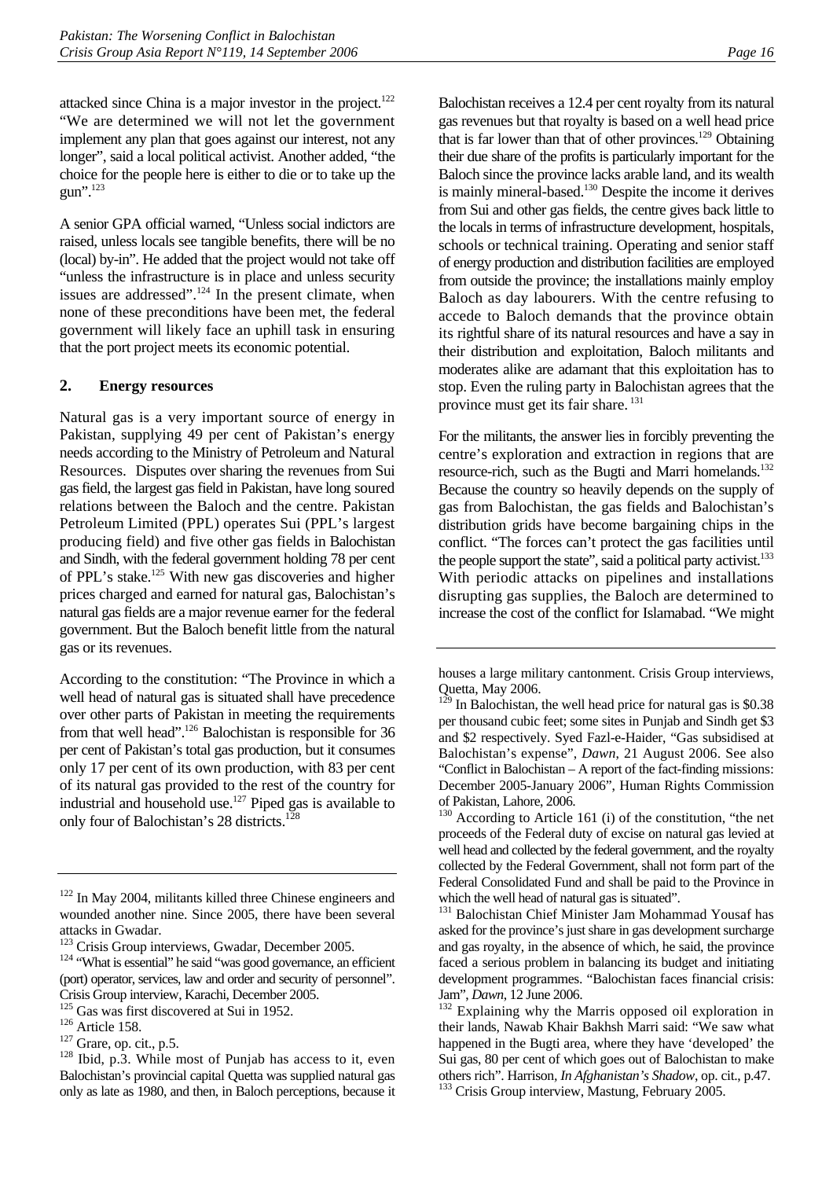attacked since China is a major investor in the project.[122] "We are determined we will not let the government implement any plan that goes against our interest, not any longer", said a local political activist. Another added, "the choice for the people here is either to die or to take up the gun".[123]

A senior GPA official warned, "Unless social indictors are raised, unless locals see tangible benefits, there will be no (local) by-in". He added that the project would not take off "unless the infrastructure is in place and unless security issues are addressed".[124] In the present climate, when none of these preconditions have been met, the federal government will likely face an uphill task in ensuring that the port project meets its economic potential.

### 2. Energy resources

Natural gas is a very important source of energy in Pakistan, supplying 49 per cent of Pakistan's energy needs according to the Ministry of Petroleum and Natural Resources. Disputes over sharing the revenues from Sui gas field, the largest gas field in Pakistan, have long soured relations between the Baloch and the centre. Pakistan Petroleum Limited (PPL) operates Sui (PPL's largest producing field) and five other gas fields in Balochistan and Sindh, with the federal government holding 78 per cent of PPL's stake.[125] With new gas discoveries and higher prices charged and earned for natural gas, Balochistan's natural gas fields are a major revenue earner for the federal government. But the Baloch benefit little from the natural gas or its revenues.

According to the constitution: "The Province in which a well head of natural gas is situated shall have precedence over other parts of Pakistan in meeting the requirements from that well head".[126] Balochistan is responsible for 36 per cent of Pakistan's total gas production, but it consumes only 17 per cent of its own production, with 83 per cent of its natural gas provided to the rest of the country for industrial and household use.[127] Piped gas is available to only four of Balochistan's 28 districts.[128]

Balochistan receives a 12.4 per cent royalty from its natural gas revenues but that royalty is based on a well head price that is far lower than that of other provinces.[129] Obtaining their due share of the profits is particularly important for the Baloch since the province lacks arable land, and its wealth is mainly mineral-based.[130] Despite the income it derives from Sui and other gas fields, the centre gives back little to the locals in terms of infrastructure development, hospitals, schools or technical training. Operating and senior staff of energy production and distribution facilities are employed from outside the province; the installations mainly employ Baloch as day labourers. With the centre refusing to accede to Baloch demands that the province obtain its rightful share of its natural resources and have a say in their distribution and exploitation, Baloch militants and moderates alike are adamant that this exploitation has to stop. Even the ruling party in Balochistan agrees that the province must get its fair share.[131]

For the militants, the answer lies in forcibly preventing the centre's exploration and extraction in regions that are resource-rich, such as the Bugti and Marri homelands.[132] Because the country so heavily depends on the supply of gas from Balochistan, the gas fields and Balochistan's distribution grids have become bargaining chips in the conflict. "The forces can't protect the gas facilities until the people support the state", said a political party activist.[133] With periodic attacks on pipelines and installations disrupting gas supplies, the Baloch are determined to increase the cost of the conflict for Islamabad. "We might

---

[122] In May 2004, militants killed three Chinese engineers and wounded another nine. Since 2005, there have been several attacks in Gwadar.

[123] Crisis Group interviews, Gwadar, December 2005.

[124] "What is essential" he said "was good governance, an efficient (port) operator, services, law and order and security of personnel". Crisis Group interview, Karachi, December 2005.

[125] Gas was first discovered at Sui in 1952.

[126] Article 158.

[127] Grare, op. cit., p.5.

[128] Ibid, p.3. While most of Punjab has access to it, even Balochistan's provincial capital Quetta was supplied natural gas only as late as 1980, and then, in Baloch perceptions, because it houses a large military cantonment. Crisis Group interviews, Quetta, May 2006.

[129] In Balochistan, the well head price for natural gas is \$0.38 per thousand cubic feet; some sites in Punjab and Sindh get \$3 and \$2 respectively. Syed Fazl-e-Haider, "Gas subsidised at Balochistan's expense", *Dawn*, 21 August 2006. See also "Conflict in Balochistan – A report of the fact-finding missions: December 2005-January 2006", Human Rights Commission of Pakistan, Lahore, 2006.

[130] According to Article 161 (i) of the constitution, "the net proceeds of the Federal duty of excise on natural gas levied at well head and collected by the federal government, and the royalty collected by the Federal Government, shall not form part of the Federal Consolidated Fund and shall be paid to the Province in which the well head of natural gas is situated".

[131] Balochistan Chief Minister Jam Mohammad Yousaf has asked for the province's just share in gas development surcharge and gas royalty, in the absence of which, he said, the province faced a serious problem in balancing its budget and initiating development programmes. "Balochistan faces financial crisis: Jam", *Dawn*, 12 June 2006.

[132] Explaining why the Marris opposed oil exploration in their lands, Nawab Khair Bakhsh Marri said: "We saw what happened in the Bugti area, where they have 'developed' the Sui gas, 80 per cent of which goes out of Balochistan to make others rich". Harrison, *In Afghanistan's Shadow*, op. cit., p.47.

[133] Crisis Group interview, Mastung, February 2005.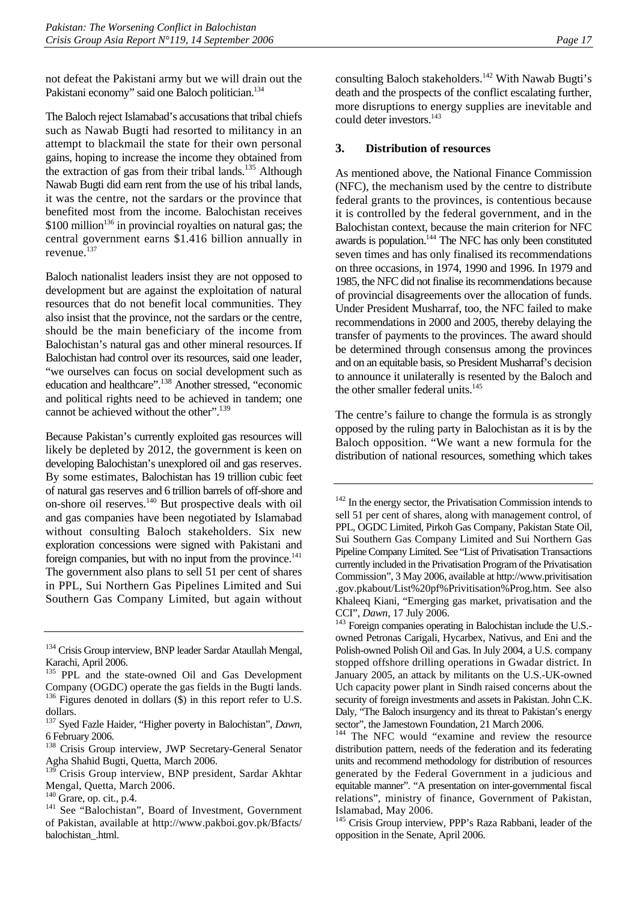not defeat the Pakistani army but we will drain out the Pakistani economy" said one Baloch politician.[134]

The Baloch reject Islamabad's accusations that tribal chiefs such as Nawab Bugti had resorted to militancy in an attempt to blackmail the state for their own personal gains, hoping to increase the income they obtained from the extraction of gas from their tribal lands.[135] Although Nawab Bugti did earn rent from the use of his tribal lands, it was the centre, not the sardars or the province that benefited most from the income. Balochistan receives $100 million[136] in provincial royalties on natural gas; the central government earns $1.416 billion annually in revenue.[137]

Baloch nationalist leaders insist they are not opposed to development but are against the exploitation of natural resources that do not benefit local communities. They also insist that the province, not the sardars or the centre, should be the main beneficiary of the income from Balochistan's natural gas and other mineral resources. If Balochistan had control over its resources, said one leader, "we ourselves can focus on social development such as education and healthcare".[138] Another stressed, "economic and political rights need to be achieved in tandem; one cannot be achieved without the other".[139]

Because Pakistan's currently exploited gas resources will likely be depleted by 2012, the government is keen on developing Balochistan's unexplored oil and gas reserves. By some estimates, Balochistan has 19 trillion cubic feet of natural gas reserves and 6 trillion barrels of off-shore and on-shore oil reserves.[140] But prospective deals with oil and gas companies have been negotiated by Islamabad without consulting Baloch stakeholders. Six new exploration concessions were signed with Pakistani and foreign companies, but with no input from the province.[141] The government also plans to sell 51 per cent of shares in PPL, Sui Northern Gas Pipelines Limited and Sui Southern Gas Company Limited, but again without consulting Baloch stakeholders.[142] With Nawab Bugti's death and the prospects of the conflict escalating further, more disruptions to energy supplies are inevitable and could deter investors.[143]

### 3. Distribution of resources

As mentioned above, the National Finance Commission (NFC), the mechanism used by the centre to distribute federal grants to the provinces, is contentious because it is controlled by the federal government, and in the Balochistan context, because the main criterion for NFC awards is population.[144] The NFC has only been constituted seven times and has only finalised its recommendations on three occasions, in 1974, 1990 and 1996. In 1979 and 1985, the NFC did not finalise its recommendations because of provincial disagreements over the allocation of funds. Under President Musharraf, too, the NFC failed to make recommendations in 2000 and 2005, thereby delaying the transfer of payments to the provinces. The award should be determined through consensus among the provinces and on an equitable basis, so President Musharraf's decision to announce it unilaterally is resented by the Baloch and the other smaller federal units.[145]

The centre's failure to change the formula is as strongly opposed by the ruling party in Balochistan as it is by the Baloch opposition. "We want a new formula for the distribution of national resources, something which takes

---

[134] Crisis Group interview, BNP leader Sardar Ataullah Mengal, Karachi, April 2006.

[135] PPL and the state-owned Oil and Gas Development Company (OGDC) operate the gas fields in the Bugti lands.

[136] Figures denoted in dollars ($) in this report refer to U.S. dollars.

[137] Syed Fazle Haider, "Higher poverty in Balochistan", *Dawn*, 6 February 2006.

[138] Crisis Group interview, JWP Secretary-General Senator Agha Shahid Bugti, Quetta, March 2006.

[139] Crisis Group interview, BNP president, Sardar Akhtar Mengal, Quetta, March 2006.

[140] Grare, op. cit., p.4.

[141] See "Balochistan", Board of Investment, Government of Pakistan, available at http://www.pakboi.gov.pk/Bfacts/balochistan_.html.

[142] In the energy sector, the Privatisation Commission intends to sell 51 per cent of shares, along with management control, of PPL, OGDC Limited, Pirkoh Gas Company, Pakistan State Oil, Sui Southern Gas Company Limited and Sui Northern Gas Pipeline Company Limited. See "List of Privatisation Transactions currently included in the Privatisation Program of the Privatisation Commission", 3 May 2006, available at http://www.privitisation.gov.pkabout/List%20pf%Privitisation%Prog.htm. See also Khaleeq Kiani, "Emerging gas market, privatisation and the CCI", *Dawn*, 17 July 2006.

[143] Foreign companies operating in Balochistan include the U.S.-owned Petronas Carigali, Hycarbex, Nativus, and Eni and the Polish-owned Polish Oil and Gas. In July 2004, a U.S. company stopped offshore drilling operations in Gwadar district. In January 2005, an attack by militants on the U.S.-UK-owned Uch capacity power plant in Sindh raised concerns about the security of foreign investments and assets in Pakistan. John C.K. Daly, "The Baloch insurgency and its threat to Pakistan's energy sector", the Jamestown Foundation, 21 March 2006.

[144] The NFC would "examine and review the resource distribution pattern, needs of the federation and its federating units and recommend methodology for distribution of resources generated by the Federal Government in a judicious and equitable manner". "A presentation on inter-governmental fiscal relations", ministry of finance, Government of Pakistan, Islamabad, May 2006.

[145] Crisis Group interview, PPP's Raza Rabbani, leader of the opposition in the Senate, April 2006.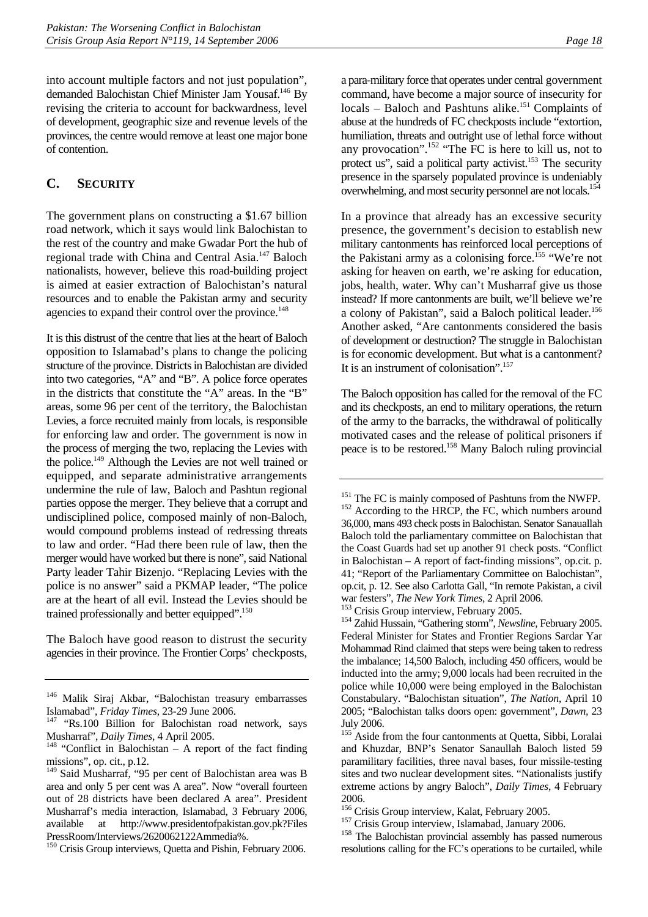into account multiple factors and not just population", demanded Balochistan Chief Minister Jam Yousaf.[146] By revising the criteria to account for backwardness, level of development, geographic size and revenue levels of the provinces, the centre would remove at least one major bone of contention.

## C. SECURITY

The government plans on constructing a $1.67 billion road network, which it says would link Balochistan to the rest of the country and make Gwadar Port the hub of regional trade with China and Central Asia.[147] Baloch nationalists, however, believe this road-building project is aimed at easier extraction of Balochistan's natural resources and to enable the Pakistan army and security agencies to expand their control over the province.[148]

It is this distrust of the centre that lies at the heart of Baloch opposition to Islamabad's plans to change the policing structure of the province. Districts in Balochistan are divided into two categories, "A" and "B". A police force operates in the districts that constitute the "A" areas. In the "B" areas, some 96 per cent of the territory, the Balochistan Levies, a force recruited mainly from locals, is responsible for enforcing law and order. The government is now in the process of merging the two, replacing the Levies with the police.[149] Although the Levies are not well trained or equipped, and separate administrative arrangements undermine the rule of law, Baloch and Pashtun regional parties oppose the merger. They believe that a corrupt and undisciplined police, composed mainly of non-Baloch, would compound problems instead of redressing threats to law and order. "Had there been rule of law, then the merger would have worked but there is none", said National Party leader Tahir Bizenjo. "Replacing Levies with the police is no answer" said a PKMAP leader, "The police are at the heart of all evil. Instead the Levies should be trained professionally and better equipped".[150]

The Baloch have good reason to distrust the security agencies in their province. The Frontier Corps' checkposts, a para-military force that operates under central government command, have become a major source of insecurity for locals – Baloch and Pashtuns alike.[151] Complaints of abuse at the hundreds of FC checkposts include "extortion, humiliation, threats and outright use of lethal force without any provocation".[152] "The FC is here to kill us, not to protect us", said a political party activist.[153] The security presence in the sparsely populated province is undeniably overwhelming, and most security personnel are not locals.[154]

In a province that already has an excessive security presence, the government's decision to establish new military cantonments has reinforced local perceptions of the Pakistani army as a colonising force.[155] "We're not asking for heaven on earth, we're asking for education, jobs, health, water. Why can't Musharraf give us those instead? If more cantonments are built, we'll believe we're a colony of Pakistan", said a Baloch political leader.[156] Another asked, "Are cantonments considered the basis of development or destruction? The struggle in Balochistan is for economic development. But what is a cantonment? It is an instrument of colonisation".[157]

The Baloch opposition has called for the removal of the FC and its checkposts, an end to military operations, the return of the army to the barracks, the withdrawal of politically motivated cases and the release of political prisoners if peace is to be restored.[158] Many Baloch ruling provincial

---

[146] Malik Siraj Akbar, "Balochistan treasury embarrasses Islamabad", *Friday Times*, 23-29 June 2006.

[147] "Rs.100 Billion for Balochistan road network, says Musharraf", *Daily Times*, 4 April 2005.

[148] "Conflict in Balochistan – A report of the fact finding missions", op. cit., p.12.

[149] Said Musharraf, "95 per cent of Balochistan area was B area and only 5 per cent was A area". Now "overall fourteen out of 28 districts have been declared A area". President Musharraf's media interaction, Islamabad, 3 February 2006, available at http://www.presidentofpakistan.gov.pk?Files PressRoom/Interviews/2620062122Ammedia%.

[150] Crisis Group interviews, Quetta and Pishin, February 2006.

[151] The FC is mainly composed of Pashtuns from the NWFP.

[152] According to the HRCP, the FC, which numbers around 36,000, mans 493 check posts in Balochistan. Senator Sanauallah Baloch told the parliamentary committee on Balochistan that the Coast Guards had set up another 91 check posts. "Conflict in Balochistan – A report of fact-finding missions", op.cit. p. 41; "Report of the Parliamentary Committee on Balochistan", op.cit, p. 12. See also Carlotta Gall, "In remote Pakistan, a civil war festers", *The New York Times*, 2 April 2006.

[153] Crisis Group interview, February 2005.

[154] Zahid Hussain, "Gathering storm", *Newsline*, February 2005. Federal Minister for States and Frontier Regions Sardar Yar Mohammad Rind claimed that steps were being taken to redress the imbalance; 14,500 Baloch, including 450 officers, would be inducted into the army; 9,000 locals had been recruited in the police while 10,000 were being employed in the Balochistan Constabulary. "Balochistan situation", *The Nation*, April 10 2005; "Balochistan talks doors open: government", *Dawn*, 23 July 2006.

[155] Aside from the four cantonments at Quetta, Sibbi, Loralai and Khuzdar, BNP's Senator Sanaullah Baloch listed 59 paramilitary facilities, three naval bases, four missile-testing sites and two nuclear development sites. "Nationalists justify extreme actions by angry Baloch", *Daily Times*, 4 February 2006.

[156] Crisis Group interview, Kalat, February 2005.

[157] Crisis Group interview, Islamabad, January 2006.

[158] The Balochistan provincial assembly has passed numerous resolutions calling for the FC's operations to be curtailed, while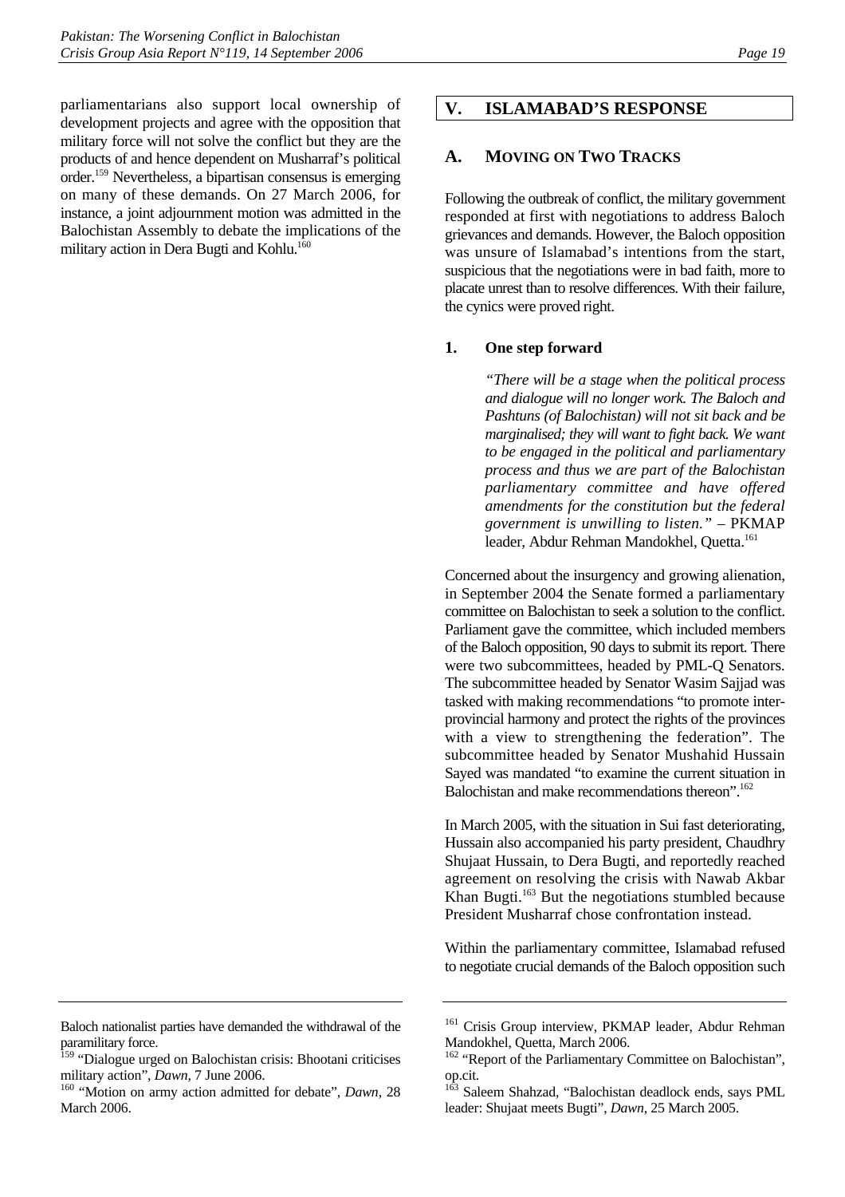parliamentarians also support local ownership of development projects and agree with the opposition that military force will not solve the conflict but they are the products of and hence dependent on Musharraf's political order.[159] Nevertheless, a bipartisan consensus is emerging on many of these demands. On 27 March 2006, for instance, a joint adjournment motion was admitted in the Balochistan Assembly to debate the implications of the military action in Dera Bugti and Kohlu.[160]

# V. ISLAMABAD'S RESPONSE

## A. MOVING ON TWO TRACKS

Following the outbreak of conflict, the military government responded at first with negotiations to address Baloch grievances and demands. However, the Baloch opposition was unsure of Islamabad's intentions from the start, suspicious that the negotiations were in bad faith, more to placate unrest than to resolve differences. With their failure, the cynics were proved right.

### 1. One step forward

> *"There will be a stage when the political process and dialogue will no longer work. The Baloch and Pashtuns (of Balochistan) will not sit back and be marginalised; they will want to fight back. We want to be engaged in the political and parliamentary process and thus we are part of the Balochistan parliamentary committee and have offered amendments for the constitution but the federal government is unwilling to listen."* – PKMAP leader, Abdur Rehman Mandokhel, Quetta.[161]

Concerned about the insurgency and growing alienation, in September 2004 the Senate formed a parliamentary committee on Balochistan to seek a solution to the conflict. Parliament gave the committee, which included members of the Baloch opposition, 90 days to submit its report. There were two subcommittees, headed by PML-Q Senators. The subcommittee headed by Senator Wasim Sajjad was tasked with making recommendations "to promote inter-provincial harmony and protect the rights of the provinces with a view to strengthening the federation". The subcommittee headed by Senator Mushahid Hussain Sayed was mandated "to examine the current situation in Balochistan and make recommendations thereon".[162]

In March 2005, with the situation in Sui fast deteriorating, Hussain also accompanied his party president, Chaudhry Shujaat Hussain, to Dera Bugti, and reportedly reached agreement on resolving the crisis with Nawab Akbar Khan Bugti.[163] But the negotiations stumbled because President Musharraf chose confrontation instead.

Within the parliamentary committee, Islamabad refused to negotiate crucial demands of the Baloch opposition such

---

Baloch nationalist parties have demanded the withdrawal of the paramilitary force.

[159] "Dialogue urged on Balochistan crisis: Bhootani criticises military action", *Dawn*, 7 June 2006.

[160] "Motion on army action admitted for debate", *Dawn*, 28 March 2006.

[161] Crisis Group interview, PKMAP leader, Abdur Rehman Mandokhel, Quetta, March 2006.

[162] "Report of the Parliamentary Committee on Balochistan", op.cit.

[163] Saleem Shahzad, "Balochistan deadlock ends, says PML leader: Shujaat meets Bugti", *Dawn*, 25 March 2005.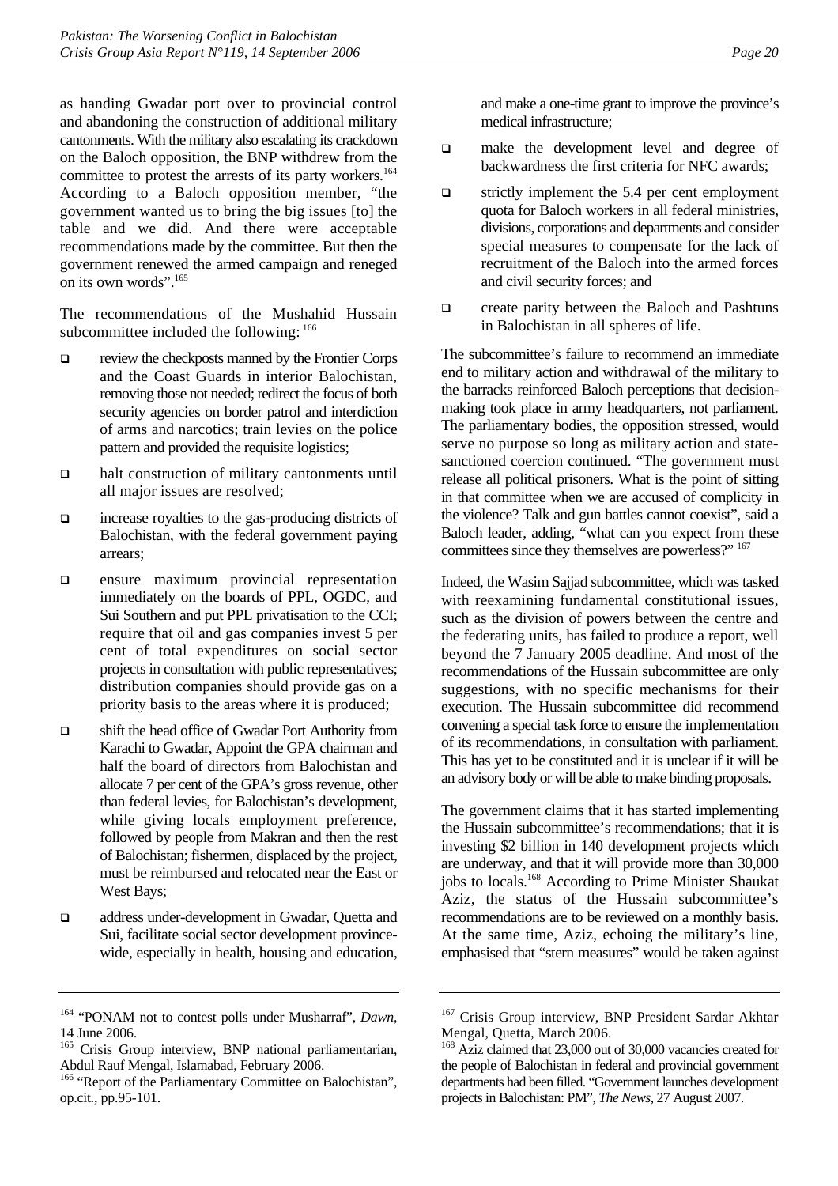as handing Gwadar port over to provincial control and abandoning the construction of additional military cantonments. With the military also escalating its crackdown on the Baloch opposition, the BNP withdrew from the committee to protest the arrests of its party workers.[164] According to a Baloch opposition member, "the government wanted us to bring the big issues [to] the table and we did. And there were acceptable recommendations made by the committee. But then the government renewed the armed campaign and reneged on its own words".[165]

The recommendations of the Mushahid Hussain subcommittee included the following: [166]

- review the checkposts manned by the Frontier Corps and the Coast Guards in interior Balochistan, removing those not needed; redirect the focus of both security agencies on border patrol and interdiction of arms and narcotics; train levies on the police pattern and provided the requisite logistics;
- halt construction of military cantonments until all major issues are resolved;
- increase royalties to the gas-producing districts of Balochistan, with the federal government paying arrears;
- ensure maximum provincial representation immediately on the boards of PPL, OGDC, and Sui Southern and put PPL privatisation to the CCI; require that oil and gas companies invest 5 per cent of total expenditures on social sector projects in consultation with public representatives; distribution companies should provide gas on a priority basis to the areas where it is produced;
- shift the head office of Gwadar Port Authority from Karachi to Gwadar, Appoint the GPA chairman and half the board of directors from Balochistan and allocate 7 per cent of the GPA's gross revenue, other than federal levies, for Balochistan's development, while giving locals employment preference, followed by people from Makran and then the rest of Balochistan; fishermen, displaced by the project, must be reimbursed and relocated near the East or West Bays;
- address under-development in Gwadar, Quetta and Sui, facilitate social sector development province-wide, especially in health, housing and education, and make a one-time grant to improve the province's medical infrastructure;
- make the development level and degree of backwardness the first criteria for NFC awards;
- strictly implement the 5.4 per cent employment quota for Baloch workers in all federal ministries, divisions, corporations and departments and consider special measures to compensate for the lack of recruitment of the Baloch into the armed forces and civil security forces; and
- create parity between the Baloch and Pashtuns in Balochistan in all spheres of life.

The subcommittee's failure to recommend an immediate end to military action and withdrawal of the military to the barracks reinforced Baloch perceptions that decision-making took place in army headquarters, not parliament. The parliamentary bodies, the opposition stressed, would serve no purpose so long as military action and state-sanctioned coercion continued. "The government must release all political prisoners. What is the point of sitting in that committee when we are accused of complicity in the violence? Talk and gun battles cannot coexist", said a Baloch leader, adding, "what can you expect from these committees since they themselves are powerless?" [167]

Indeed, the Wasim Sajjad subcommittee, which was tasked with reexamining fundamental constitutional issues, such as the division of powers between the centre and the federating units, has failed to produce a report, well beyond the 7 January 2005 deadline. And most of the recommendations of the Hussain subcommittee are only suggestions, with no specific mechanisms for their execution. The Hussain subcommittee did recommend convening a special task force to ensure the implementation of its recommendations, in consultation with parliament. This has yet to be constituted and it is unclear if it will be an advisory body or will be able to make binding proposals.

The government claims that it has started implementing the Hussain subcommittee's recommendations; that it is investing $2 billion in 140 development projects which are underway, and that it will provide more than 30,000 jobs to locals.[168] According to Prime Minister Shaukat Aziz, the status of the Hussain subcommittee's recommendations are to be reviewed on a monthly basis. At the same time, Aziz, echoing the military's line, emphasised that "stern measures" would be taken against

---

[164] "PONAM not to contest polls under Musharraf", *Dawn,* 14 June 2006.

[165] Crisis Group interview, BNP national parliamentarian, Abdul Rauf Mengal, Islamabad, February 2006.

[166] "Report of the Parliamentary Committee on Balochistan", op.cit., pp.95-101.

[167] Crisis Group interview, BNP President Sardar Akhtar Mengal, Quetta, March 2006.

[168] Aziz claimed that 23,000 out of 30,000 vacancies created for the people of Balochistan in federal and provincial government departments had been filled. "Government launches development projects in Balochistan: PM", *The News,* 27 August 2007.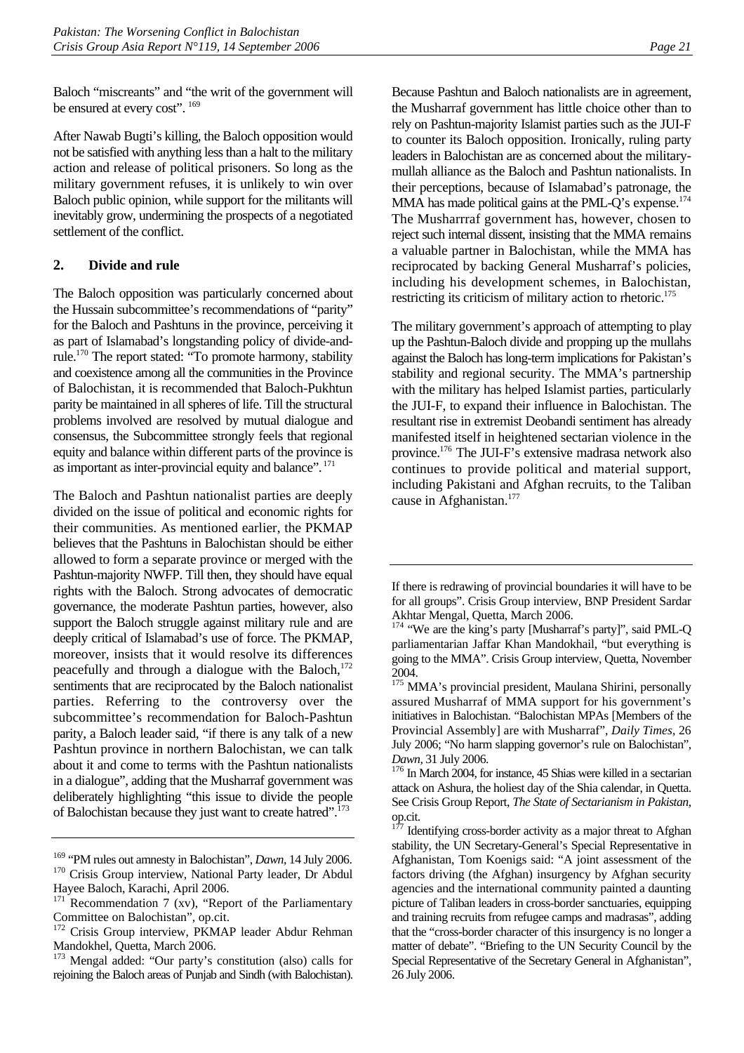Baloch "miscreants" and "the writ of the government will be ensured at every cost".[169]

After Nawab Bugti's killing, the Baloch opposition would not be satisfied with anything less than a halt to the military action and release of political prisoners. So long as the military government refuses, it is unlikely to win over Baloch public opinion, while support for the militants will inevitably grow, undermining the prospects of a negotiated settlement of the conflict.

### 2. Divide and rule

The Baloch opposition was particularly concerned about the Hussain subcommittee's recommendations of "parity" for the Baloch and Pashtuns in the province, perceiving it as part of Islamabad's longstanding policy of divide-and-rule.[170] The report stated: "To promote harmony, stability and coexistence among all the communities in the Province of Balochistan, it is recommended that Baloch-Pukhtun parity be maintained in all spheres of life. Till the structural problems involved are resolved by mutual dialogue and consensus, the Subcommittee strongly feels that regional equity and balance within different parts of the province is as important as inter-provincial equity and balance".[171]

The Baloch and Pashtun nationalist parties are deeply divided on the issue of political and economic rights for their communities. As mentioned earlier, the PKMAP believes that the Pashtuns in Balochistan should be either allowed to form a separate province or merged with the Pashtun-majority NWFP. Till then, they should have equal rights with the Baloch. Strong advocates of democratic governance, the moderate Pashtun parties, however, also support the Baloch struggle against military rule and are deeply critical of Islamabad's use of force. The PKMAP, moreover, insists that it would resolve its differences peacefully and through a dialogue with the Baloch,[172] sentiments that are reciprocated by the Baloch nationalist parties. Referring to the controversy over the subcommittee's recommendation for Baloch-Pashtun parity, a Baloch leader said, "if there is any talk of a new Pashtun province in northern Balochistan, we can talk about it and come to terms with the Pashtun nationalists in a dialogue", adding that the Musharraf government was deliberately highlighting "this issue to divide the people of Balochistan because they just want to create hatred".[173]

Because Pashtun and Baloch nationalists are in agreement, the Musharraf government has little choice other than to rely on Pashtun-majority Islamist parties such as the JUI-F to counter its Baloch opposition. Ironically, ruling party leaders in Balochistan are as concerned about the military-mullah alliance as the Baloch and Pashtun nationalists. In their perceptions, because of Islamabad's patronage, the MMA has made political gains at the PML-Q's expense.[174] The Musharrraf government has, however, chosen to reject such internal dissent, insisting that the MMA remains a valuable partner in Balochistan, while the MMA has reciprocated by backing General Musharraf's policies, including his development schemes, in Balochistan, restricting its criticism of military action to rhetoric.[175]

The military government's approach of attempting to play up the Pashtun-Baloch divide and propping up the mullahs against the Baloch has long-term implications for Pakistan's stability and regional security. The MMA's partnership with the military has helped Islamist parties, particularly the JUI-F, to expand their influence in Balochistan. The resultant rise in extremist Deobandi sentiment has already manifested itself in heightened sectarian violence in the province.[176] The JUI-F's extensive madrasa network also continues to provide political and material support, including Pakistani and Afghan recruits, to the Taliban cause in Afghanistan.[177]

---

[169] "PM rules out amnesty in Balochistan", *Dawn*, 14 July 2006.

[170] Crisis Group interview, National Party leader, Dr Abdul Hayee Baloch, Karachi, April 2006.

[171] Recommendation 7 (xv), "Report of the Parliamentary Committee on Balochistan", op.cit.

[172] Crisis Group interview, PKMAP leader Abdur Rehman Mandokhel, Quetta, March 2006.

[173] Mengal added: "Our party's constitution (also) calls for rejoining the Baloch areas of Punjab and Sindh (with Balochistan). If there is redrawing of provincial boundaries it will have to be for all groups". Crisis Group interview, BNP President Sardar Akhtar Mengal, Quetta, March 2006.

[174] "We are the king's party [Musharraf's party]", said PML-Q parliamentarian Jaffar Khan Mandokhail, "but everything is going to the MMA". Crisis Group interview, Quetta, November 2004.

[175] MMA's provincial president, Maulana Shirini, personally assured Musharraf of MMA support for his government's initiatives in Balochistan. "Balochistan MPAs [Members of the Provincial Assembly] are with Musharraf", *Daily Times*, 26 July 2006; "No harm slapping governor's rule on Balochistan", *Dawn*, 31 July 2006.

[176] In March 2004, for instance, 45 Shias were killed in a sectarian attack on Ashura, the holiest day of the Shia calendar, in Quetta. See Crisis Group Report, *The State of Sectarianism in Pakistan*, op.cit.

[177] Identifying cross-border activity as a major threat to Afghan stability, the UN Secretary-General's Special Representative in Afghanistan, Tom Koenigs said: "A joint assessment of the factors driving (the Afghan) insurgency by Afghan security agencies and the international community painted a daunting picture of Taliban leaders in cross-border sanctuaries, equipping and training recruits from refugee camps and madrasas", adding that the "cross-border character of this insurgency is no longer a matter of debate". "Briefing to the UN Security Council by the Special Representative of the Secretary General in Afghanistan", 26 July 2006.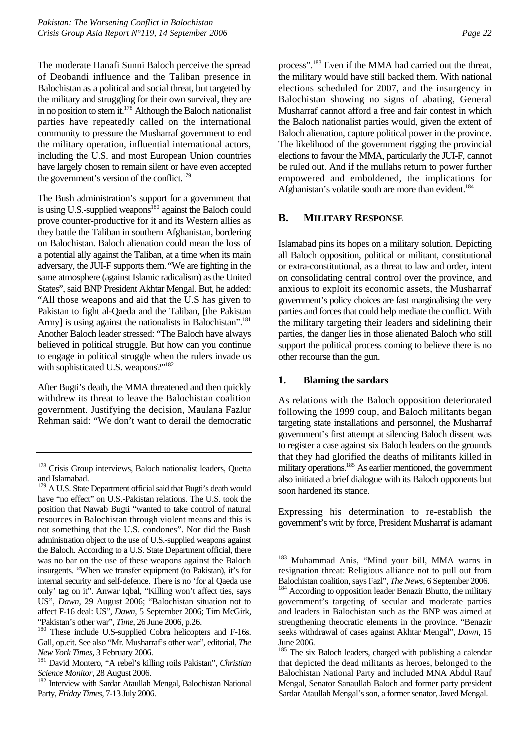The moderate Hanafi Sunni Baloch perceive the spread of Deobandi influence and the Taliban presence in Balochistan as a political and social threat, but targeted by the military and struggling for their own survival, they are in no position to stem it.[178] Although the Baloch nationalist parties have repeatedly called on the international community to pressure the Musharraf government to end the military operation, influential international actors, including the U.S. and most European Union countries have largely chosen to remain silent or have even accepted the government's version of the conflict.[179]

The Bush administration's support for a government that is using U.S.-supplied weapons[180] against the Baloch could prove counter-productive for it and its Western allies as they battle the Taliban in southern Afghanistan, bordering on Balochistan. Baloch alienation could mean the loss of a potential ally against the Taliban, at a time when its main adversary, the JUI-F supports them. "We are fighting in the same atmosphere (against Islamic radicalism) as the United States", said BNP President Akhtar Mengal. But, he added: "All those weapons and aid that the U.S has given to Pakistan to fight al-Qaeda and the Taliban, [the Pakistan Army] is using against the nationalists in Balochistan".[181] Another Baloch leader stressed: "The Baloch have always believed in political struggle. But how can you continue to engage in political struggle when the rulers invade us with sophisticated U.S. weapons?"[182]

After Bugti's death, the MMA threatened and then quickly withdrew its threat to leave the Balochistan coalition government. Justifying the decision, Maulana Fazlur Rehman said: "We don't want to derail the democratic process".[183] Even if the MMA had carried out the threat, the military would have still backed them. With national elections scheduled for 2007, and the insurgency in Balochistan showing no signs of abating, General Musharraf cannot afford a free and fair contest in which the Baloch nationalist parties would, given the extent of Baloch alienation, capture political power in the province. The likelihood of the government rigging the provincial elections to favour the MMA, particularly the JUI-F, cannot be ruled out. And if the mullahs return to power further empowered and emboldened, the implications for Afghanistan's volatile south are more than evident.[184]

## B. Military Response

Islamabad pins its hopes on a military solution. Depicting all Baloch opposition, political or militant, constitutional or extra-constitutional, as a threat to law and order, intent on consolidating central control over the province, and anxious to exploit its economic assets, the Musharraf government's policy choices are fast marginalising the very parties and forces that could help mediate the conflict. With the military targeting their leaders and sidelining their parties, the danger lies in those alienated Baloch who still support the political process coming to believe there is no other recourse than the gun.

### 1. Blaming the sardars

As relations with the Baloch opposition deteriorated following the 1999 coup, and Baloch militants began targeting state installations and personnel, the Musharraf government's first attempt at silencing Baloch dissent was to register a case against six Baloch leaders on the grounds that they had glorified the deaths of militants killed in military operations.[185] As earlier mentioned, the government also initiated a brief dialogue with its Baloch opponents but soon hardened its stance.

Expressing his determination to re-establish the government's writ by force, President Musharraf is adamant

---

[178] Crisis Group interviews, Baloch nationalist leaders, Quetta and Islamabad.

[179] A U.S. State Department official said that Bugti's death would have "no effect" on U.S.-Pakistan relations. The U.S. took the position that Nawab Bugti "wanted to take control of natural resources in Balochistan through violent means and this is not something that the U.S. condones". Nor did the Bush administration object to the use of U.S.-supplied weapons against the Baloch. According to a U.S. State Department official, there was no bar on the use of these weapons against the Baloch insurgents. "When we transfer equipment (to Pakistan), it's for internal security and self-defence. There is no 'for al Qaeda use only' tag on it". Anwar Iqbal, "Killing won't affect ties, says US", *Dawn*, 29 August 2006; "Balochistan situation not to affect F-16 deal: US", *Dawn*, 5 September 2006; Tim McGirk, "Pakistan's other war", *Time*, 26 June 2006, p.26.

[180] These include U.S-supplied Cobra helicopters and F-16s. Gall, op.cit. See also "Mr. Musharraf's other war", editorial, *The New York Times*, 3 February 2006.

[181] David Montero, "A rebel's killing roils Pakistan", *Christian Science Monitor*, 28 August 2006.

[182] Interview with Sardar Ataullah Mengal, Balochistan National Party, *Friday Times*, 7-13 July 2006.

[183] Muhammad Anis, "Mind your bill, MMA warns in resignation threat: Religious alliance not to pull out from Balochistan coalition, says Fazl", *The News*, 6 September 2006.

[184] According to opposition leader Benazir Bhutto, the military government's targeting of secular and moderate parties and leaders in Balochistan such as the BNP was aimed at strengthening theocratic elements in the province. "Benazir seeks withdrawal of cases against Akhtar Mengal", *Dawn*, 15 June 2006.

[185] The six Baloch leaders, charged with publishing a calendar that depicted the dead militants as heroes, belonged to the Balochistan National Party and included MNA Abdul Rauf Mengal, Senator Sanaullah Baloch and former party president Sardar Ataullah Mengal's son, a former senator, Javed Mengal.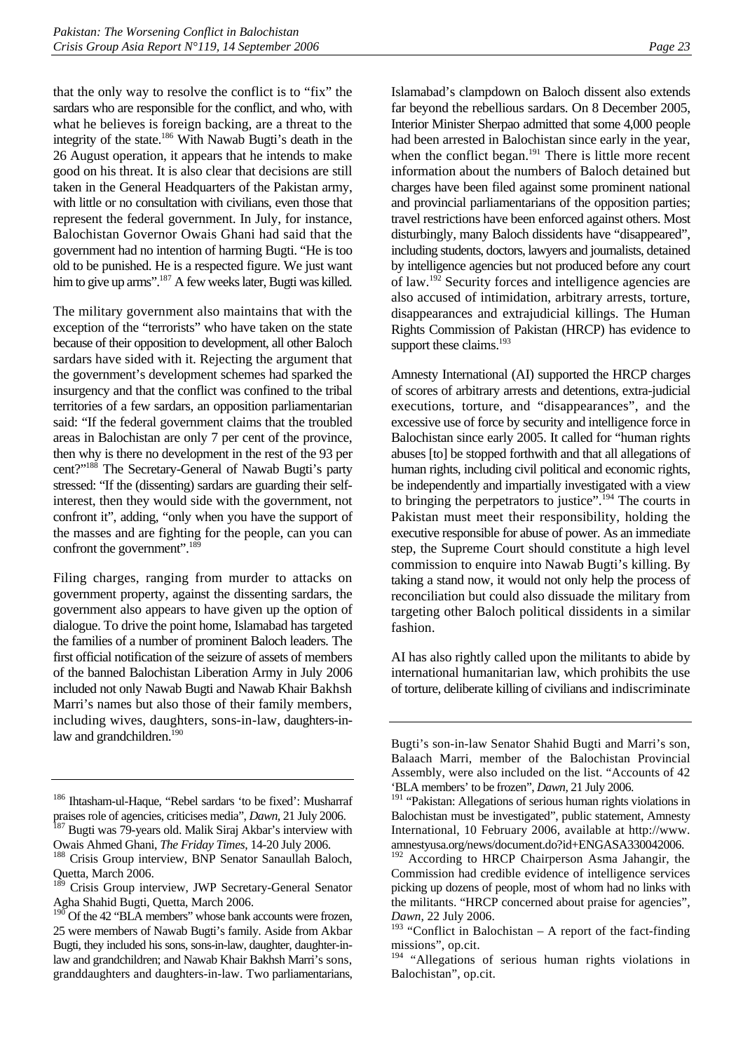that the only way to resolve the conflict is to "fix" the sardars who are responsible for the conflict, and who, with what he believes is foreign backing, are a threat to the integrity of the state.[186] With Nawab Bugti's death in the 26 August operation, it appears that he intends to make good on his threat. It is also clear that decisions are still taken in the General Headquarters of the Pakistan army, with little or no consultation with civilians, even those that represent the federal government. In July, for instance, Balochistan Governor Owais Ghani had said that the government had no intention of harming Bugti. "He is too old to be punished. He is a respected figure. We just want him to give up arms".[187] A few weeks later, Bugti was killed.

The military government also maintains that with the exception of the "terrorists" who have taken on the state because of their opposition to development, all other Baloch sardars have sided with it. Rejecting the argument that the government's development schemes had sparked the insurgency and that the conflict was confined to the tribal territories of a few sardars, an opposition parliamentarian said: "If the federal government claims that the troubled areas in Balochistan are only 7 per cent of the province, then why is there no development in the rest of the 93 per cent?"[188] The Secretary-General of Nawab Bugti's party stressed: "If the (dissenting) sardars are guarding their self-interest, then they would side with the government, not confront it", adding, "only when you have the support of the masses and are fighting for the people, can you can confront the government".[189]

Filing charges, ranging from murder to attacks on government property, against the dissenting sardars, the government also appears to have given up the option of dialogue. To drive the point home, Islamabad has targeted the families of a number of prominent Baloch leaders. The first official notification of the seizure of assets of members of the banned Balochistan Liberation Army in July 2006 included not only Nawab Bugti and Nawab Khair Bakhsh Marri's names but also those of their family members, including wives, daughters, sons-in-law, daughters-in-law and grandchildren.[190]

Islamabad's clampdown on Baloch dissent also extends far beyond the rebellious sardars. On 8 December 2005, Interior Minister Sherpao admitted that some 4,000 people had been arrested in Balochistan since early in the year, when the conflict began.[191] There is little more recent information about the numbers of Baloch detained but charges have been filed against some prominent national and provincial parliamentarians of the opposition parties; travel restrictions have been enforced against others. Most disturbingly, many Baloch dissidents have "disappeared", including students, doctors, lawyers and journalists, detained by intelligence agencies but not produced before any court of law.[192] Security forces and intelligence agencies are also accused of intimidation, arbitrary arrests, torture, disappearances and extrajudicial killings. The Human Rights Commission of Pakistan (HRCP) has evidence to support these claims.[193]

Amnesty International (AI) supported the HRCP charges of scores of arbitrary arrests and detentions, extra-judicial executions, torture, and "disappearances", and the excessive use of force by security and intelligence force in Balochistan since early 2005. It called for "human rights abuses [to] be stopped forthwith and that all allegations of human rights, including civil political and economic rights, be independently and impartially investigated with a view to bringing the perpetrators to justice".[194] The courts in Pakistan must meet their responsibility, holding the executive responsible for abuse of power. As an immediate step, the Supreme Court should constitute a high level commission to enquire into Nawab Bugti's killing. By taking a stand now, it would not only help the process of reconciliation but could also dissuade the military from targeting other Baloch political dissidents in a similar fashion.

AI has also rightly called upon the militants to abide by international humanitarian law, which prohibits the use of torture, deliberate killing of civilians and indiscriminate

---

[186] Ihtasham-ul-Haque, "Rebel sardars 'to be fixed': Musharraf praises role of agencies, criticises media", *Dawn*, 21 July 2006.

[187] Bugti was 79-years old. Malik Siraj Akbar's interview with Owais Ahmed Ghani, *The Friday Times*, 14-20 July 2006.

[188] Crisis Group interview, BNP Senator Sanaullah Baloch, Quetta, March 2006.

[189] Crisis Group interview, JWP Secretary-General Senator Agha Shahid Bugti, Quetta, March 2006.

[190] Of the 42 "BLA members" whose bank accounts were frozen, 25 were members of Nawab Bugti's family. Aside from Akbar Bugti, they included his sons, sons-in-law, daughter, daughter-in-law and grandchildren; and Nawab Khair Bakhsh Marri's sons, granddaughters and daughters-in-law. Two parliamentarians, Bugti's son-in-law Senator Shahid Bugti and Marri's son, Balaach Marri, member of the Balochistan Provincial Assembly, were also included on the list. "Accounts of 42 'BLA members' to be frozen", *Dawn*, 21 July 2006.

[191] "Pakistan: Allegations of serious human rights violations in Balochistan must be investigated", public statement, Amnesty International, 10 February 2006, available at http://www.amnestyusa.org/news/document.do?id+ENGASA330042006.

[192] According to HRCP Chairperson Asma Jahangir, the Commission had credible evidence of intelligence services picking up dozens of people, most of whom had no links with the militants. "HRCP concerned about praise for agencies", *Dawn*, 22 July 2006.

[193] "Conflict in Balochistan – A report of the fact-finding missions", op.cit.

[194] "Allegations of serious human rights violations in Balochistan", op.cit.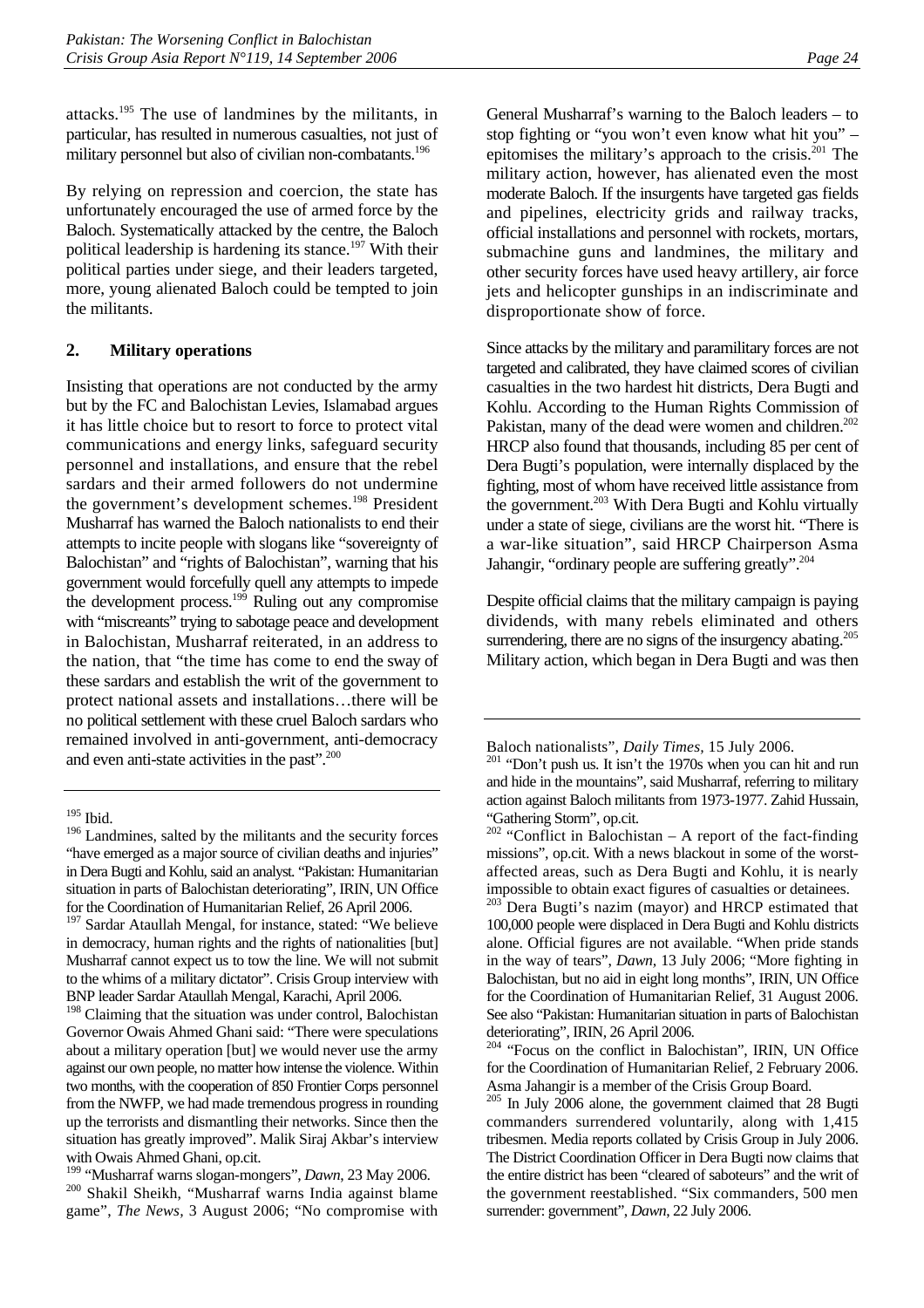attacks.[195] The use of landmines by the militants, in particular, has resulted in numerous casualties, not just of military personnel but also of civilian non-combatants.[196]

By relying on repression and coercion, the state has unfortunately encouraged the use of armed force by the Baloch. Systematically attacked by the centre, the Baloch political leadership is hardening its stance.[197] With their political parties under siege, and their leaders targeted, more, young alienated Baloch could be tempted to join the militants.

### 2. Military operations

Insisting that operations are not conducted by the army but by the FC and Balochistan Levies, Islamabad argues it has little choice but to resort to force to protect vital communications and energy links, safeguard security personnel and installations, and ensure that the rebel sardars and their armed followers do not undermine the government's development schemes.[198] President Musharraf has warned the Baloch nationalists to end their attempts to incite people with slogans like "sovereignty of Balochistan" and "rights of Balochistan", warning that his government would forcefully quell any attempts to impede the development process.[199] Ruling out any compromise with "miscreants" trying to sabotage peace and development in Balochistan, Musharraf reiterated, in an address to the nation, that "the time has come to end the sway of these sardars and establish the writ of the government to protect national assets and installations…there will be no political settlement with these cruel Baloch sardars who remained involved in anti-government, anti-democracy and even anti-state activities in the past".[200]

General Musharraf's warning to the Baloch leaders – to stop fighting or "you won't even know what hit you" – epitomises the military's approach to the crisis.[201] The military action, however, has alienated even the most moderate Baloch. If the insurgents have targeted gas fields and pipelines, electricity grids and railway tracks, official installations and personnel with rockets, mortars, submachine guns and landmines, the military and other security forces have used heavy artillery, air force jets and helicopter gunships in an indiscriminate and disproportionate show of force.

Since attacks by the military and paramilitary forces are not targeted and calibrated, they have claimed scores of civilian casualties in the two hardest hit districts, Dera Bugti and Kohlu. According to the Human Rights Commission of Pakistan, many of the dead were women and children.[202] HRCP also found that thousands, including 85 per cent of Dera Bugti's population, were internally displaced by the fighting, most of whom have received little assistance from the government.[203] With Dera Bugti and Kohlu virtually under a state of siege, civilians are the worst hit. "There is a war-like situation", said HRCP Chairperson Asma Jahangir, "ordinary people are suffering greatly".[204]

Despite official claims that the military campaign is paying dividends, with many rebels eliminated and others surrendering, there are no signs of the insurgency abating.[205] Military action, which began in Dera Bugti and was then

---

[195] Ibid.

[196] Landmines, salted by the militants and the security forces "have emerged as a major source of civilian deaths and injuries" in Dera Bugti and Kohlu, said an analyst. "Pakistan: Humanitarian situation in parts of Balochistan deteriorating", IRIN, UN Office for the Coordination of Humanitarian Relief, 26 April 2006.

[197] Sardar Ataullah Mengal, for instance, stated: "We believe in democracy, human rights and the rights of nationalities [but] Musharraf cannot expect us to tow the line. We will not submit to the whims of a military dictator". Crisis Group interview with BNP leader Sardar Ataullah Mengal, Karachi, April 2006.

[198] Claiming that the situation was under control, Balochistan Governor Owais Ahmed Ghani said: "There were speculations about a military operation [but] we would never use the army against our own people, no matter how intense the violence. Within two months, with the cooperation of 850 Frontier Corps personnel from the NWFP, we had made tremendous progress in rounding up the terrorists and dismantling their networks. Since then the situation has greatly improved". Malik Siraj Akbar's interview with Owais Ahmed Ghani, op.cit.

[199] "Musharraf warns slogan-mongers", *Dawn*, 23 May 2006.

[200] Shakil Sheikh, "Musharraf warns India against blame game", *The News*, 3 August 2006; "No compromise with Baloch nationalists", *Daily Times*, 15 July 2006.

[201] "Don't push us. It isn't the 1970s when you can hit and run and hide in the mountains", said Musharraf, referring to military action against Baloch militants from 1973-1977. Zahid Hussain, "Gathering Storm", op.cit.

[202] "Conflict in Balochistan – A report of the fact-finding missions", op.cit. With a news blackout in some of the worst-affected areas, such as Dera Bugti and Kohlu, it is nearly impossible to obtain exact figures of casualties or detainees.

[203] Dera Bugti's nazim (mayor) and HRCP estimated that 100,000 people were displaced in Dera Bugti and Kohlu districts alone. Official figures are not available. "When pride stands in the way of tears", *Dawn*, 13 July 2006; "More fighting in Balochistan, but no aid in eight long months", IRIN, UN Office for the Coordination of Humanitarian Relief, 31 August 2006. See also "Pakistan: Humanitarian situation in parts of Balochistan deteriorating", IRIN, 26 April 2006.

[204] "Focus on the conflict in Balochistan", IRIN, UN Office for the Coordination of Humanitarian Relief, 2 February 2006. Asma Jahangir is a member of the Crisis Group Board.

[205] In July 2006 alone, the government claimed that 28 Bugti commanders surrendered voluntarily, along with 1,415 tribesmen. Media reports collated by Crisis Group in July 2006. The District Coordination Officer in Dera Bugti now claims that the entire district has been "cleared of saboteurs" and the writ of the government reestablished. "Six commanders, 500 men surrender: government", *Dawn*, 22 July 2006.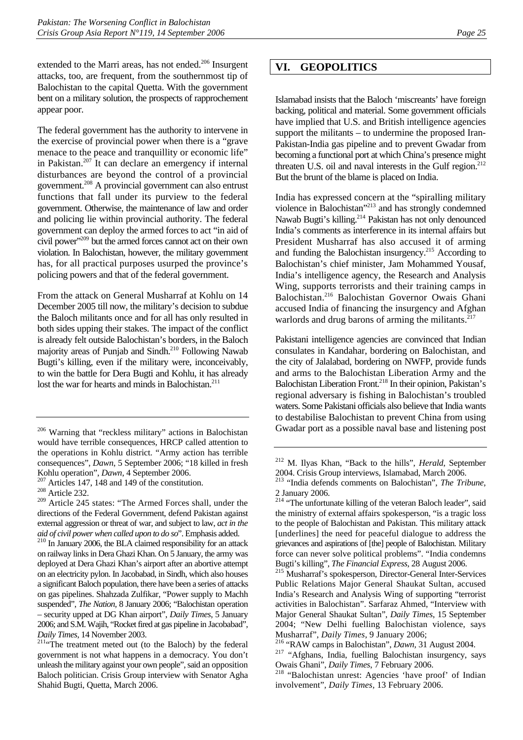extended to the Marri areas, has not ended.[206] Insurgent attacks, too, are frequent, from the southernmost tip of Balochistan to the capital Quetta. With the government bent on a military solution, the prospects of rapprochement appear poor.

The federal government has the authority to intervene in the exercise of provincial power when there is a "grave menace to the peace and tranquillity or economic life" in Pakistan.[207] It can declare an emergency if internal disturbances are beyond the control of a provincial government.[208] A provincial government can also entrust functions that fall under its purview to the federal government. Otherwise, the maintenance of law and order and policing lie within provincial authority. The federal government can deploy the armed forces to act "in aid of civil power"[209] but the armed forces cannot act on their own violation. In Balochistan, however, the military government has, for all practical purposes usurped the province's policing powers and that of the federal government.

From the attack on General Musharraf at Kohlu on 14 December 2005 till now, the military's decision to subdue the Baloch militants once and for all has only resulted in both sides upping their stakes. The impact of the conflict is already felt outside Balochistan's borders, in the Baloch majority areas of Punjab and Sindh.[210] Following Nawab Bugti's killing, even if the military were, inconceivably, to win the battle for Dera Bugti and Kohlu, it has already lost the war for hearts and minds in Balochistan.[211]

## VI. GEOPOLITICS

Islamabad insists that the Baloch 'miscreants' have foreign backing, political and material. Some government officials have implied that U.S. and British intelligence agencies support the militants – to undermine the proposed Iran-Pakistan-India gas pipeline and to prevent Gwadar from becoming a functional port at which China's presence might threaten U.S. oil and naval interests in the Gulf region.[212] But the brunt of the blame is placed on India.

India has expressed concern at the "spiralling military violence in Balochistan"[213] and has strongly condemned Nawab Bugti's killing.[214] Pakistan has not only denounced India's comments as interference in its internal affairs but President Musharraf has also accused it of arming and funding the Balochistan insurgency.[215] According to Balochistan's chief minister, Jam Mohammed Yousaf, India's intelligence agency, the Research and Analysis Wing, supports terrorists and their training camps in Balochistan.[216] Balochistan Governor Owais Ghani accused India of financing the insurgency and Afghan warlords and drug barons of arming the militants.[217]

Pakistani intelligence agencies are convinced that Indian consulates in Kandahar, bordering on Balochistan, and the city of Jalalabad, bordering on NWFP, provide funds and arms to the Balochistan Liberation Army and the Balochistan Liberation Front.[218] In their opinion, Pakistan's regional adversary is fishing in Balochistan's troubled waters. Some Pakistani officials also believe that India wants to destabilise Balochistan to prevent China from using Gwadar port as a possible naval base and listening post

---

[206] Warning that "reckless military" actions in Balochistan would have terrible consequences, HRCP called attention to the operations in Kohlu district. "Army action has terrible consequences", *Dawn*, 5 September 2006; "18 killed in fresh Kohlu operation", *Dawn*, 4 September 2006.

[207] Articles 147, 148 and 149 of the constitution.

[208] Article 232.

[209] Article 245 states: "The Armed Forces shall, under the directions of the Federal Government, defend Pakistan against external aggression or threat of war, and subject to law, *act in the aid of civil power when called upon to do so*". Emphasis added.

[210] In January 2006, the BLA claimed responsibility for an attack on railway links in Dera Ghazi Khan. On 5 January, the army was deployed at Dera Ghazi Khan's airport after an abortive attempt on an electricity pylon. In Jacobabad, in Sindh, which also houses a significant Baloch population, there have been a series of attacks on gas pipelines. Shahzada Zulfikar, "Power supply to Machh suspended", *The Nation*, 8 January 2006; "Balochistan operation – security upped at DG Khan airport", *Daily Times*, 5 January 2006; and S.M. Wajih, "Rocket fired at gas pipeline in Jacobabad", *Daily Times*, 14 November 2003.

[211] "The treatment meted out (to the Baloch) by the federal government is not what happens in a democracy. You don't unleash the military against your own people", said an opposition Baloch politician. Crisis Group interview with Senator Agha Shahid Bugti, Quetta, March 2006.

[212] M. Ilyas Khan, "Back to the hills", *Herald*, September 2004. Crisis Group interviews, Islamabad, March 2006.

[213] "India defends comments on Balochistan", *The Tribune*, 2 January 2006.

[214] "The unfortunate killing of the veteran Baloch leader", said the ministry of external affairs spokesperson, "is a tragic loss to the people of Balochistan and Pakistan. This military attack [underlines] the need for peaceful dialogue to address the grievances and aspirations of [the] people of Balochistan. Military force can never solve political problems". "India condemns Bugti's killing", *The Financial Express*, 28 August 2006.

[215] Musharraf's spokesperson, Director-General Inter-Services Public Relations Major General Shaukat Sultan, accused India's Research and Analysis Wing of supporting "terrorist activities in Balochistan". Sarfaraz Ahmed, "Interview with Major General Shaukat Sultan", *Daily Times*, 15 September 2004; "New Delhi fuelling Balochistan violence, says Musharraf", *Daily Times*, 9 January 2006;

[216] "RAW camps in Balochistan", *Dawn*, 31 August 2004.

[217] "Afghans, India, fuelling Balochistan insurgency, says Owais Ghani", *Daily Times*, 7 February 2006.

[218] "Balochistan unrest: Agencies 'have proof' of Indian involvement", *Daily Times*, 13 February 2006.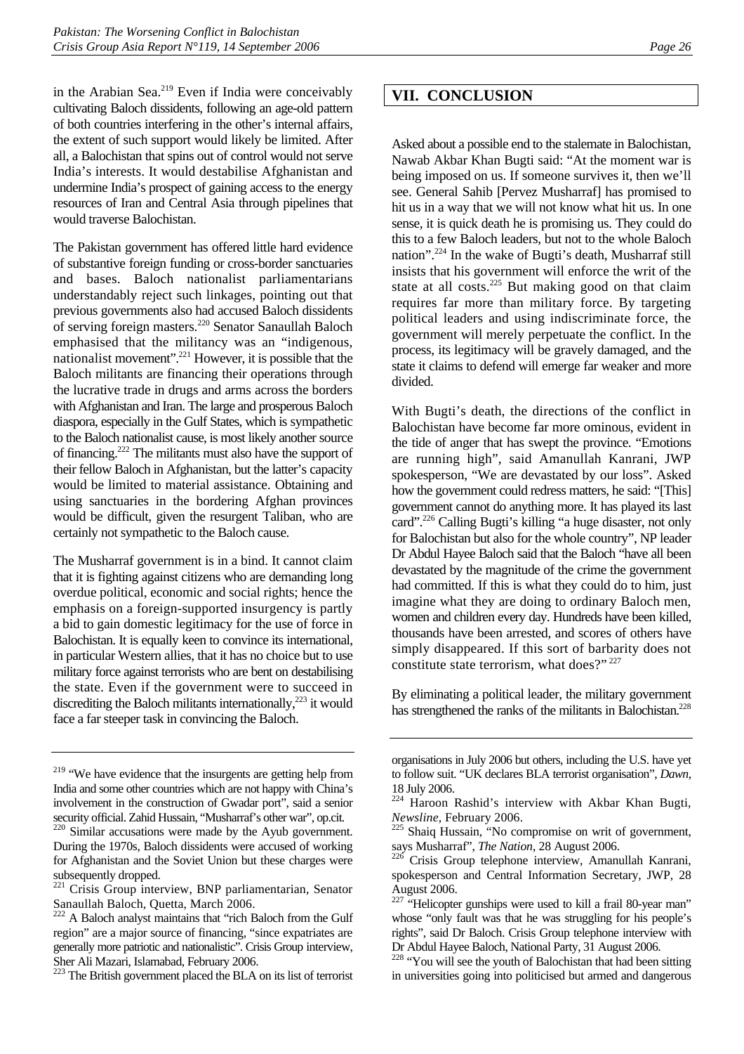in the Arabian Sea.[219] Even if India were conceivably cultivating Baloch dissidents, following an age-old pattern of both countries interfering in the other's internal affairs, the extent of such support would likely be limited. After all, a Balochistan that spins out of control would not serve India's interests. It would destabilise Afghanistan and undermine India's prospect of gaining access to the energy resources of Iran and Central Asia through pipelines that would traverse Balochistan.

The Pakistan government has offered little hard evidence of substantive foreign funding or cross-border sanctuaries and bases. Baloch nationalist parliamentarians understandably reject such linkages, pointing out that previous governments also had accused Baloch dissidents of serving foreign masters.[220] Senator Sanaullah Baloch emphasised that the militancy was an "indigenous, nationalist movement".[221] However, it is possible that the Baloch militants are financing their operations through the lucrative trade in drugs and arms across the borders with Afghanistan and Iran. The large and prosperous Baloch diaspora, especially in the Gulf States, which is sympathetic to the Baloch nationalist cause, is most likely another source of financing.[222] The militants must also have the support of their fellow Baloch in Afghanistan, but the latter's capacity would be limited to material assistance. Obtaining and using sanctuaries in the bordering Afghan provinces would be difficult, given the resurgent Taliban, who are certainly not sympathetic to the Baloch cause.

The Musharraf government is in a bind. It cannot claim that it is fighting against citizens who are demanding long overdue political, economic and social rights; hence the emphasis on a foreign-supported insurgency is partly a bid to gain domestic legitimacy for the use of force in Balochistan. It is equally keen to convince its international, in particular Western allies, that it has no choice but to use military force against terrorists who are bent on destabilising the state. Even if the government were to succeed in discrediting the Baloch militants internationally,[223] it would face a far steeper task in convincing the Baloch.

## VII. CONCLUSION

Asked about a possible end to the stalemate in Balochistan, Nawab Akbar Khan Bugti said: "At the moment war is being imposed on us. If someone survives it, then we'll see. General Sahib [Pervez Musharraf] has promised to hit us in a way that we will not know what hit us. In one sense, it is quick death he is promising us. They could do this to a few Baloch leaders, but not to the whole Baloch nation".[224] In the wake of Bugti's death, Musharraf still insists that his government will enforce the writ of the state at all costs.[225] But making good on that claim requires far more than military force. By targeting political leaders and using indiscriminate force, the government will merely perpetuate the conflict. In the process, its legitimacy will be gravely damaged, and the state it claims to defend will emerge far weaker and more divided.

With Bugti's death, the directions of the conflict in Balochistan have become far more ominous, evident in the tide of anger that has swept the province. "Emotions are running high", said Amanullah Kanrani, JWP spokesperson, "We are devastated by our loss". Asked how the government could redress matters, he said: "[This] government cannot do anything more. It has played its last card".[226] Calling Bugti's killing "a huge disaster, not only for Balochistan but also for the whole country", NP leader Dr Abdul Hayee Baloch said that the Baloch "have all been devastated by the magnitude of the crime the government had committed. If this is what they could do to him, just imagine what they are doing to ordinary Baloch men, women and children every day. Hundreds have been killed, thousands have been arrested, and scores of others have simply disappeared. If this sort of barbarity does not constitute state terrorism, what does?"[227]

By eliminating a political leader, the military government has strengthened the ranks of the militants in Balochistan.[228]

---

[219] "We have evidence that the insurgents are getting help from India and some other countries which are not happy with China's involvement in the construction of Gwadar port", said a senior security official. Zahid Hussain, "Musharraf's other war", op.cit.

[220] Similar accusations were made by the Ayub government. During the 1970s, Baloch dissidents were accused of working for Afghanistan and the Soviet Union but these charges were subsequently dropped.

[221] Crisis Group interview, BNP parliamentarian, Senator Sanaullah Baloch, Quetta, March 2006.

[222] A Baloch analyst maintains that "rich Baloch from the Gulf region" are a major source of financing, "since expatriates are generally more patriotic and nationalistic". Crisis Group interview, Sher Ali Mazari, Islamabad, February 2006.

[223] The British government placed the BLA on its list of terrorist organisations in July 2006 but others, including the U.S. have yet to follow suit. "UK declares BLA terrorist organisation", *Dawn*, 18 July 2006.

[224] Haroon Rashid's interview with Akbar Khan Bugti, *Newsline*, February 2006.

[225] Shaiq Hussain, "No compromise on writ of government, says Musharraf", *The Nation*, 28 August 2006.

[226] Crisis Group telephone interview, Amanullah Kanrani, spokesperson and Central Information Secretary, JWP, 28 August 2006.

[227] "Helicopter gunships were used to kill a frail 80-year man" whose "only fault was that he was struggling for his people's rights", said Dr Baloch. Crisis Group telephone interview with Dr Abdul Hayee Baloch, National Party, 31 August 2006.

[228] "You will see the youth of Balochistan that had been sitting in universities going into politicised but armed and dangerous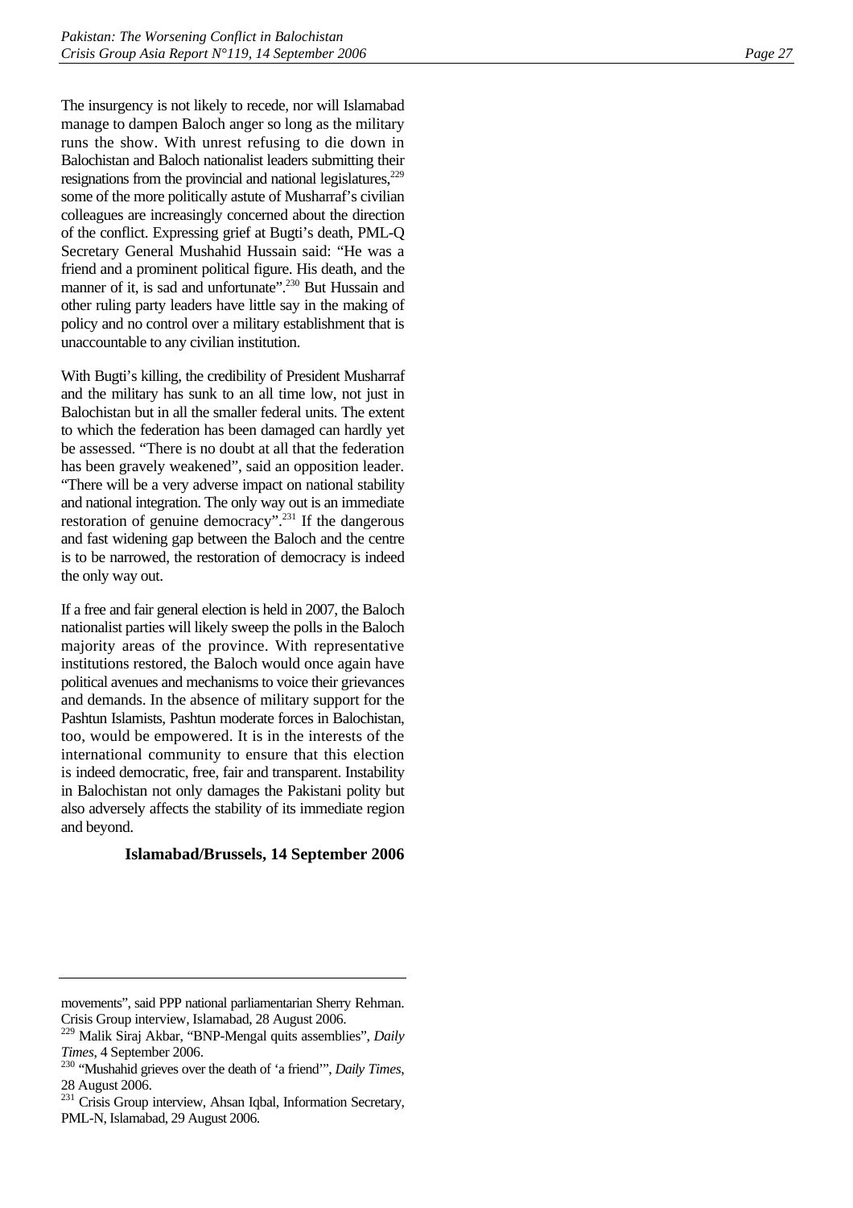The insurgency is not likely to recede, nor will Islamabad manage to dampen Baloch anger so long as the military runs the show. With unrest refusing to die down in Balochistan and Baloch nationalist leaders submitting their resignations from the provincial and national legislatures,[229] some of the more politically astute of Musharraf's civilian colleagues are increasingly concerned about the direction of the conflict. Expressing grief at Bugti's death, PML-Q Secretary General Mushahid Hussain said: "He was a friend and a prominent political figure. His death, and the manner of it, is sad and unfortunate".[230] But Hussain and other ruling party leaders have little say in the making of policy and no control over a military establishment that is unaccountable to any civilian institution.

With Bugti's killing, the credibility of President Musharraf and the military has sunk to an all time low, not just in Balochistan but in all the smaller federal units. The extent to which the federation has been damaged can hardly yet be assessed. "There is no doubt at all that the federation has been gravely weakened", said an opposition leader. "There will be a very adverse impact on national stability and national integration. The only way out is an immediate restoration of genuine democracy".[231] If the dangerous and fast widening gap between the Baloch and the centre is to be narrowed, the restoration of democracy is indeed the only way out.

If a free and fair general election is held in 2007, the Baloch nationalist parties will likely sweep the polls in the Baloch majority areas of the province. With representative institutions restored, the Baloch would once again have political avenues and mechanisms to voice their grievances and demands. In the absence of military support for the Pashtun Islamists, Pashtun moderate forces in Balochistan, too, would be empowered. It is in the interests of the international community to ensure that this election is indeed democratic, free, fair and transparent. Instability in Balochistan not only damages the Pakistani polity but also adversely affects the stability of its immediate region and beyond.

**Islamabad/Brussels, 14 September 2006**

---

movements", said PPP national parliamentarian Sherry Rehman. Crisis Group interview, Islamabad, 28 August 2006.

[229] Malik Siraj Akbar, "BNP-Mengal quits assemblies", *Daily Times*, 4 September 2006.

[230] "Mushahid grieves over the death of 'a friend'", *Daily Times*, 28 August 2006.

[231] Crisis Group interview, Ahsan Iqbal, Information Secretary, PML-N, Islamabad, 29 August 2006.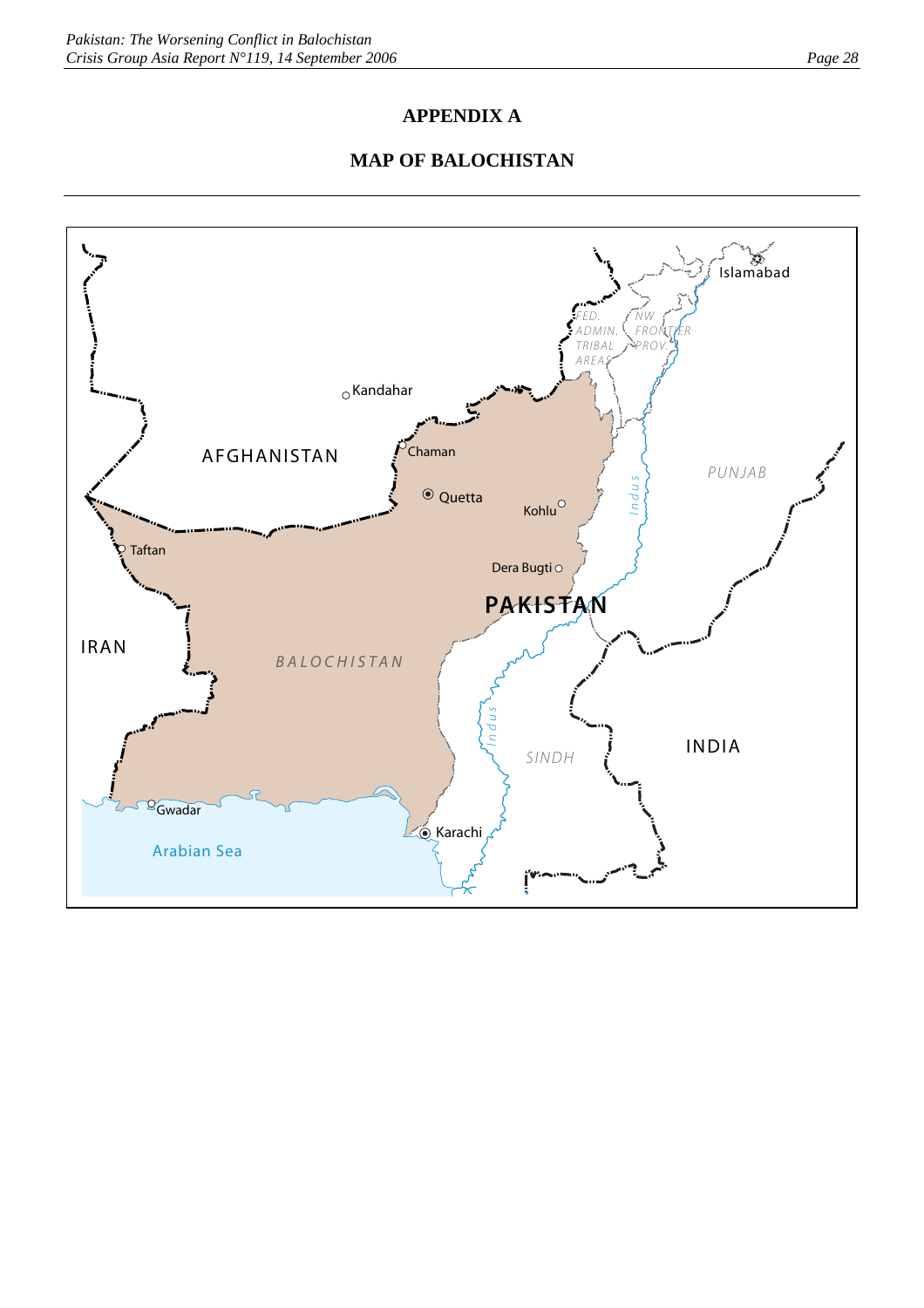## APPENDIX A

## MAP OF BALOCHISTAN

Islamabad

FED. ADMIN. TRIBAL AREAS

NW FRONTIER PROV.

Kandahar

Chaman

AFGHANISTAN

Quetta

Kohlu

PUNJAB

Indus

Taftan

Dera Bugti

PAKISTAN

IRAN

BALOCHISTAN

Indus

SINDH

INDIA

Gwadar

Karachi

Arabian Sea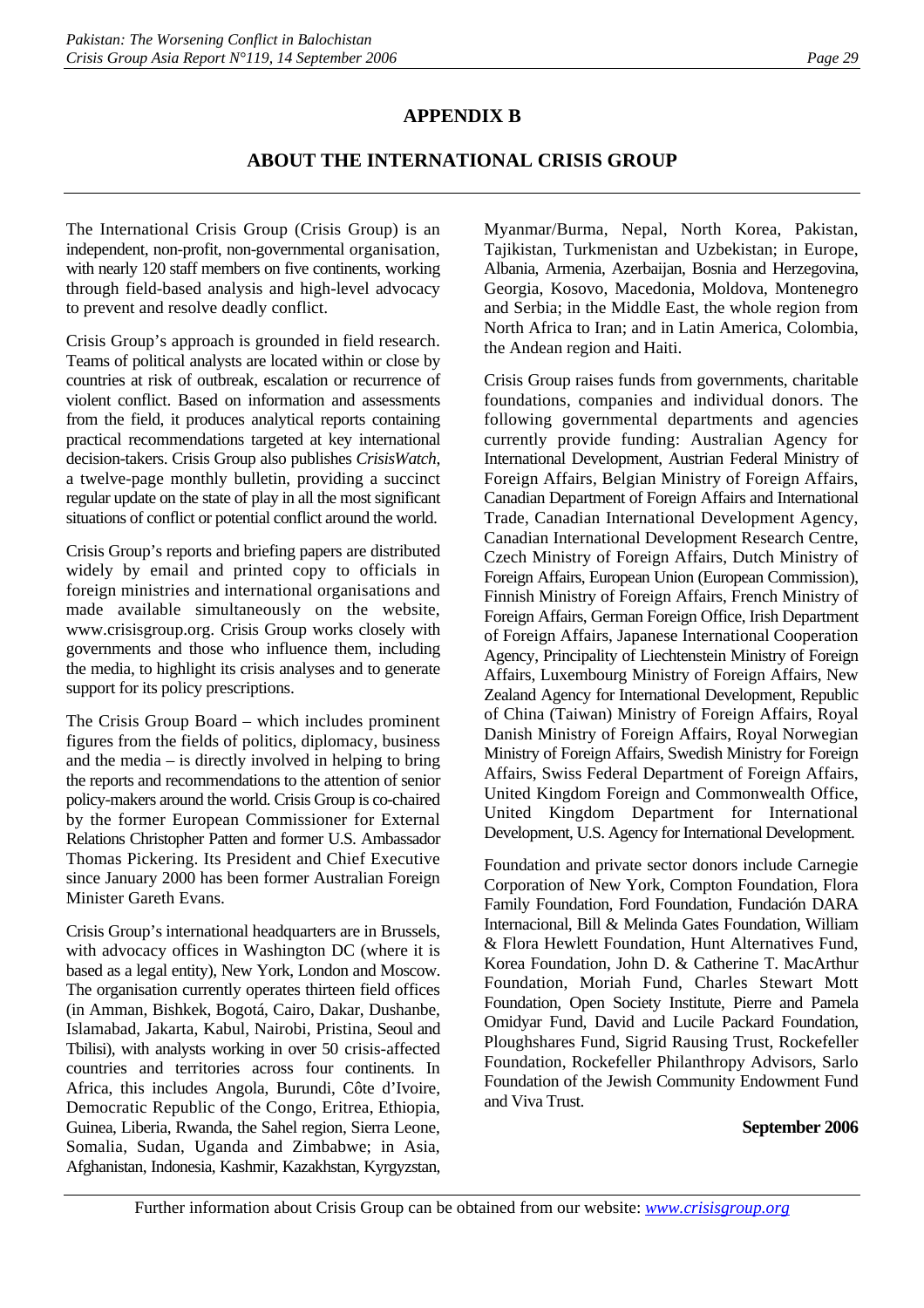# APPENDIX B

## ABOUT THE INTERNATIONAL CRISIS GROUP

The International Crisis Group (Crisis Group) is an independent, non-profit, non-governmental organisation, with nearly 120 staff members on five continents, working through field-based analysis and high-level advocacy to prevent and resolve deadly conflict.

Crisis Group's approach is grounded in field research. Teams of political analysts are located within or close by countries at risk of outbreak, escalation or recurrence of violent conflict. Based on information and assessments from the field, it produces analytical reports containing practical recommendations targeted at key international decision-takers. Crisis Group also publishes *CrisisWatch*, a twelve-page monthly bulletin, providing a succinct regular update on the state of play in all the most significant situations of conflict or potential conflict around the world.

Crisis Group's reports and briefing papers are distributed widely by email and printed copy to officials in foreign ministries and international organisations and made available simultaneously on the website, www.crisisgroup.org. Crisis Group works closely with governments and those who influence them, including the media, to highlight its crisis analyses and to generate support for its policy prescriptions.

The Crisis Group Board – which includes prominent figures from the fields of politics, diplomacy, business and the media – is directly involved in helping to bring the reports and recommendations to the attention of senior policy-makers around the world. Crisis Group is co-chaired by the former European Commissioner for External Relations Christopher Patten and former U.S. Ambassador Thomas Pickering. Its President and Chief Executive since January 2000 has been former Australian Foreign Minister Gareth Evans.

Crisis Group's international headquarters are in Brussels, with advocacy offices in Washington DC (where it is based as a legal entity), New York, London and Moscow. The organisation currently operates thirteen field offices (in Amman, Bishkek, Bogotá, Cairo, Dakar, Dushanbe, Islamabad, Jakarta, Kabul, Nairobi, Pristina, Seoul and Tbilisi), with analysts working in over 50 crisis-affected countries and territories across four continents. In Africa, this includes Angola, Burundi, Côte d'Ivoire, Democratic Republic of the Congo, Eritrea, Ethiopia, Guinea, Liberia, Rwanda, the Sahel region, Sierra Leone, Somalia, Sudan, Uganda and Zimbabwe; in Asia, Afghanistan, Indonesia, Kashmir, Kazakhstan, Kyrgyzstan, Myanmar/Burma, Nepal, North Korea, Pakistan, Tajikistan, Turkmenistan and Uzbekistan; in Europe, Albania, Armenia, Azerbaijan, Bosnia and Herzegovina, Georgia, Kosovo, Macedonia, Moldova, Montenegro and Serbia; in the Middle East, the whole region from North Africa to Iran; and in Latin America, Colombia, the Andean region and Haiti.

Crisis Group raises funds from governments, charitable foundations, companies and individual donors. The following governmental departments and agencies currently provide funding: Australian Agency for International Development, Austrian Federal Ministry of Foreign Affairs, Belgian Ministry of Foreign Affairs, Canadian Department of Foreign Affairs and International Trade, Canadian International Development Agency, Canadian International Development Research Centre, Czech Ministry of Foreign Affairs, Dutch Ministry of Foreign Affairs, European Union (European Commission), Finnish Ministry of Foreign Affairs, French Ministry of Foreign Affairs, German Foreign Office, Irish Department of Foreign Affairs, Japanese International Cooperation Agency, Principality of Liechtenstein Ministry of Foreign Affairs, Luxembourg Ministry of Foreign Affairs, New Zealand Agency for International Development, Republic of China (Taiwan) Ministry of Foreign Affairs, Royal Danish Ministry of Foreign Affairs, Royal Norwegian Ministry of Foreign Affairs, Swedish Ministry for Foreign Affairs, Swiss Federal Department of Foreign Affairs, United Kingdom Foreign and Commonwealth Office, United Kingdom Department for International Development, U.S. Agency for International Development.

Foundation and private sector donors include Carnegie Corporation of New York, Compton Foundation, Flora Family Foundation, Ford Foundation, Fundación DARA Internacional, Bill & Melinda Gates Foundation, William & Flora Hewlett Foundation, Hunt Alternatives Fund, Korea Foundation, John D. & Catherine T. MacArthur Foundation, Moriah Fund, Charles Stewart Mott Foundation, Open Society Institute, Pierre and Pamela Omidyar Fund, David and Lucile Packard Foundation, Ploughshares Fund, Sigrid Rausing Trust, Rockefeller Foundation, Rockefeller Philanthropy Advisors, Sarlo Foundation of the Jewish Community Endowment Fund and Viva Trust.

**September 2006**

Further information about Crisis Group can be obtained from our website: *www.crisisgroup.org*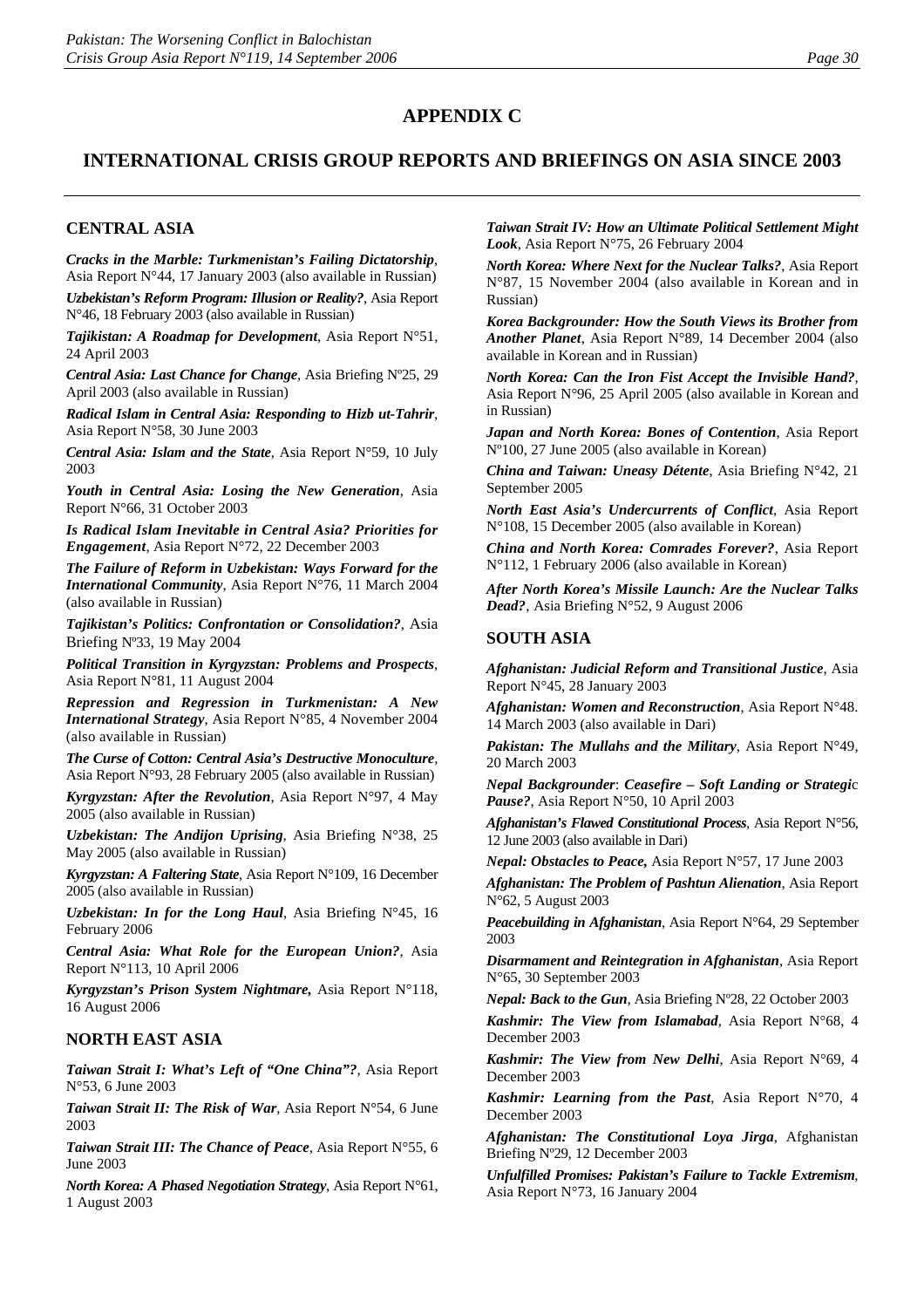# APPENDIX C

## INTERNATIONAL CRISIS GROUP REPORTS AND BRIEFINGS ON ASIA SINCE 2003

### CENTRAL ASIA

***Cracks in the Marble: Turkmenistan's Failing Dictatorship***, Asia Report N°44, 17 January 2003 (also available in Russian)

***Uzbekistan's Reform Program: Illusion or Reality?***, Asia Report N°46, 18 February 2003 (also available in Russian)

***Tajikistan: A Roadmap for Development***, Asia Report N°51, 24 April 2003

***Central Asia: Last Chance for Change***, Asia Briefing Nº25, 29 April 2003 (also available in Russian)

***Radical Islam in Central Asia: Responding to Hizb ut-Tahrir***, Asia Report N°58, 30 June 2003

***Central Asia: Islam and the State***, Asia Report N°59, 10 July 2003

***Youth in Central Asia: Losing the New Generation***, Asia Report N°66, 31 October 2003

***Is Radical Islam Inevitable in Central Asia? Priorities for Engagement***, Asia Report N°72, 22 December 2003

***The Failure of Reform in Uzbekistan: Ways Forward for the International Community***, Asia Report N°76, 11 March 2004 (also available in Russian)

***Tajikistan's Politics: Confrontation or Consolidation?***, Asia Briefing Nº33, 19 May 2004

***Political Transition in Kyrgyzstan: Problems and Prospects***, Asia Report N°81, 11 August 2004

***Repression and Regression in Turkmenistan: A New International Strategy***, Asia Report N°85, 4 November 2004 (also available in Russian)

***The Curse of Cotton: Central Asia's Destructive Monoculture***, Asia Report N°93, 28 February 2005 (also available in Russian)

***Kyrgyzstan: After the Revolution***, Asia Report N°97, 4 May 2005 (also available in Russian)

***Uzbekistan: The Andijon Uprising***, Asia Briefing N°38, 25 May 2005 (also available in Russian)

***Kyrgyzstan: A Faltering State***, Asia Report N°109, 16 December 2005 (also available in Russian)

***Uzbekistan: In for the Long Haul***, Asia Briefing N°45, 16 February 2006

***Central Asia: What Role for the European Union?***, Asia Report N°113, 10 April 2006

***Kyrgyzstan's Prison System Nightmare,*** Asia Report N°118, 16 August 2006

### NORTH EAST ASIA

***Taiwan Strait I: What's Left of "One China"?***, Asia Report N°53, 6 June 2003

***Taiwan Strait II: The Risk of War***, Asia Report N°54, 6 June 2003

***Taiwan Strait III: The Chance of Peace***, Asia Report N°55, 6 June 2003

***North Korea: A Phased Negotiation Strategy***, Asia Report N°61, 1 August 2003

***Taiwan Strait IV: How an Ultimate Political Settlement Might Look***, Asia Report N°75, 26 February 2004

***North Korea: Where Next for the Nuclear Talks?***, Asia Report N°87, 15 November 2004 (also available in Korean and in Russian)

***Korea Backgrounder: How the South Views its Brother from Another Planet***, Asia Report N°89, 14 December 2004 (also available in Korean and in Russian)

***North Korea: Can the Iron Fist Accept the Invisible Hand?***, Asia Report N°96, 25 April 2005 (also available in Korean and in Russian)

***Japan and North Korea: Bones of Contention***, Asia Report Nº100, 27 June 2005 (also available in Korean)

***China and Taiwan: Uneasy Détente***, Asia Briefing N°42, 21 September 2005

***North East Asia's Undercurrents of Conflict***, Asia Report N°108, 15 December 2005 (also available in Korean)

***China and North Korea: Comrades Forever?***, Asia Report N°112, 1 February 2006 (also available in Korean)

***After North Korea's Missile Launch: Are the Nuclear Talks Dead?***, Asia Briefing N°52, 9 August 2006

### SOUTH ASIA

***Afghanistan: Judicial Reform and Transitional Justice***, Asia Report N°45, 28 January 2003

***Afghanistan: Women and Reconstruction***, Asia Report N°48. 14 March 2003 (also available in Dari)

***Pakistan: The Mullahs and the Military***, Asia Report N°49, 20 March 2003

***Nepal Backgrounder**: **Ceasefire – Soft Landing or Strategic Pause?***, Asia Report N°50, 10 April 2003

***Afghanistan's Flawed Constitutional Process***, Asia Report N°56, 12 June 2003 (also available in Dari)

***Nepal: Obstacles to Peace,*** Asia Report N°57, 17 June 2003

***Afghanistan: The Problem of Pashtun Alienation***, Asia Report N°62, 5 August 2003

***Peacebuilding in Afghanistan***, Asia Report N°64, 29 September 2003

***Disarmament and Reintegration in Afghanistan***, Asia Report N°65, 30 September 2003

***Nepal: Back to the Gun***, Asia Briefing Nº28, 22 October 2003

***Kashmir: The View from Islamabad***, Asia Report N°68, 4 December 2003

***Kashmir: The View from New Delhi***, Asia Report N°69, 4 December 2003

***Kashmir: Learning from the Past***, Asia Report N°70, 4 December 2003

***Afghanistan: The Constitutional Loya Jirga***, Afghanistan Briefing Nº29, 12 December 2003

***Unfulfilled Promises: Pakistan's Failure to Tackle Extremism***, Asia Report N°73, 16 January 2004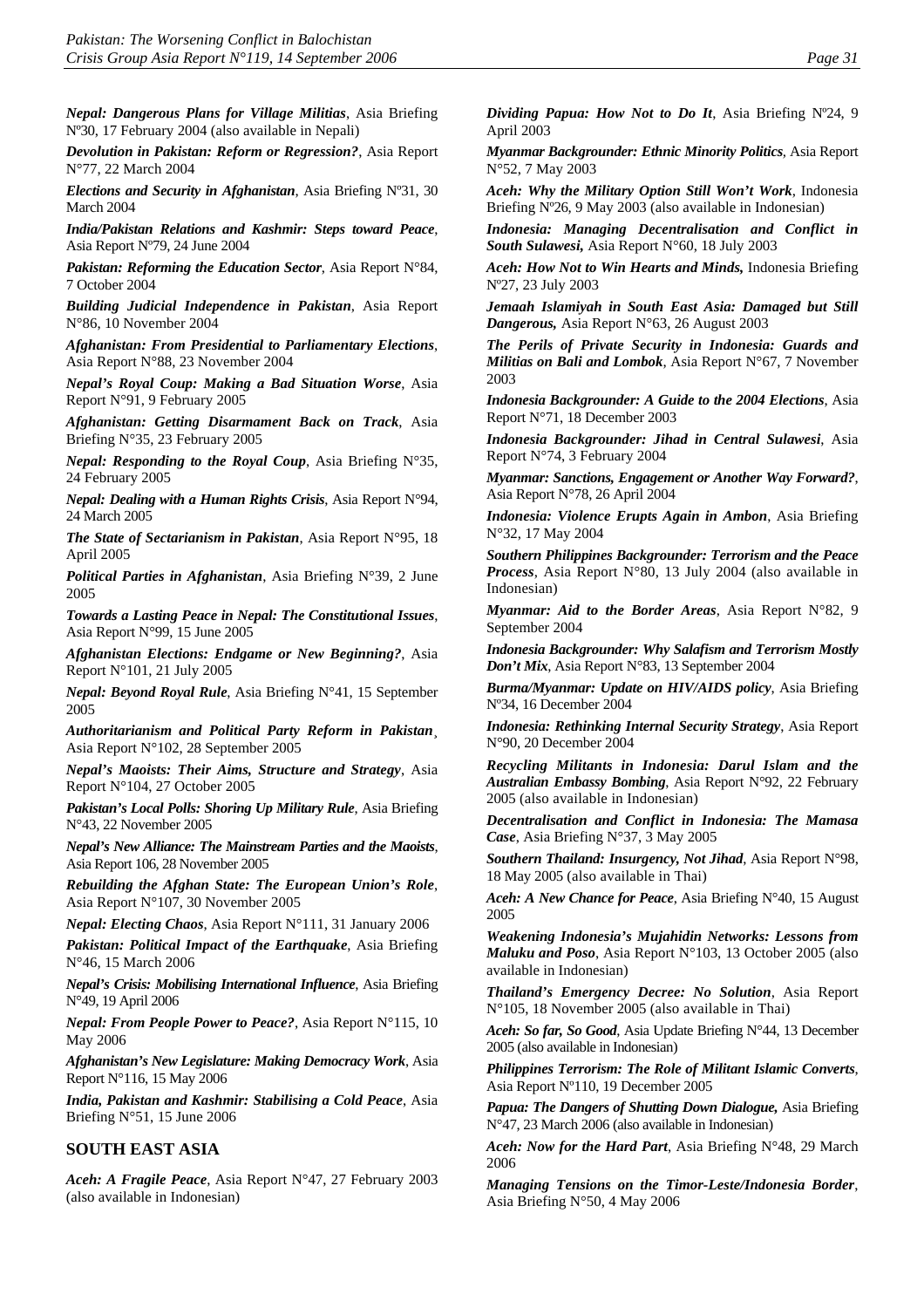***Nepal: Dangerous Plans for Village Militias***, Asia Briefing Nº30, 17 February 2004 (also available in Nepali)

***Devolution in Pakistan: Reform or Regression?***, Asia Report N°77, 22 March 2004

***Elections and Security in Afghanistan***, Asia Briefing Nº31, 30 March 2004

***India/Pakistan Relations and Kashmir: Steps toward Peace***, Asia Report Nº79, 24 June 2004

***Pakistan: Reforming the Education Sector***, Asia Report N°84, 7 October 2004

***Building Judicial Independence in Pakistan***, Asia Report N°86, 10 November 2004

***Afghanistan: From Presidential to Parliamentary Elections***, Asia Report N°88, 23 November 2004

***Nepal's Royal Coup: Making a Bad Situation Worse***, Asia Report N°91, 9 February 2005

***Afghanistan: Getting Disarmament Back on Track***, Asia Briefing N°35, 23 February 2005

***Nepal: Responding to the Royal Coup***, Asia Briefing N°35, 24 February 2005

***Nepal: Dealing with a Human Rights Crisis***, Asia Report N°94, 24 March 2005

***The State of Sectarianism in Pakistan***, Asia Report N°95, 18 April 2005

***Political Parties in Afghanistan***, Asia Briefing N°39, 2 June 2005

***Towards a Lasting Peace in Nepal: The Constitutional Issues***, Asia Report N°99, 15 June 2005

***Afghanistan Elections: Endgame or New Beginning?***, Asia Report N°101, 21 July 2005

***Nepal: Beyond Royal Rule***, Asia Briefing N°41, 15 September 2005

***Authoritarianism and Political Party Reform in Pakistan***, Asia Report N°102, 28 September 2005

***Nepal's Maoists: Their Aims, Structure and Strategy***, Asia Report N°104, 27 October 2005

***Pakistan's Local Polls: Shoring Up Military Rule***, Asia Briefing N°43, 22 November 2005

***Nepal's New Alliance: The Mainstream Parties and the Maoists***, Asia Report 106, 28 November 2005

***Rebuilding the Afghan State: The European Union's Role***, Asia Report N°107, 30 November 2005

***Nepal: Electing Chaos***, Asia Report N°111, 31 January 2006

***Pakistan: Political Impact of the Earthquake***, Asia Briefing N°46, 15 March 2006

***Nepal's Crisis: Mobilising International Influence***, Asia Briefing N°49, 19 April 2006

***Nepal: From People Power to Peace?***, Asia Report N°115, 10 May 2006

***Afghanistan's New Legislature: Making Democracy Work***, Asia Report N°116, 15 May 2006

***India, Pakistan and Kashmir: Stabilising a Cold Peace***, Asia Briefing N°51, 15 June 2006

## SOUTH EAST ASIA

***Aceh: A Fragile Peace***, Asia Report N°47, 27 February 2003 (also available in Indonesian)

***Dividing Papua: How Not to Do It***, Asia Briefing Nº24, 9 April 2003

***Myanmar Backgrounder: Ethnic Minority Politics***, Asia Report N°52, 7 May 2003

***Aceh: Why the Military Option Still Won't Work***, Indonesia Briefing Nº26, 9 May 2003 (also available in Indonesian)

***Indonesia: Managing Decentralisation and Conflict in South Sulawesi,*** Asia Report N°60, 18 July 2003

***Aceh: How Not to Win Hearts and Minds,*** Indonesia Briefing Nº27, 23 July 2003

***Jemaah Islamiyah in South East Asia: Damaged but Still Dangerous,*** Asia Report N°63, 26 August 2003

***The Perils of Private Security in Indonesia: Guards and Militias on Bali and Lombok***, Asia Report N°67, 7 November 2003

***Indonesia Backgrounder: A Guide to the 2004 Elections***, Asia Report N°71, 18 December 2003

***Indonesia Backgrounder: Jihad in Central Sulawesi***, Asia Report N°74, 3 February 2004

***Myanmar: Sanctions, Engagement or Another Way Forward?***, Asia Report N°78, 26 April 2004

***Indonesia: Violence Erupts Again in Ambon***, Asia Briefing N°32, 17 May 2004

***Southern Philippines Backgrounder: Terrorism and the Peace Process***, Asia Report N°80, 13 July 2004 (also available in Indonesian)

***Myanmar: Aid to the Border Areas***, Asia Report N°82, 9 September 2004

***Indonesia Backgrounder: Why Salafism and Terrorism Mostly Don't Mix***, Asia Report N°83, 13 September 2004

***Burma/Myanmar: Update on HIV/AIDS policy***, Asia Briefing Nº34, 16 December 2004

***Indonesia: Rethinking Internal Security Strategy***, Asia Report N°90, 20 December 2004

***Recycling Militants in Indonesia: Darul Islam and the Australian Embassy Bombing***, Asia Report N°92, 22 February 2005 (also available in Indonesian)

***Decentralisation and Conflict in Indonesia: The Mamasa Case***, Asia Briefing N°37, 3 May 2005

***Southern Thailand: Insurgency, Not Jihad***, Asia Report N°98, 18 May 2005 (also available in Thai)

***Aceh: A New Chance for Peace***, Asia Briefing N°40, 15 August 2005

***Weakening Indonesia's Mujahidin Networks: Lessons from Maluku and Poso***, Asia Report N°103, 13 October 2005 (also available in Indonesian)

***Thailand's Emergency Decree: No Solution***, Asia Report N°105, 18 November 2005 (also available in Thai)

***Aceh: So far, So Good***, Asia Update Briefing N°44, 13 December 2005 (also available in Indonesian)

***Philippines Terrorism: The Role of Militant Islamic Converts***, Asia Report Nº110, 19 December 2005

***Papua: The Dangers of Shutting Down Dialogue,*** Asia Briefing N°47, 23 March 2006 (also available in Indonesian)

***Aceh: Now for the Hard Part***, Asia Briefing N°48, 29 March 2006

***Managing Tensions on the Timor-Leste/Indonesia Border***, Asia Briefing N°50, 4 May 2006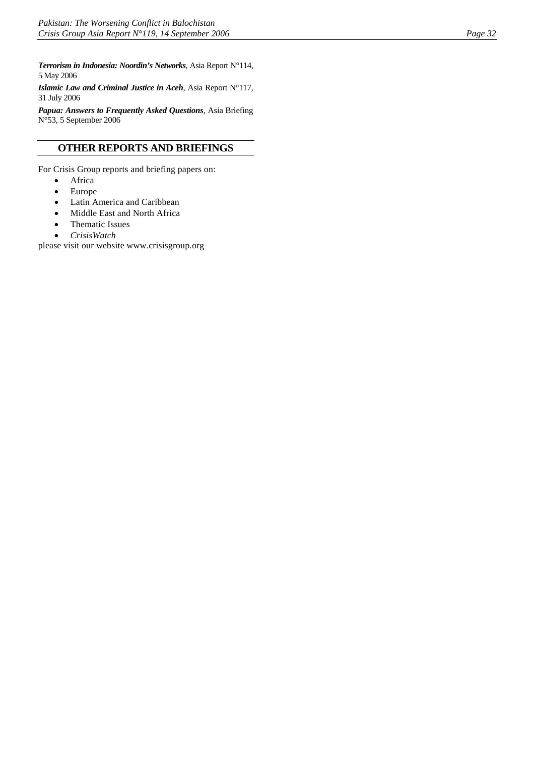***Terrorism in Indonesia: Noordin's Networks***, Asia Report N°114, 5 May 2006

***Islamic Law and Criminal Justice in Aceh***, Asia Report N°117, 31 July 2006

***Papua: Answers to Frequently Asked Questions***, Asia Briefing N°53, 5 September 2006

## OTHER REPORTS AND BRIEFINGS

For Crisis Group reports and briefing papers on:

- Africa
- Europe
- Latin America and Caribbean
- Middle East and North Africa
- Thematic Issues
- *CrisisWatch*

please visit our website www.crisisgroup.org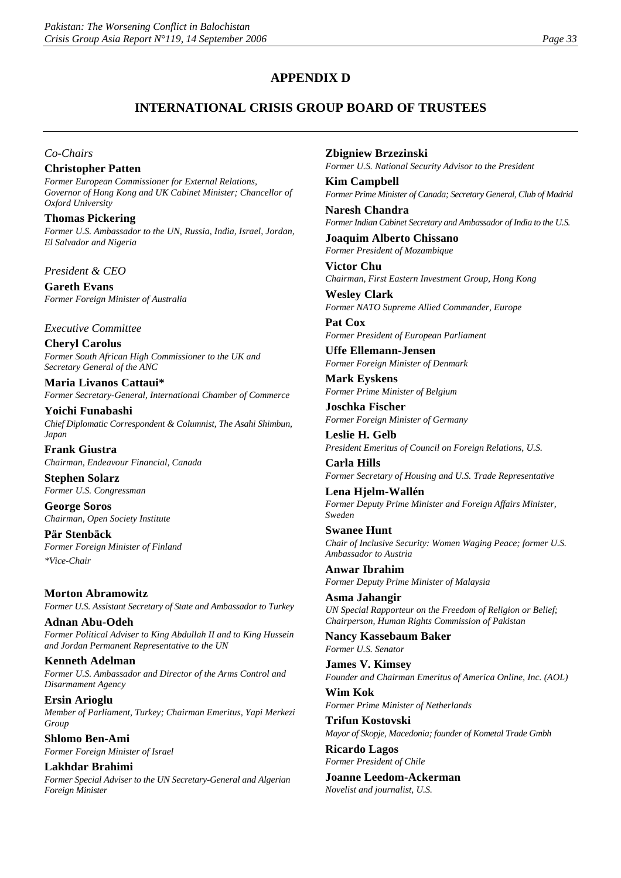## APPENDIX D

## INTERNATIONAL CRISIS GROUP BOARD OF TRUSTEES

*Co-Chairs*

**Christopher Patten**
*Former European Commissioner for External Relations, Governor of Hong Kong and UK Cabinet Minister; Chancellor of Oxford University*

**Thomas Pickering**
*Former U.S. Ambassador to the UN, Russia, India, Israel, Jordan, El Salvador and Nigeria*

*President & CEO*

**Gareth Evans**
*Former Foreign Minister of Australia*

*Executive Committee*

**Cheryl Carolus**
*Former South African High Commissioner to the UK and Secretary General of the ANC*

**Maria Livanos Cattaui***
*Former Secretary-General, International Chamber of Commerce*

**Yoichi Funabashi**
*Chief Diplomatic Correspondent & Columnist, The Asahi Shimbun, Japan*

**Frank Giustra**
*Chairman, Endeavour Financial, Canada*

**Stephen Solarz**
*Former U.S. Congressman*

**George Soros**
*Chairman, Open Society Institute*

**Pär Stenbäck**
*Former Foreign Minister of Finland*

**Vice-Chair*

**Morton Abramowitz**
*Former U.S. Assistant Secretary of State and Ambassador to Turkey*

**Adnan Abu-Odeh**
*Former Political Adviser to King Abdullah II and to King Hussein and Jordan Permanent Representative to the UN*

**Kenneth Adelman**
*Former U.S. Ambassador and Director of the Arms Control and Disarmament Agency*

**Ersin Arioglu**
*Member of Parliament, Turkey; Chairman Emeritus, Yapi Merkezi Group*

**Shlomo Ben-Ami**
*Former Foreign Minister of Israel*

**Lakhdar Brahimi**
*Former Special Adviser to the UN Secretary-General and Algerian Foreign Minister*

**Zbigniew Brzezinski**
*Former U.S. National Security Advisor to the President*

**Kim Campbell**
*Former Prime Minister of Canada; Secretary General, Club of Madrid*

**Naresh Chandra**
*Former Indian Cabinet Secretary and Ambassador of India to the U.S.*

**Joaquim Alberto Chissano**
*Former President of Mozambique*

**Victor Chu**
*Chairman, First Eastern Investment Group, Hong Kong*

**Wesley Clark**
*Former NATO Supreme Allied Commander, Europe*

**Pat Cox**
*Former President of European Parliament*

**Uffe Ellemann-Jensen**
*Former Foreign Minister of Denmark*

**Mark Eyskens**
*Former Prime Minister of Belgium*

**Joschka Fischer**
*Former Foreign Minister of Germany*

**Leslie H. Gelb**
*President Emeritus of Council on Foreign Relations, U.S.*

**Carla Hills**
*Former Secretary of Housing and U.S. Trade Representative*

**Lena Hjelm-Wallén**
*Former Deputy Prime Minister and Foreign Affairs Minister, Sweden*

**Swanee Hunt**
*Chair of Inclusive Security: Women Waging Peace; former U.S. Ambassador to Austria*

**Anwar Ibrahim**
*Former Deputy Prime Minister of Malaysia*

**Asma Jahangir**
*UN Special Rapporteur on the Freedom of Religion or Belief; Chairperson, Human Rights Commission of Pakistan*

**Nancy Kassebaum Baker**
*Former U.S. Senator*

**James V. Kimsey**
*Founder and Chairman Emeritus of America Online, Inc. (AOL)*

**Wim Kok**
*Former Prime Minister of Netherlands*

**Trifun Kostovski**
*Mayor of Skopje, Macedonia; founder of Kometal Trade Gmbh*

**Ricardo Lagos**
*Former President of Chile*

**Joanne Leedom-Ackerman**
*Novelist and journalist, U.S.*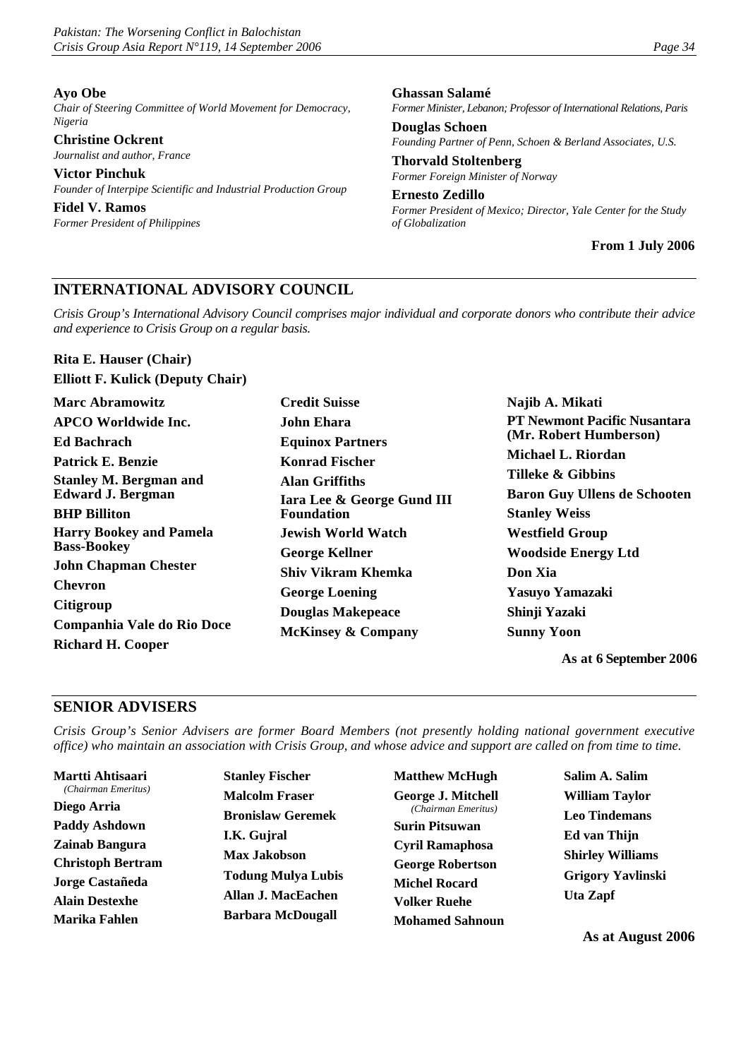**Ayo Obe**
*Chair of Steering Committee of World Movement for Democracy, Nigeria*

**Christine Ockrent**
*Journalist and author, France*

**Victor Pinchuk**
*Founder of Interpipe Scientific and Industrial Production Group*

**Fidel V. Ramos**
*Former President of Philippines*

**Ghassan Salamé**
*Former Minister, Lebanon; Professor of International Relations, Paris*

**Douglas Schoen**
*Founding Partner of Penn, Schoen & Berland Associates, U.S.*

**Thorvald Stoltenberg**
*Former Foreign Minister of Norway*

**Ernesto Zedillo**
*Former President of Mexico; Director, Yale Center for the Study of Globalization*

**From 1 July 2006**

## INTERNATIONAL ADVISORY COUNCIL

*Crisis Group's International Advisory Council comprises major individual and corporate donors who contribute their advice and experience to Crisis Group on a regular basis.*

**Rita E. Hauser (Chair)**

**Elliott F. Kulick (Deputy Chair)**

**Marc Abramowitz**
**APCO Worldwide Inc.**
**Ed Bachrach**
**Patrick E. Benzie**
**Stanley M. Bergman and Edward J. Bergman**
**BHP Billiton**
**Harry Bookey and Pamela Bass-Bookey**
**John Chapman Chester**
**Chevron**
**Citigroup**
**Companhia Vale do Rio Doce**
**Richard H. Cooper**
**Credit Suisse**
**John Ehara**
**Equinox Partners**
**Konrad Fischer**
**Alan Griffiths**
**Iara Lee & George Gund III Foundation**
**Jewish World Watch**
**George Kellner**
**Shiv Vikram Khemka**
**George Loening**
**Douglas Makepeace**
**McKinsey & Company**
**Najib A. Mikati**
**PT Newmont Pacific Nusantara (Mr. Robert Humberson)**
**Michael L. Riordan**
**Tilleke & Gibbins**
**Baron Guy Ullens de Schooten**
**Stanley Weiss**
**Westfield Group**
**Woodside Energy Ltd**
**Don Xia**
**Yasuyo Yamazaki**
**Shinji Yazaki**
**Sunny Yoon**

**As at 6 September 2006**

## SENIOR ADVISERS

*Crisis Group's Senior Advisers are former Board Members (not presently holding national government executive office) who maintain an association with Crisis Group, and whose advice and support are called on from time to time.*

**Martti Ahtisaari** *(Chairman Emeritus)*
**Diego Arria**
**Paddy Ashdown**
**Zainab Bangura**
**Christoph Bertram**
**Jorge Castañeda**
**Alain Destexhe**
**Marika Fahlen**
**Stanley Fischer**
**Malcolm Fraser**
**Bronislaw Geremek**
**I.K. Gujral**
**Max Jakobson**
**Todung Mulya Lubis**
**Allan J. MacEachen**
**Barbara McDougall**
**Matthew McHugh**
**George J. Mitchell** *(Chairman Emeritus)*
**Surin Pitsuwan**
**Cyril Ramaphosa**
**George Robertson**
**Michel Rocard**
**Volker Ruehe**
**Mohamed Sahnoun**
**Salim A. Salim**
**William Taylor**
**Leo Tindemans**
**Ed van Thijn**
**Shirley Williams**
**Grigory Yavlinski**
**Uta Zapf**

**As at August 2006**